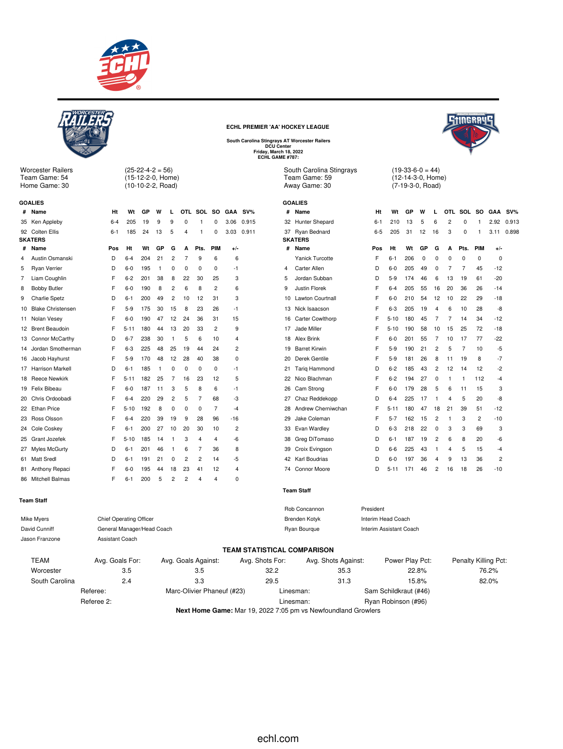## ECHL PREMIER 'AA' HOCKEY LEAGUE

**South Carolina Stingrays AT Worcester Railers**
**DCU Center**
**Friday, March 18, 2022**
**ECHL GAME #787:**

Worcester Railers (25-22-4-2 = 56)
Team Game: 54 (15-12-2-0, Home)
Home Game: 30 (10-10-2-2, Road)

South Carolina Stingrays (19-33-6-0 = 44)
Team Game: 59 (12-14-3-0, Home)
Away Game: 30 (7-19-3-0, Road)

### Worcester Railers

**GOALIES**

| # | Name | Ht | Wt | GP | W | L | OTL | SOL | SO | GAA | SV% |
|---|---|---|---|---|---|---|---|---|---|---|---|
| 35 | Ken Appleby | 6-4 | 205 | 19 | 9 | 9 | 0 | 1 | 0 | 3.06 | 0.915 |
| 92 | Colten Ellis | 6-1 | 185 | 24 | 13 | 5 | 4 | 1 | 0 | 3.03 | 0.911 |

**SKATERS**

| # | Name | Pos | Ht | Wt | GP | G | A | Pts. | PIM | +/- |
|---|---|---|---|---|---|---|---|---|---|---|
| 4 | Austin Osmanski | D | 6-4 | 204 | 21 | 2 | 7 | 9 | 6 | 6 |
| 5 | Ryan Verrier | D | 6-0 | 195 | 1 | 0 | 0 | 0 | 0 | -1 |
| 7 | Liam Coughlin | F | 6-2 | 201 | 38 | 8 | 22 | 30 | 25 | 3 |
| 8 | Bobby Butler | F | 6-0 | 190 | 8 | 2 | 6 | 8 | 2 | 6 |
| 9 | Charlie Spetz | D | 6-1 | 200 | 49 | 2 | 10 | 12 | 31 | 3 |
| 10 | Blake Christensen | F | 5-9 | 175 | 30 | 15 | 8 | 23 | 26 | -1 |
| 11 | Nolan Vesey | F | 6-0 | 190 | 47 | 12 | 24 | 36 | 31 | 15 |
| 12 | Brent Beaudoin | F | 5-11 | 180 | 44 | 13 | 20 | 33 | 2 | 9 |
| 13 | Connor McCarthy | D | 6-7 | 238 | 30 | 1 | 5 | 6 | 10 | 4 |
| 14 | Jordan Smotherman | F | 6-3 | 225 | 48 | 25 | 19 | 44 | 24 | 2 |
| 16 | Jacob Hayhurst | F | 5-9 | 170 | 48 | 12 | 28 | 40 | 38 | 0 |
| 17 | Harrison Markell | D | 6-1 | 185 | 1 | 0 | 0 | 0 | 0 | -1 |
| 18 | Reece Newkirk | F | 5-11 | 182 | 25 | 7 | 16 | 23 | 12 | 5 |
| 19 | Felix Bibeau | F | 6-0 | 187 | 11 | 3 | 5 | 8 | 6 | -1 |
| 20 | Chris Ordoobadi | F | 6-4 | 220 | 29 | 2 | 5 | 7 | 68 | -3 |
| 22 | Ethan Price | F | 5-10 | 192 | 8 | 0 | 0 | 0 | 7 | -4 |
| 23 | Ross Olsson | F | 6-4 | 220 | 39 | 19 | 9 | 28 | 96 | -16 |
| 24 | Cole Coskey | F | 6-1 | 200 | 27 | 10 | 20 | 30 | 10 | 2 |
| 25 | Grant Jozefek | F | 5-10 | 185 | 14 | 1 | 3 | 4 | 4 | -6 |
| 27 | Myles McGurty | D | 6-1 | 201 | 46 | 1 | 6 | 7 | 36 | 8 |
| 61 | Matt Sredl | D | 6-1 | 191 | 21 | 0 | 2 | 2 | 14 | -5 |
| 81 | Anthony Repaci | F | 6-0 | 195 | 44 | 18 | 23 | 41 | 12 | 4 |
| 86 | Mitchell Balmas | F | 6-1 | 200 | 5 | 2 | 2 | 4 | 4 | 0 |

**Team Staff**

| Name | Role |
|---|---|
| Mike Myers | Chief Operating Officer |
| David Cunniff | General Manager/Head Coach |
| Jason Franzone | Assistant Coach |

### South Carolina Stingrays

**GOALIES**

| # | Name | Ht | Wt | GP | W | L | OTL | SOL | SO | GAA | SV% |
|---|---|---|---|---|---|---|---|---|---|---|---|
| 32 | Hunter Shepard | 6-1 | 210 | 13 | 5 | 6 | 2 | 0 | 1 | 2.92 | 0.913 |
| 37 | Ryan Bednard | 6-5 | 205 | 31 | 12 | 16 | 3 | 0 | 1 | 3.11 | 0.898 |

**SKATERS**

| # | Name | Pos | Ht | Wt | GP | G | A | Pts. | PIM | +/- |
|---|---|---|---|---|---|---|---|---|---|---|
| | Yanick Turcotte | F | 6-1 | 206 | 0 | 0 | 0 | 0 | 0 | 0 |
| 4 | Carter Allen | D | 6-0 | 205 | 49 | 0 | 7 | 7 | 45 | -12 |
| 5 | Jordan Subban | D | 5-9 | 174 | 46 | 6 | 13 | 19 | 61 | -20 |
| 9 | Justin Florek | F | 6-4 | 205 | 55 | 16 | 20 | 36 | 26 | -14 |
| 10 | Lawton Courtnall | F | 6-0 | 210 | 54 | 12 | 10 | 22 | 29 | -18 |
| 13 | Nick Isaacson | F | 6-3 | 205 | 19 | 4 | 6 | 10 | 28 | -8 |
| 16 | Carter Cowlthorp | F | 5-10 | 180 | 45 | 7 | 7 | 14 | 34 | -12 |
| 17 | Jade Miller | F | 5-10 | 190 | 58 | 10 | 15 | 25 | 72 | -18 |
| 18 | Alex Brink | F | 6-0 | 201 | 55 | 7 | 10 | 17 | 77 | -22 |
| 19 | Barret Kirwin | F | 5-9 | 190 | 21 | 2 | 5 | 7 | 10 | -5 |
| 20 | Derek Gentile | F | 5-9 | 181 | 26 | 8 | 11 | 19 | 8 | -7 |
| 21 | Tariq Hammond | D | 6-2 | 185 | 43 | 2 | 12 | 14 | 12 | -2 |
| 22 | Nico Blachman | F | 6-2 | 194 | 27 | 0 | 1 | 1 | 112 | -4 |
| 26 | Cam Strong | F | 6-0 | 179 | 28 | 5 | 6 | 11 | 15 | 3 |
| 27 | Chaz Reddekopp | D | 6-4 | 225 | 17 | 1 | 4 | 5 | 20 | -8 |
| 28 | Andrew Cherniwchan | F | 5-11 | 180 | 47 | 18 | 21 | 39 | 51 | -12 |
| 29 | Jake Coleman | F | 5-7 | 162 | 15 | 2 | 1 | 3 | 2 | -10 |
| 33 | Evan Wardley | D | 6-3 | 218 | 22 | 0 | 3 | 3 | 69 | 3 |
| 38 | Greg DiTomaso | D | 6-1 | 187 | 19 | 2 | 6 | 8 | 20 | -6 |
| 39 | Croix Evingson | D | 6-6 | 225 | 43 | 1 | 4 | 5 | 15 | -4 |
| 42 | Karl Boudrias | D | 6-0 | 197 | 36 | 4 | 9 | 13 | 36 | 2 |
| 74 | Connor Moore | D | 5-11 | 171 | 46 | 2 | 16 | 18 | 26 | -10 |

**Team Staff**

| Name | Role |
|---|---|
| Rob Concannon | President |
| Brenden Kotyk | Interim Head Coach |
| Ryan Bourque | Interim Assistant Coach |

### TEAM STATISTICAL COMPARISON

| TEAM | Avg. Goals For: | Avg. Goals Against: | Avg. Shots For: | Avg. Shots Against: | Power Play Pct: | Penalty Killing Pct: |
|---|---|---|---|---|---|---|
| Worcester | 3.5 | 3.5 | 32.2 | 35.3 | 22.8% | 76.2% |
| South Carolina | 2.4 | 3.3 | 29.5 | 31.3 | 15.8% | 82.0% |

Referee: Marc-Olivier Phaneuf (#23) — Linesman: Sam Schildkraut (#46)
Referee 2: — Linesman: Ryan Robinson (#96)

**Next Home Game:** Mar 19, 2022 7:05 pm vs Newfoundland Growlers

echl.com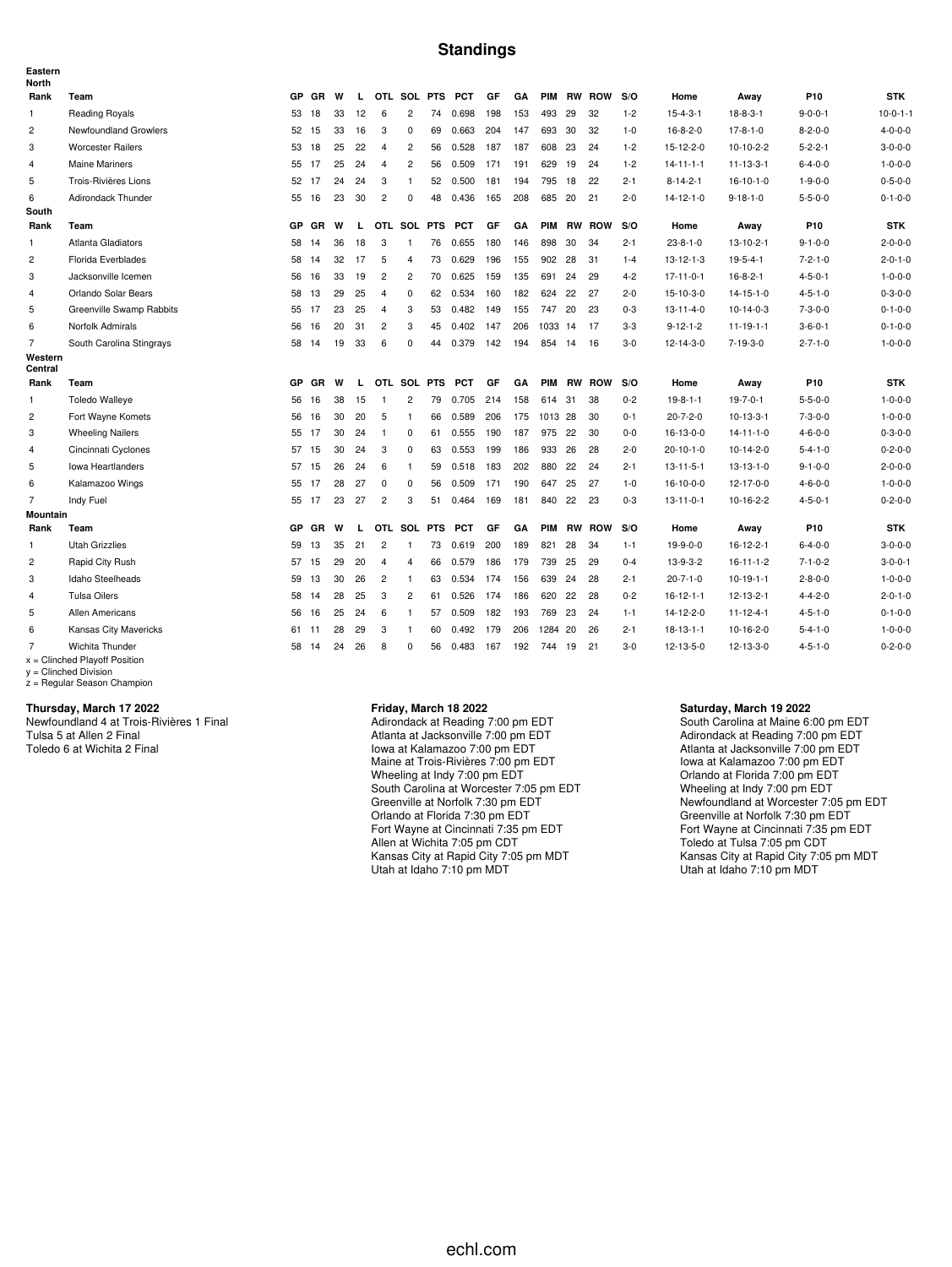# Standings

**Eastern**

**North**

| Rank | Team | GP | GR | W | L | OTL | SOL | PTS | PCT | GF | GA | PIM | RW | ROW | S/O | Home | Away | P10 | STK |
|---|---|---|---|---|---|---|---|---|---|---|---|---|---|---|---|---|---|---|---|
| 1 | Reading Royals | 53 | 18 | 33 | 12 | 6 | 2 | 74 | 0.698 | 198 | 153 | 493 | 29 | 32 | 1-2 | 15-4-3-1 | 18-8-3-1 | 9-0-0-1 | 10-0-1-1 |
| 2 | Newfoundland Growlers | 52 | 15 | 33 | 16 | 3 | 0 | 69 | 0.663 | 204 | 147 | 693 | 30 | 32 | 1-0 | 16-8-2-0 | 17-8-1-0 | 8-2-0-0 | 4-0-0-0 |
| 3 | Worcester Railers | 53 | 18 | 25 | 22 | 4 | 2 | 56 | 0.528 | 187 | 187 | 608 | 23 | 24 | 1-2 | 15-12-2-0 | 10-10-2-2 | 5-2-2-1 | 3-0-0-0 |
| 4 | Maine Mariners | 55 | 17 | 25 | 24 | 4 | 2 | 56 | 0.509 | 171 | 191 | 629 | 19 | 24 | 1-2 | 14-11-1-1 | 11-13-3-1 | 6-4-0-0 | 1-0-0-0 |
| 5 | Trois-Rivières Lions | 52 | 17 | 24 | 24 | 3 | 1 | 52 | 0.500 | 181 | 194 | 795 | 18 | 22 | 2-1 | 8-14-2-1 | 16-10-1-0 | 1-9-0-0 | 0-5-0-0 |
| 6 | Adirondack Thunder | 55 | 16 | 23 | 30 | 2 | 0 | 48 | 0.436 | 165 | 208 | 685 | 20 | 21 | 2-0 | 14-12-1-0 | 9-18-1-0 | 5-5-0-0 | 0-1-0-0 |

**South**

| Rank | Team | GP | GR | W | L | OTL | SOL | PTS | PCT | GF | GA | PIM | RW | ROW | S/O | Home | Away | P10 | STK |
|---|---|---|---|---|---|---|---|---|---|---|---|---|---|---|---|---|---|---|---|
| 1 | Atlanta Gladiators | 58 | 14 | 36 | 18 | 3 | 1 | 76 | 0.655 | 180 | 146 | 898 | 30 | 34 | 2-1 | 23-8-1-0 | 13-10-2-1 | 9-1-0-0 | 2-0-0-0 |
| 2 | Florida Everblades | 58 | 14 | 32 | 17 | 5 | 4 | 73 | 0.629 | 196 | 155 | 902 | 28 | 31 | 1-4 | 13-12-1-3 | 19-5-4-1 | 7-2-1-0 | 2-0-1-0 |
| 3 | Jacksonville Icemen | 56 | 16 | 33 | 19 | 2 | 2 | 70 | 0.625 | 159 | 135 | 691 | 24 | 29 | 4-2 | 17-11-0-1 | 16-8-2-1 | 4-5-0-1 | 1-0-0-0 |
| 4 | Orlando Solar Bears | 58 | 13 | 29 | 25 | 4 | 0 | 62 | 0.534 | 160 | 182 | 624 | 22 | 27 | 2-0 | 15-10-3-0 | 14-15-1-0 | 4-5-1-0 | 0-3-0-0 |
| 5 | Greenville Swamp Rabbits | 55 | 17 | 23 | 25 | 4 | 3 | 53 | 0.482 | 149 | 155 | 747 | 20 | 23 | 0-3 | 13-11-4-0 | 10-14-0-3 | 7-3-0-0 | 0-1-0-0 |
| 6 | Norfolk Admirals | 56 | 16 | 20 | 31 | 2 | 3 | 45 | 0.402 | 147 | 206 | 1033 | 14 | 17 | 3-3 | 9-12-1-2 | 11-19-1-1 | 3-6-0-1 | 0-1-0-0 |
| 7 | South Carolina Stingrays | 58 | 14 | 19 | 33 | 6 | 0 | 44 | 0.379 | 142 | 194 | 854 | 14 | 16 | 3-0 | 12-14-3-0 | 7-19-3-0 | 2-7-1-0 | 1-0-0-0 |

**Western**

**Central**

| Rank | Team | GP | GR | W | L | OTL | SOL | PTS | PCT | GF | GA | PIM | RW | ROW | S/O | Home | Away | P10 | STK |
|---|---|---|---|---|---|---|---|---|---|---|---|---|---|---|---|---|---|---|---|
| 1 | Toledo Walleye | 56 | 16 | 38 | 15 | 1 | 2 | 79 | 0.705 | 214 | 158 | 614 | 31 | 38 | 0-2 | 19-8-1-1 | 19-7-0-1 | 5-5-0-0 | 1-0-0-0 |
| 2 | Fort Wayne Komets | 56 | 16 | 30 | 20 | 5 | 1 | 66 | 0.589 | 206 | 175 | 1013 | 28 | 30 | 0-1 | 20-7-2-0 | 10-13-3-1 | 7-3-0-0 | 1-0-0-0 |
| 3 | Wheeling Nailers | 55 | 17 | 30 | 24 | 1 | 0 | 61 | 0.555 | 190 | 187 | 975 | 22 | 30 | 0-0 | 16-13-0-0 | 14-11-1-0 | 4-6-0-0 | 0-3-0-0 |
| 4 | Cincinnati Cyclones | 57 | 15 | 30 | 24 | 3 | 0 | 63 | 0.553 | 199 | 186 | 933 | 26 | 28 | 2-0 | 20-10-1-0 | 10-14-2-0 | 5-4-1-0 | 0-2-0-0 |
| 5 | Iowa Heartlanders | 57 | 15 | 26 | 24 | 6 | 1 | 59 | 0.518 | 183 | 202 | 880 | 22 | 24 | 2-1 | 13-11-5-1 | 13-13-1-0 | 9-1-0-0 | 2-0-0-0 |
| 6 | Kalamazoo Wings | 55 | 17 | 28 | 27 | 0 | 0 | 56 | 0.509 | 171 | 190 | 647 | 25 | 27 | 1-0 | 16-10-0-0 | 12-17-0-0 | 4-6-0-0 | 1-0-0-0 |
| 7 | Indy Fuel | 55 | 17 | 23 | 27 | 2 | 3 | 51 | 0.464 | 169 | 181 | 840 | 22 | 23 | 0-3 | 13-11-0-1 | 10-16-2-2 | 4-5-0-1 | 0-2-0-0 |

**Mountain**

| Rank | Team | GP | GR | W | L | OTL | SOL | PTS | PCT | GF | GA | PIM | RW | ROW | S/O | Home | Away | P10 | STK |
|---|---|---|---|---|---|---|---|---|---|---|---|---|---|---|---|---|---|---|---|
| 1 | Utah Grizzlies | 59 | 13 | 35 | 21 | 2 | 1 | 73 | 0.619 | 200 | 189 | 821 | 28 | 34 | 1-1 | 19-9-0-0 | 16-12-2-1 | 6-4-0-0 | 3-0-0-0 |
| 2 | Rapid City Rush | 57 | 15 | 29 | 20 | 4 | 4 | 66 | 0.579 | 186 | 179 | 739 | 25 | 29 | 0-4 | 13-9-3-2 | 16-11-1-2 | 7-1-0-2 | 3-0-0-1 |
| 3 | Idaho Steelheads | 59 | 13 | 30 | 26 | 2 | 1 | 63 | 0.534 | 174 | 156 | 639 | 24 | 28 | 2-1 | 20-7-1-0 | 10-19-1-1 | 2-8-0-0 | 1-0-0-0 |
| 4 | Tulsa Oilers | 58 | 14 | 28 | 25 | 3 | 2 | 61 | 0.526 | 174 | 186 | 620 | 22 | 28 | 0-2 | 16-12-1-1 | 12-13-2-1 | 4-4-2-0 | 2-0-1-0 |
| 5 | Allen Americans | 56 | 16 | 25 | 24 | 6 | 1 | 57 | 0.509 | 182 | 193 | 769 | 23 | 24 | 1-1 | 14-12-2-0 | 11-12-4-1 | 4-5-1-0 | 0-1-0-0 |
| 6 | Kansas City Mavericks | 61 | 11 | 28 | 29 | 3 | 1 | 60 | 0.492 | 179 | 206 | 1284 | 20 | 26 | 2-1 | 18-13-1-1 | 10-16-2-0 | 5-4-1-0 | 1-0-0-0 |
| 7 | Wichita Thunder | 58 | 14 | 24 | 26 | 8 | 0 | 56 | 0.483 | 167 | 192 | 744 | 19 | 21 | 3-0 | 12-13-5-0 | 12-13-3-0 | 4-5-1-0 | 0-2-0-0 |

x = Clinched Playoff Position
y = Clinched Division
z = Regular Season Champion

**Thursday, March 17 2022**

Newfoundland 4 at Trois-Rivières 1 Final
Tulsa 5 at Allen 2 Final
Toledo 6 at Wichita 2 Final

**Friday, March 18 2022**

Adirondack at Reading 7:00 pm EDT
Atlanta at Jacksonville 7:00 pm EDT
Iowa at Kalamazoo 7:00 pm EDT
Maine at Trois-Rivières 7:00 pm EDT
Wheeling at Indy 7:00 pm EDT
South Carolina at Worcester 7:05 pm EDT
Greenville at Norfolk 7:30 pm EDT
Orlando at Florida 7:30 pm EDT
Fort Wayne at Cincinnati 7:35 pm EDT
Allen at Wichita 7:05 pm CDT
Kansas City at Rapid City 7:05 pm MDT
Utah at Idaho 7:10 pm MDT

**Saturday, March 19 2022**

South Carolina at Maine 6:00 pm EDT
Adirondack at Reading 7:00 pm EDT
Atlanta at Jacksonville 7:00 pm EDT
Iowa at Kalamazoo 7:00 pm EDT
Orlando at Florida 7:00 pm EDT
Wheeling at Indy 7:00 pm EDT
Newfoundland at Worcester 7:05 pm EDT
Greenville at Norfolk 7:30 pm EDT
Fort Wayne at Cincinnati 7:35 pm EDT
Toledo at Tulsa 7:05 pm CDT
Kansas City at Rapid City 7:05 pm MDT
Utah at Idaho 7:10 pm MDT

echl.com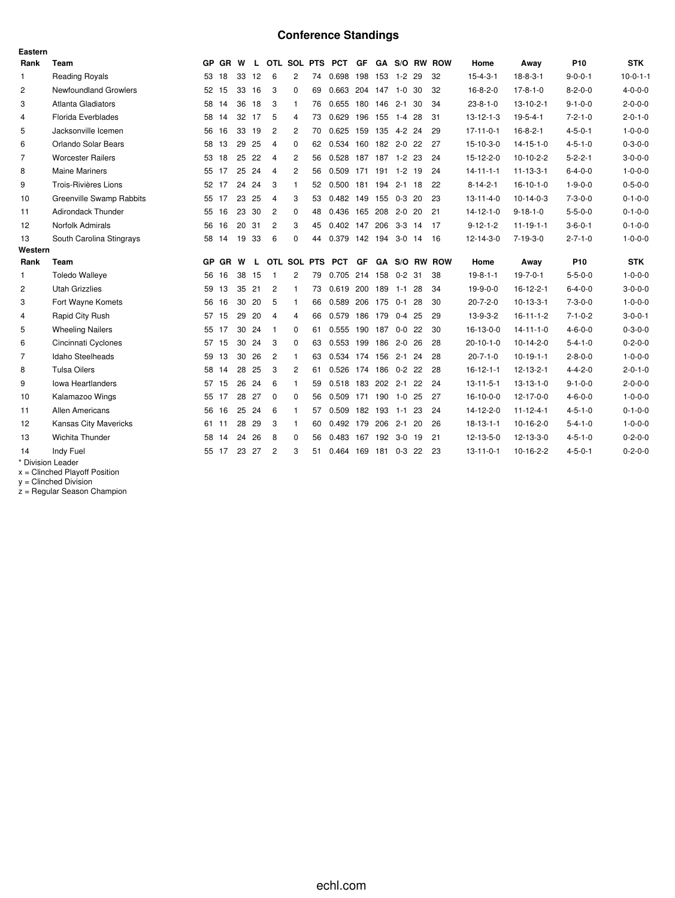# Conference Standings

**Eastern**

| Rank | Team | GP | GR | W | L | OTL | SOL | PTS | PCT | GF | GA | S/O | RW | ROW | Home | Away | P10 | STK |
|---|---|---|---|---|---|---|---|---|---|---|---|---|---|---|---|---|---|---|
| 1 | Reading Royals | 53 | 18 | 33 | 12 | 6 | 2 | 74 | 0.698 | 198 | 153 | 1-2 | 29 | 32 | 15-4-3-1 | 18-8-3-1 | 9-0-0-1 | 10-0-1-1 |
| 2 | Newfoundland Growlers | 52 | 15 | 33 | 16 | 3 | 0 | 69 | 0.663 | 204 | 147 | 1-0 | 30 | 32 | 16-8-2-0 | 17-8-1-0 | 8-2-0-0 | 4-0-0-0 |
| 3 | Atlanta Gladiators | 58 | 14 | 36 | 18 | 3 | 1 | 76 | 0.655 | 180 | 146 | 2-1 | 30 | 34 | 23-8-1-0 | 13-10-2-1 | 9-1-0-0 | 2-0-0-0 |
| 4 | Florida Everblades | 58 | 14 | 32 | 17 | 5 | 4 | 73 | 0.629 | 196 | 155 | 1-4 | 28 | 31 | 13-12-1-3 | 19-5-4-1 | 7-2-1-0 | 2-0-1-0 |
| 5 | Jacksonville Icemen | 56 | 16 | 33 | 19 | 2 | 2 | 70 | 0.625 | 159 | 135 | 4-2 | 24 | 29 | 17-11-0-1 | 16-8-2-1 | 4-5-0-1 | 1-0-0-0 |
| 6 | Orlando Solar Bears | 58 | 13 | 29 | 25 | 4 | 0 | 62 | 0.534 | 160 | 182 | 2-0 | 22 | 27 | 15-10-3-0 | 14-15-1-0 | 4-5-1-0 | 0-3-0-0 |
| 7 | Worcester Railers | 53 | 18 | 25 | 22 | 4 | 2 | 56 | 0.528 | 187 | 187 | 1-2 | 23 | 24 | 15-12-2-0 | 10-10-2-2 | 5-2-2-1 | 3-0-0-0 |
| 8 | Maine Mariners | 55 | 17 | 25 | 24 | 4 | 2 | 56 | 0.509 | 171 | 191 | 1-2 | 19 | 24 | 14-11-1-1 | 11-13-3-1 | 6-4-0-0 | 1-0-0-0 |
| 9 | Trois-Rivières Lions | 52 | 17 | 24 | 24 | 3 | 1 | 52 | 0.500 | 181 | 194 | 2-1 | 18 | 22 | 8-14-2-1 | 16-10-1-0 | 1-9-0-0 | 0-5-0-0 |
| 10 | Greenville Swamp Rabbits | 55 | 17 | 23 | 25 | 4 | 3 | 53 | 0.482 | 149 | 155 | 0-3 | 20 | 23 | 13-11-4-0 | 10-14-0-3 | 7-3-0-0 | 0-1-0-0 |
| 11 | Adirondack Thunder | 55 | 16 | 23 | 30 | 2 | 0 | 48 | 0.436 | 165 | 208 | 2-0 | 20 | 21 | 14-12-1-0 | 9-18-1-0 | 5-5-0-0 | 0-1-0-0 |
| 12 | Norfolk Admirals | 56 | 16 | 20 | 31 | 2 | 3 | 45 | 0.402 | 147 | 206 | 3-3 | 14 | 17 | 9-12-1-2 | 11-19-1-1 | 3-6-0-1 | 0-1-0-0 |
| 13 | South Carolina Stingrays | 58 | 14 | 19 | 33 | 6 | 0 | 44 | 0.379 | 142 | 194 | 3-0 | 14 | 16 | 12-14-3-0 | 7-19-3-0 | 2-7-1-0 | 1-0-0-0 |

**Western**

| Rank | Team | GP | GR | W | L | OTL | SOL | PTS | PCT | GF | GA | S/O | RW | ROW | Home | Away | P10 | STK |
|---|---|---|---|---|---|---|---|---|---|---|---|---|---|---|---|---|---|---|
| 1 | Toledo Walleye | 56 | 16 | 38 | 15 | 1 | 2 | 79 | 0.705 | 214 | 158 | 0-2 | 31 | 38 | 19-8-1-1 | 19-7-0-1 | 5-5-0-0 | 1-0-0-0 |
| 2 | Utah Grizzlies | 59 | 13 | 35 | 21 | 2 | 1 | 73 | 0.619 | 200 | 189 | 1-1 | 28 | 34 | 19-9-0-0 | 16-12-2-1 | 6-4-0-0 | 3-0-0-0 |
| 3 | Fort Wayne Komets | 56 | 16 | 30 | 20 | 5 | 1 | 66 | 0.589 | 206 | 175 | 0-1 | 28 | 30 | 20-7-2-0 | 10-13-3-1 | 7-3-0-0 | 1-0-0-0 |
| 4 | Rapid City Rush | 57 | 15 | 29 | 20 | 4 | 4 | 66 | 0.579 | 186 | 179 | 0-4 | 25 | 29 | 13-9-3-2 | 16-11-1-2 | 7-1-0-2 | 3-0-0-1 |
| 5 | Wheeling Nailers | 55 | 17 | 30 | 24 | 1 | 0 | 61 | 0.555 | 190 | 187 | 0-0 | 22 | 30 | 16-13-0-0 | 14-11-1-0 | 4-6-0-0 | 0-3-0-0 |
| 6 | Cincinnati Cyclones | 57 | 15 | 30 | 24 | 3 | 0 | 63 | 0.553 | 199 | 186 | 2-0 | 26 | 28 | 20-10-1-0 | 10-14-2-0 | 5-4-1-0 | 0-2-0-0 |
| 7 | Idaho Steelheads | 59 | 13 | 30 | 26 | 2 | 1 | 63 | 0.534 | 174 | 156 | 2-1 | 24 | 28 | 20-7-1-0 | 10-19-1-1 | 2-8-0-0 | 1-0-0-0 |
| 8 | Tulsa Oilers | 58 | 14 | 28 | 25 | 3 | 2 | 61 | 0.526 | 174 | 186 | 0-2 | 22 | 28 | 16-12-1-1 | 12-13-2-1 | 4-4-2-0 | 2-0-1-0 |
| 9 | Iowa Heartlanders | 57 | 15 | 26 | 24 | 6 | 1 | 59 | 0.518 | 183 | 202 | 2-1 | 22 | 24 | 13-11-5-1 | 13-13-1-0 | 9-1-0-0 | 2-0-0-0 |
| 10 | Kalamazoo Wings | 55 | 17 | 28 | 27 | 0 | 0 | 56 | 0.509 | 171 | 190 | 1-0 | 25 | 27 | 16-10-0-0 | 12-17-0-0 | 4-6-0-0 | 1-0-0-0 |
| 11 | Allen Americans | 56 | 16 | 25 | 24 | 6 | 1 | 57 | 0.509 | 182 | 193 | 1-1 | 23 | 24 | 14-12-2-0 | 11-12-4-1 | 4-5-1-0 | 0-1-0-0 |
| 12 | Kansas City Mavericks | 61 | 11 | 28 | 29 | 3 | 1 | 60 | 0.492 | 179 | 206 | 2-1 | 20 | 26 | 18-13-1-1 | 10-16-2-0 | 5-4-1-0 | 1-0-0-0 |
| 13 | Wichita Thunder | 58 | 14 | 24 | 26 | 8 | 0 | 56 | 0.483 | 167 | 192 | 3-0 | 19 | 21 | 12-13-5-0 | 12-13-3-0 | 4-5-1-0 | 0-2-0-0 |
| 14 | Indy Fuel | 55 | 17 | 23 | 27 | 2 | 3 | 51 | 0.464 | 169 | 181 | 0-3 | 22 | 23 | 13-11-0-1 | 10-16-2-2 | 4-5-0-1 | 0-2-0-0 |

\* Division Leader
x = Clinched Playoff Position
y = Clinched Division
z = Regular Season Champion

echl.com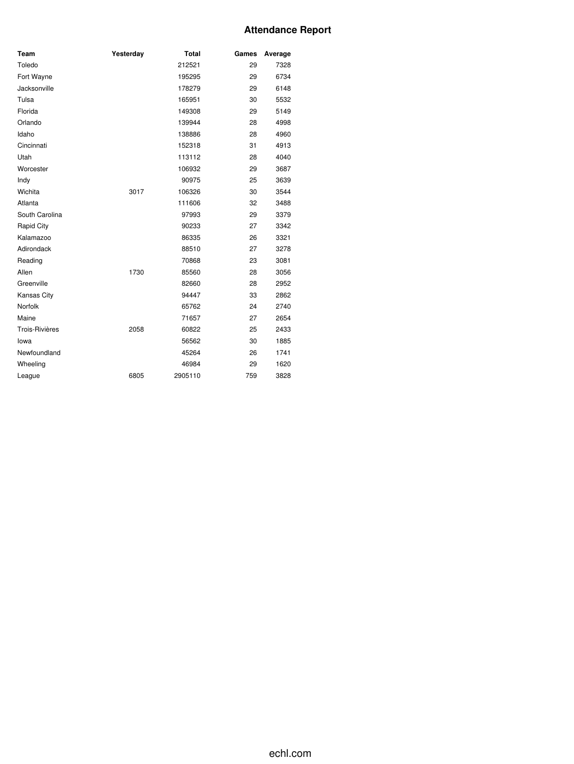# Attendance Report

| Team | Yesterday | Total | Games | Average |
|---|---|---|---|---|
| Toledo | | 212521 | 29 | 7328 |
| Fort Wayne | | 195295 | 29 | 6734 |
| Jacksonville | | 178279 | 29 | 6148 |
| Tulsa | | 165951 | 30 | 5532 |
| Florida | | 149308 | 29 | 5149 |
| Orlando | | 139944 | 28 | 4998 |
| Idaho | | 138886 | 28 | 4960 |
| Cincinnati | | 152318 | 31 | 4913 |
| Utah | | 113112 | 28 | 4040 |
| Worcester | | 106932 | 29 | 3687 |
| Indy | | 90975 | 25 | 3639 |
| Wichita | 3017 | 106326 | 30 | 3544 |
| Atlanta | | 111606 | 32 | 3488 |
| South Carolina | | 97993 | 29 | 3379 |
| Rapid City | | 90233 | 27 | 3342 |
| Kalamazoo | | 86335 | 26 | 3321 |
| Adirondack | | 88510 | 27 | 3278 |
| Reading | | 70868 | 23 | 3081 |
| Allen | 1730 | 85560 | 28 | 3056 |
| Greenville | | 82660 | 28 | 2952 |
| Kansas City | | 94447 | 33 | 2862 |
| Norfolk | | 65762 | 24 | 2740 |
| Maine | | 71657 | 27 | 2654 |
| Trois-Rivières | 2058 | 60822 | 25 | 2433 |
| Iowa | | 56562 | 30 | 1885 |
| Newfoundland | | 45264 | 26 | 1741 |
| Wheeling | | 46984 | 29 | 1620 |
| League | 6805 | 2905110 | 759 | 3828 |

echl.com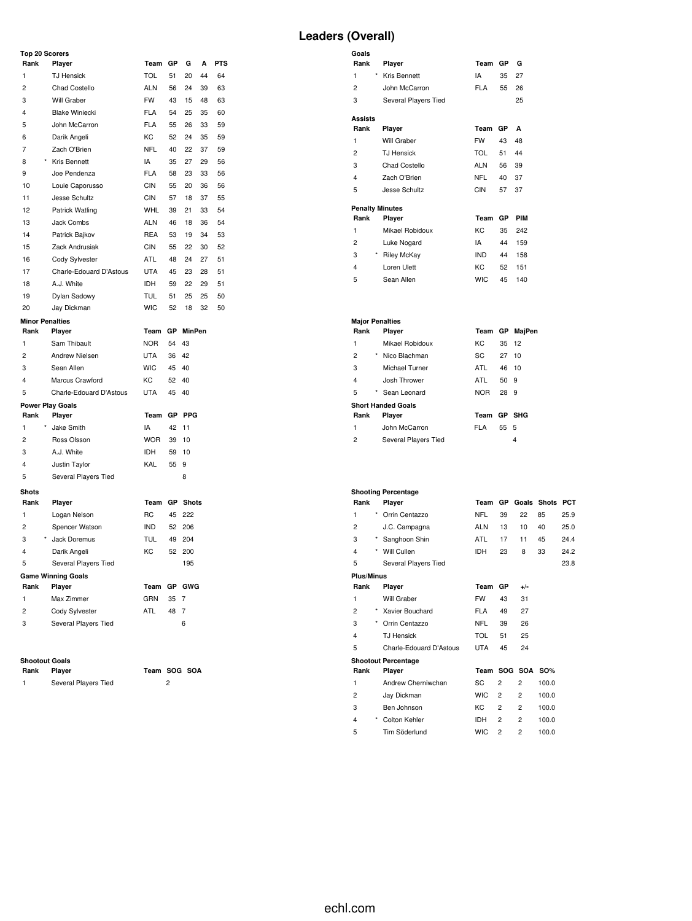# Leaders (Overall)

### Top 20 Scorers

| Rank | | Player | Team | GP | G | A | PTS |
|---|---|---|---|---|---|---|---|
| 1 | | TJ Hensick | TOL | 51 | 20 | 44 | 64 |
| 2 | | Chad Costello | ALN | 56 | 24 | 39 | 63 |
| 3 | | Will Graber | FW | 43 | 15 | 48 | 63 |
| 4 | | Blake Winiecki | FLA | 54 | 25 | 35 | 60 |
| 5 | | John McCarron | FLA | 55 | 26 | 33 | 59 |
| 6 | | Darik Angeli | KC | 52 | 24 | 35 | 59 |
| 7 | | Zach O'Brien | NFL | 40 | 22 | 37 | 59 |
| 8 | * | Kris Bennett | IA | 35 | 27 | 29 | 56 |
| 9 | | Joe Pendenza | FLA | 58 | 23 | 33 | 56 |
| 10 | | Louie Caporusso | CIN | 55 | 20 | 36 | 56 |
| 11 | | Jesse Schultz | CIN | 57 | 18 | 37 | 55 |
| 12 | | Patrick Watling | WHL | 39 | 21 | 33 | 54 |
| 13 | | Jack Combs | ALN | 46 | 18 | 36 | 54 |
| 14 | | Patrick Bajkov | REA | 53 | 19 | 34 | 53 |
| 15 | | Zack Andrusiak | CIN | 55 | 22 | 30 | 52 |
| 16 | | Cody Sylvester | ATL | 48 | 24 | 27 | 51 |
| 17 | | Charle-Edouard D'Astous | UTA | 45 | 23 | 28 | 51 |
| 18 | | A.J. White | IDH | 59 | 22 | 29 | 51 |
| 19 | | Dylan Sadowy | TUL | 51 | 25 | 25 | 50 |
| 20 | | Jay Dickman | WIC | 52 | 18 | 32 | 50 |

### Goals

| Rank | | Player | Team | GP | G |
|---|---|---|---|---|---|
| 1 | * | Kris Bennett | IA | 35 | 27 |
| 2 | | John McCarron | FLA | 55 | 26 |
| 3 | | Several Players Tied | | | 25 |

### Assists

| Rank | Player | Team | GP | A |
|---|---|---|---|---|
| 1 | Will Graber | FW | 43 | 48 |
| 2 | TJ Hensick | TOL | 51 | 44 |
| 3 | Chad Costello | ALN | 56 | 39 |
| 4 | Zach O'Brien | NFL | 40 | 37 |
| 5 | Jesse Schultz | CIN | 57 | 37 |

### Penalty Minutes

| Rank | | Player | Team | GP | PIM |
|---|---|---|---|---|---|
| 1 | | Mikael Robidoux | KC | 35 | 242 |
| 2 | | Luke Nogard | IA | 44 | 159 |
| 3 | * | Riley McKay | IND | 44 | 158 |
| 4 | | Loren Ulett | KC | 52 | 151 |
| 5 | | Sean Allen | WIC | 45 | 140 |

### Minor Penalties

| Rank | Player | Team | GP | MinPen |
|---|---|---|---|---|
| 1 | Sam Thibault | NOR | 54 | 43 |
| 2 | Andrew Nielsen | UTA | 36 | 42 |
| 3 | Sean Allen | WIC | 45 | 40 |
| 4 | Marcus Crawford | KC | 52 | 40 |
| 5 | Charle-Edouard D'Astous | UTA | 45 | 40 |

### Major Penalties

| Rank | | Player | Team | GP | MajPen |
|---|---|---|---|---|---|
| 1 | | Mikael Robidoux | KC | 35 | 12 |
| 2 | * | Nico Blachman | SC | 27 | 10 |
| 3 | | Michael Turner | ATL | 46 | 10 |
| 4 | | Josh Thrower | ATL | 50 | 9 |
| 5 | * | Sean Leonard | NOR | 28 | 9 |

### Power Play Goals

| Rank | | Player | Team | GP | PPG |
|---|---|---|---|---|---|
| 1 | * | Jake Smith | IA | 42 | 11 |
| 2 | | Ross Olsson | WOR | 39 | 10 |
| 3 | | A.J. White | IDH | 59 | 10 |
| 4 | | Justin Taylor | KAL | 55 | 9 |
| 5 | | Several Players Tied | | | 8 |

### Short Handed Goals

| Rank | Player | Team | GP | SHG |
|---|---|---|---|---|
| 1 | John McCarron | FLA | 55 | 5 |
| 2 | Several Players Tied | | | 4 |

### Shots

| Rank | | Player | Team | GP | Shots |
|---|---|---|---|---|---|
| 1 | | Logan Nelson | RC | 45 | 222 |
| 2 | | Spencer Watson | IND | 52 | 206 |
| 3 | * | Jack Doremus | TUL | 49 | 204 |
| 4 | | Darik Angeli | KC | 52 | 200 |
| 5 | | Several Players Tied | | | 195 |

### Shooting Percentage

| Rank | | Player | Team | GP | Goals | Shots | PCT |
|---|---|---|---|---|---|---|---|
| 1 | * | Orrin Centazzo | NFL | 39 | 22 | 85 | 25.9 |
| 2 | | J.C. Campagna | ALN | 13 | 10 | 40 | 25.0 |
| 3 | * | Sanghoon Shin | ATL | 17 | 11 | 45 | 24.4 |
| 4 | * | Will Cullen | IDH | 23 | 8 | 33 | 24.2 |
| 5 | | Several Players Tied | | | | | 23.8 |

### Game Winning Goals

| Rank | Player | Team | GP | GWG |
|---|---|---|---|---|
| 1 | Max Zimmer | GRN | 35 | 7 |
| 2 | Cody Sylvester | ATL | 48 | 7 |
| 3 | Several Players Tied | | | 6 |

### Plus/Minus

| Rank | | Player | Team | GP | +/- |
|---|---|---|---|---|---|
| 1 | | Will Graber | FW | 43 | 31 |
| 2 | * | Xavier Bouchard | FLA | 49 | 27 |
| 3 | * | Orrin Centazzo | NFL | 39 | 26 |
| 4 | | TJ Hensick | TOL | 51 | 25 |
| 5 | | Charle-Edouard D'Astous | UTA | 45 | 24 |

### Shootout Goals

| Rank | Player | Team | SOG | SOA |
|---|---|---|---|---|
| 1 | Several Players Tied | | 2 | |

### Shootout Percentage

| Rank | | Player | Team | SOG | SOA | SO% |
|---|---|---|---|---|---|---|
| 1 | | Andrew Cherniwchan | SC | 2 | 2 | 100.0 |
| 2 | | Jay Dickman | WIC | 2 | 2 | 100.0 |
| 3 | | Ben Johnson | KC | 2 | 2 | 100.0 |
| 4 | * | Colton Kehler | IDH | 2 | 2 | 100.0 |
| 5 | | Tim Söderlund | WIC | 2 | 2 | 100.0 |

echl.com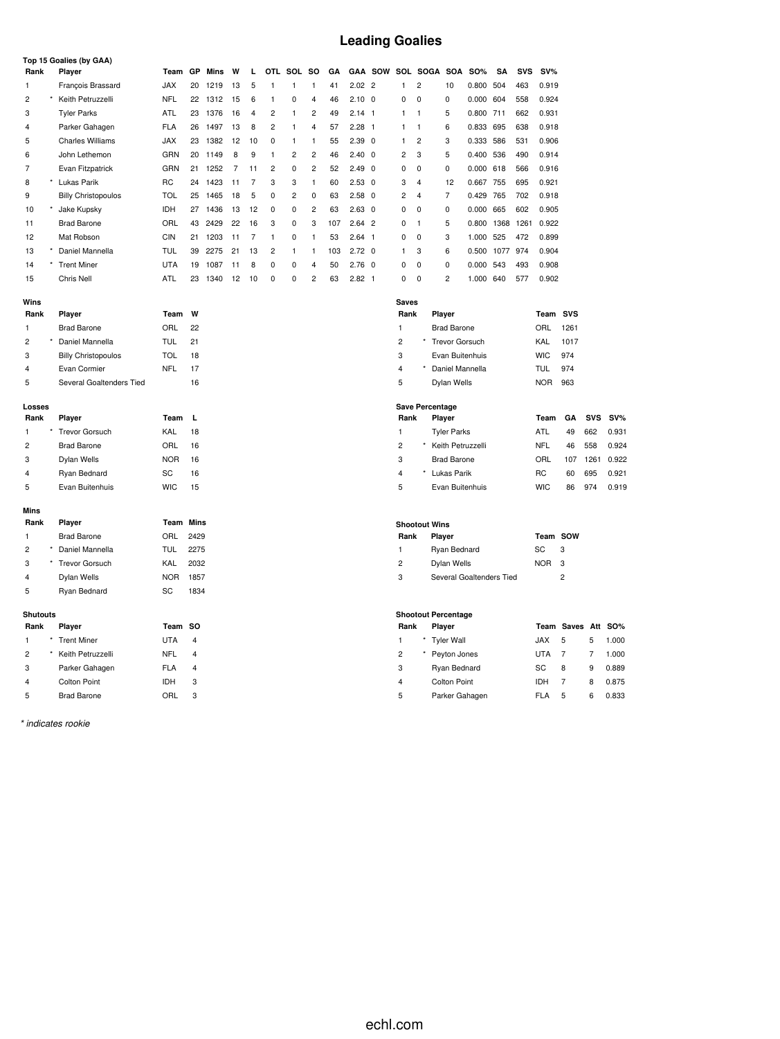# Leading Goalies

### Top 15 Goalies (by GAA)

| Rank | | Player | Team | GP | Mins | W | L | OTL | SOL | SO | GA | GAA | SOW | SOL | SOGA | SOA | SO% | SA | SVS | SV% |
|---|---|---|---|---|---|---|---|---|---|---|---|---|---|---|---|---|---|---|---|---|
| 1 | | François Brassard | JAX | 20 | 1219 | 13 | 5 | 1 | 1 | 1 | 41 | 2.02 | 2 | 1 | 2 | 10 | 0.800 | 504 | 463 | 0.919 |
| 2 | * | Keith Petruzzelli | NFL | 22 | 1312 | 15 | 6 | 1 | 0 | 4 | 46 | 2.10 | 0 | 0 | 0 | 0 | 0.000 | 604 | 558 | 0.924 |
| 3 | | Tyler Parks | ATL | 23 | 1376 | 16 | 4 | 2 | 1 | 2 | 49 | 2.14 | 1 | 1 | 1 | 5 | 0.800 | 711 | 662 | 0.931 |
| 4 | | Parker Gahagen | FLA | 26 | 1497 | 13 | 8 | 2 | 1 | 4 | 57 | 2.28 | 1 | 1 | 1 | 6 | 0.833 | 695 | 638 | 0.918 |
| 5 | | Charles Williams | JAX | 23 | 1382 | 12 | 10 | 0 | 1 | 1 | 55 | 2.39 | 0 | 1 | 2 | 3 | 0.333 | 586 | 531 | 0.906 |
| 6 | | John Lethemon | GRN | 20 | 1149 | 8 | 9 | 1 | 2 | 2 | 46 | 2.40 | 0 | 2 | 3 | 5 | 0.400 | 536 | 490 | 0.914 |
| 7 | | Evan Fitzpatrick | GRN | 21 | 1252 | 7 | 11 | 2 | 0 | 2 | 52 | 2.49 | 0 | 0 | 0 | 0 | 0.000 | 618 | 566 | 0.916 |
| 8 | * | Lukas Parik | RC | 24 | 1423 | 11 | 7 | 3 | 3 | 1 | 60 | 2.53 | 0 | 3 | 4 | 12 | 0.667 | 755 | 695 | 0.921 |
| 9 | | Billy Christopoulos | TOL | 25 | 1465 | 18 | 5 | 0 | 2 | 0 | 63 | 2.58 | 0 | 2 | 4 | 7 | 0.429 | 765 | 702 | 0.918 |
| 10 | * | Jake Kupsky | IDH | 27 | 1436 | 13 | 12 | 0 | 0 | 2 | 63 | 2.63 | 0 | 0 | 0 | 0 | 0.000 | 665 | 602 | 0.905 |
| 11 | | Brad Barone | ORL | 43 | 2429 | 22 | 16 | 3 | 0 | 3 | 107 | 2.64 | 2 | 0 | 1 | 5 | 0.800 | 1368 | 1261 | 0.922 |
| 12 | | Mat Robson | CIN | 21 | 1203 | 11 | 7 | 1 | 0 | 1 | 53 | 2.64 | 1 | 0 | 0 | 3 | 1.000 | 525 | 472 | 0.899 |
| 13 | * | Daniel Mannella | TUL | 39 | 2275 | 21 | 13 | 2 | 1 | 1 | 103 | 2.72 | 0 | 1 | 3 | 6 | 0.500 | 1077 | 974 | 0.904 |
| 14 | * | Trent Miner | UTA | 19 | 1087 | 11 | 8 | 0 | 0 | 4 | 50 | 2.76 | 0 | 0 | 0 | 0 | 0.000 | 543 | 493 | 0.908 |
| 15 | | Chris Nell | ATL | 23 | 1340 | 12 | 10 | 0 | 0 | 2 | 63 | 2.82 | 1 | 0 | 0 | 2 | 1.000 | 640 | 577 | 0.902 |

### Wins

| Rank | | Player | Team | W |
|---|---|---|---|---|
| 1 | | Brad Barone | ORL | 22 |
| 2 | * | Daniel Mannella | TUL | 21 |
| 3 | | Billy Christopoulos | TOL | 18 |
| 4 | | Evan Cormier | NFL | 17 |
| 5 | | Several Goaltenders Tied | | 16 |

### Losses

| Rank | | Player | Team | L |
|---|---|---|---|---|
| 1 | * | Trevor Gorsuch | KAL | 18 |
| 2 | | Brad Barone | ORL | 16 |
| 3 | | Dylan Wells | NOR | 16 |
| 4 | | Ryan Bednard | SC | 16 |
| 5 | | Evan Buitenhuis | WIC | 15 |

### Mins

| Rank | | Player | Team | Mins |
|---|---|---|---|---|
| 1 | | Brad Barone | ORL | 2429 |
| 2 | * | Daniel Mannella | TUL | 2275 |
| 3 | * | Trevor Gorsuch | KAL | 2032 |
| 4 | | Dylan Wells | NOR | 1857 |
| 5 | | Ryan Bednard | SC | 1834 |

### Shutouts

| Rank | | Player | Team | SO |
|---|---|---|---|---|
| 1 | * | Trent Miner | UTA | 4 |
| 2 | * | Keith Petruzzelli | NFL | 4 |
| 3 | | Parker Gahagen | FLA | 4 |
| 4 | | Colton Point | IDH | 3 |
| 5 | | Brad Barone | ORL | 3 |

### Saves

| Rank | | Player | Team | SVS |
|---|---|---|---|---|
| 1 | | Brad Barone | ORL | 1261 |
| 2 | * | Trevor Gorsuch | KAL | 1017 |
| 3 | | Evan Buitenhuis | WIC | 974 |
| 4 | * | Daniel Mannella | TUL | 974 |
| 5 | | Dylan Wells | NOR | 963 |

### Save Percentage

| Rank | | Player | Team | GA | SVS | SV% |
|---|---|---|---|---|---|---|
| 1 | | Tyler Parks | ATL | 49 | 662 | 0.931 |
| 2 | * | Keith Petruzzelli | NFL | 46 | 558 | 0.924 |
| 3 | | Brad Barone | ORL | 107 | 1261 | 0.922 |
| 4 | * | Lukas Parik | RC | 60 | 695 | 0.921 |
| 5 | | Evan Buitenhuis | WIC | 86 | 974 | 0.919 |

### Shootout Wins

| Rank | | Player | Team | SOW |
|---|---|---|---|---|
| 1 | | Ryan Bednard | SC | 3 |
| 2 | | Dylan Wells | NOR | 3 |
| 3 | | Several Goaltenders Tied | | 2 |

### Shootout Percentage

| Rank | | Player | Team | Saves | Att | SO% |
|---|---|---|---|---|---|---|
| 1 | * | Tyler Wall | JAX | 5 | 5 | 1.000 |
| 2 | * | Peyton Jones | UTA | 7 | 7 | 1.000 |
| 3 | | Ryan Bednard | SC | 8 | 9 | 0.889 |
| 4 | | Colton Point | IDH | 7 | 8 | 0.875 |
| 5 | | Parker Gahagen | FLA | 5 | 6 | 0.833 |

*\* indicates rookie*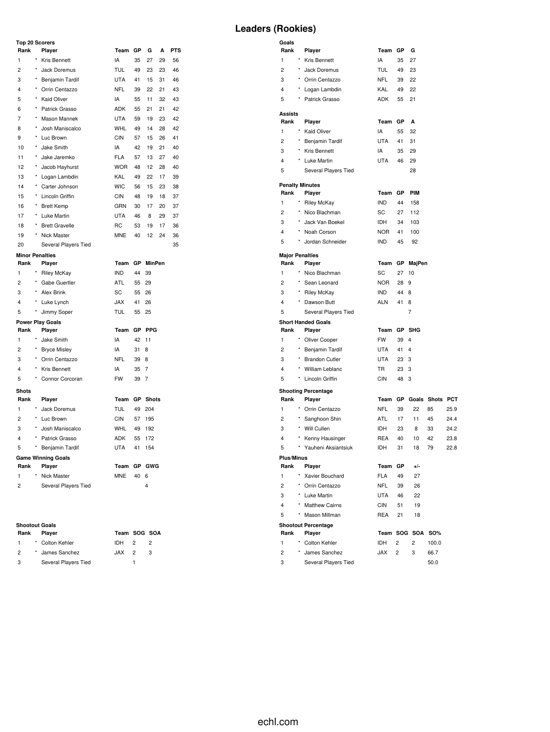# Leaders (Rookies)

### Top 20 Scorers

| Rank | | Player | Team | GP | G | A | PTS |
|---|---|---|---|---|---|---|---|
| 1 | * | Kris Bennett | IA | 35 | 27 | 29 | 56 |
| 2 | * | Jack Doremus | TUL | 49 | 23 | 23 | 46 |
| 3 | * | Benjamin Tardif | UTA | 41 | 15 | 31 | 46 |
| 4 | * | Orrin Centazzo | NFL | 39 | 22 | 21 | 43 |
| 5 | * | Kaid Oliver | IA | 55 | 11 | 32 | 43 |
| 6 | * | Patrick Grasso | ADK | 55 | 21 | 21 | 42 |
| 7 | * | Mason Mannek | UTA | 59 | 19 | 23 | 42 |
| 8 | * | Josh Maniscalco | WHL | 49 | 14 | 28 | 42 |
| 9 | * | Luc Brown | CIN | 57 | 15 | 26 | 41 |
| 10 | * | Jake Smith | IA | 42 | 19 | 21 | 40 |
| 11 | * | Jake Jaremko | FLA | 57 | 13 | 27 | 40 |
| 12 | * | Jacob Hayhurst | WOR | 48 | 12 | 28 | 40 |
| 13 | * | Logan Lambdin | KAL | 49 | 22 | 17 | 39 |
| 14 | * | Carter Johnson | WIC | 56 | 15 | 23 | 38 |
| 15 | * | Lincoln Griffin | CIN | 48 | 19 | 18 | 37 |
| 16 | * | Brett Kemp | GRN | 30 | 17 | 20 | 37 |
| 17 | * | Luke Martin | UTA | 46 | 8 | 29 | 37 |
| 18 | * | Brett Gravelle | RC | 53 | 19 | 17 | 36 |
| 19 | * | Nick Master | MNE | 40 | 12 | 24 | 36 |
| 20 | | Several Players Tied | | | | | 35 |

### Goals

| Rank | | Player | Team | GP | G |
|---|---|---|---|---|---|
| 1 | * | Kris Bennett | IA | 35 | 27 |
| 2 | * | Jack Doremus | TUL | 49 | 23 |
| 3 | * | Orrin Centazzo | NFL | 39 | 22 |
| 4 | * | Logan Lambdin | KAL | 49 | 22 |
| 5 | * | Patrick Grasso | ADK | 55 | 21 |

### Assists

| Rank | | Player | Team | GP | A |
|---|---|---|---|---|---|
| 1 | * | Kaid Oliver | IA | 55 | 32 |
| 2 | * | Benjamin Tardif | UTA | 41 | 31 |
| 3 | * | Kris Bennett | IA | 35 | 29 |
| 4 | * | Luke Martin | UTA | 46 | 29 |
| 5 | | Several Players Tied | | | 28 |

### Penalty Minutes

| Rank | | Player | Team | GP | PIM |
|---|---|---|---|---|---|
| 1 | * | Riley McKay | IND | 44 | 158 |
| 2 | * | Nico Blachman | SC | 27 | 112 |
| 3 | * | Jack Van Boekel | IDH | 34 | 103 |
| 4 | * | Noah Corson | NOR | 41 | 100 |
| 5 | * | Jordan Schneider | IND | 45 | 92 |

### Minor Penalties

| Rank | | Player | Team | GP | MinPen |
|---|---|---|---|---|---|
| 1 | * | Riley McKay | IND | 44 | 39 |
| 2 | * | Gabe Guertler | ATL | 55 | 29 |
| 3 | * | Alex Brink | SC | 55 | 26 |
| 4 | * | Luke Lynch | JAX | 41 | 26 |
| 5 | * | Jimmy Soper | TUL | 55 | 25 |

### Major Penalties

| Rank | | Player | Team | GP | MajPen |
|---|---|---|---|---|---|
| 1 | * | Nico Blachman | SC | 27 | 10 |
| 2 | * | Sean Leonard | NOR | 28 | 9 |
| 3 | * | Riley McKay | IND | 44 | 8 |
| 4 | * | Dawson Butt | ALN | 41 | 8 |
| 5 | | Several Players Tied | | | 7 |

### Power Play Goals

| Rank | | Player | Team | GP | PPG |
|---|---|---|---|---|---|
| 1 | * | Jake Smith | IA | 42 | 11 |
| 2 | * | Bryce Misley | IA | 31 | 8 |
| 3 | * | Orrin Centazzo | NFL | 39 | 8 |
| 4 | * | Kris Bennett | IA | 35 | 7 |
| 5 | * | Connor Corcoran | FW | 39 | 7 |

### Short Handed Goals

| Rank | | Player | Team | GP | SHG |
|---|---|---|---|---|---|
| 1 | * | Oliver Cooper | FW | 39 | 4 |
| 2 | * | Benjamin Tardif | UTA | 41 | 4 |
| 3 | * | Brandon Cutler | UTA | 23 | 3 |
| 4 | * | William Leblanc | TR | 23 | 3 |
| 5 | * | Lincoln Griffin | CIN | 48 | 3 |

### Shots

| Rank | | Player | Team | GP | Shots |
|---|---|---|---|---|---|
| 1 | * | Jack Doremus | TUL | 49 | 204 |
| 2 | * | Luc Brown | CIN | 57 | 195 |
| 3 | * | Josh Maniscalco | WHL | 49 | 192 |
| 4 | * | Patrick Grasso | ADK | 55 | 172 |
| 5 | * | Benjamin Tardif | UTA | 41 | 154 |

### Shooting Percentage

| Rank | | Player | Team | GP | Goals | Shots | PCT |
|---|---|---|---|---|---|---|---|
| 1 | * | Orrin Centazzo | NFL | 39 | 22 | 85 | 25.9 |
| 2 | * | Sanghoon Shin | ATL | 17 | 11 | 45 | 24.4 |
| 3 | * | Will Cullen | IDH | 23 | 8 | 33 | 24.2 |
| 4 | * | Kenny Hausinger | REA | 40 | 10 | 42 | 23.8 |
| 5 | * | Yauheni Aksiantsiuk | IDH | 31 | 18 | 79 | 22.8 |

### Game Winning Goals

| Rank | | Player | Team | GP | GWG |
|---|---|---|---|---|---|
| 1 | * | Nick Master | MNE | 40 | 6 |
| 2 | | Several Players Tied | | | 4 |

### Plus/Minus

| Rank | | Player | Team | GP | +/- |
|---|---|---|---|---|---|
| 1 | * | Xavier Bouchard | FLA | 49 | 27 |
| 2 | * | Orrin Centazzo | NFL | 39 | 26 |
| 3 | * | Luke Martin | UTA | 46 | 22 |
| 4 | * | Matthew Cairns | CIN | 51 | 19 |
| 5 | * | Mason Millman | REA | 21 | 18 |

### Shootout Goals

| Rank | | Player | Team | SOG | SOA |
|---|---|---|---|---|---|
| 1 | * | Colton Kehler | IDH | 2 | 2 |
| 2 | * | James Sanchez | JAX | 2 | 3 |
| 3 | | Several Players Tied | | 1 | |

### Shootout Percentage

| Rank | | Player | Team | SOG | SOA | SO% |
|---|---|---|---|---|---|---|
| 1 | * | Colton Kehler | IDH | 2 | 2 | 100.0 |
| 2 | * | James Sanchez | JAX | 2 | 3 | 66.7 |
| 3 | | Several Players Tied | | | | 50.0 |

echl.com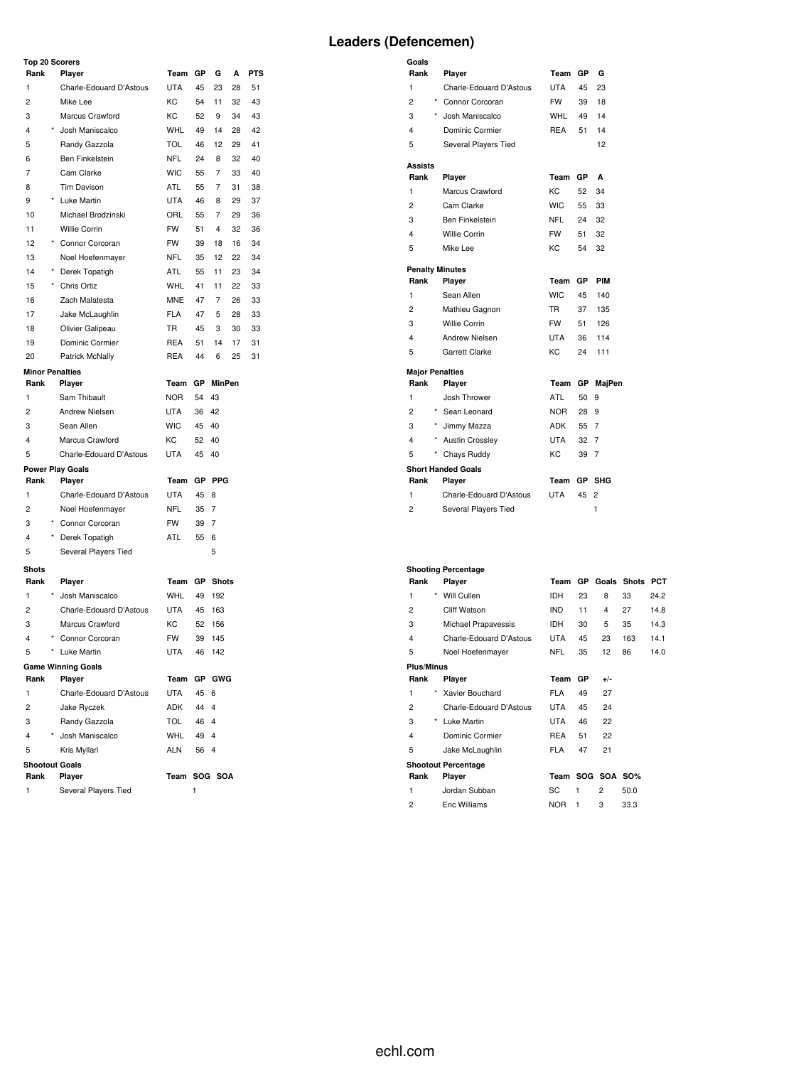# Leaders (Defencemen)

### Top 20 Scorers

| Rank | | Player | Team | GP | G | A | PTS |
|---|---|---|---|---|---|---|---|
| 1 | | Charle-Edouard D'Astous | UTA | 45 | 23 | 28 | 51 |
| 2 | | Mike Lee | KC | 54 | 11 | 32 | 43 |
| 3 | | Marcus Crawford | KC | 52 | 9 | 34 | 43 |
| 4 | * | Josh Maniscalco | WHL | 49 | 14 | 28 | 42 |
| 5 | | Randy Gazzola | TOL | 46 | 12 | 29 | 41 |
| 6 | | Ben Finkelstein | NFL | 24 | 8 | 32 | 40 |
| 7 | | Cam Clarke | WIC | 55 | 7 | 33 | 40 |
| 8 | | Tim Davison | ATL | 55 | 7 | 31 | 38 |
| 9 | * | Luke Martin | UTA | 46 | 8 | 29 | 37 |
| 10 | | Michael Brodzinski | ORL | 55 | 7 | 29 | 36 |
| 11 | | Willie Corrin | FW | 51 | 4 | 32 | 36 |
| 12 | * | Connor Corcoran | FW | 39 | 18 | 16 | 34 |
| 13 | | Noel Hoefenmayer | NFL | 35 | 12 | 22 | 34 |
| 14 | * | Derek Topatigh | ATL | 55 | 11 | 23 | 34 |
| 15 | * | Chris Ortiz | WHL | 41 | 11 | 22 | 33 |
| 16 | | Zach Malatesta | MNE | 47 | 7 | 26 | 33 |
| 17 | | Jake McLaughlin | FLA | 47 | 5 | 28 | 33 |
| 18 | | Olivier Galipeau | TR | 45 | 3 | 30 | 33 |
| 19 | | Dominic Cormier | REA | 51 | 14 | 17 | 31 |
| 20 | | Patrick McNally | REA | 44 | 6 | 25 | 31 |

### Goals

| Rank | | Player | Team | GP | G |
|---|---|---|---|---|---|
| 1 | | Charle-Edouard D'Astous | UTA | 45 | 23 |
| 2 | * | Connor Corcoran | FW | 39 | 18 |
| 3 | * | Josh Maniscalco | WHL | 49 | 14 |
| 4 | | Dominic Cormier | REA | 51 | 14 |
| 5 | | Several Players Tied | | | 12 |

### Assists

| Rank | Player | Team | GP | A |
|---|---|---|---|---|
| 1 | Marcus Crawford | KC | 52 | 34 |
| 2 | Cam Clarke | WIC | 55 | 33 |
| 3 | Ben Finkelstein | NFL | 24 | 32 |
| 4 | Willie Corrin | FW | 51 | 32 |
| 5 | Mike Lee | KC | 54 | 32 |

### Penalty Minutes

| Rank | Player | Team | GP | PIM |
|---|---|---|---|---|
| 1 | Sean Allen | WIC | 45 | 140 |
| 2 | Mathieu Gagnon | TR | 37 | 135 |
| 3 | Willie Corrin | FW | 51 | 126 |
| 4 | Andrew Nielsen | UTA | 36 | 114 |
| 5 | Garrett Clarke | KC | 24 | 111 |

### Minor Penalties

| Rank | Player | Team | GP | MinPen |
|---|---|---|---|---|
| 1 | Sam Thibault | NOR | 54 | 43 |
| 2 | Andrew Nielsen | UTA | 36 | 42 |
| 3 | Sean Allen | WIC | 45 | 40 |
| 4 | Marcus Crawford | KC | 52 | 40 |
| 5 | Charle-Edouard D'Astous | UTA | 45 | 40 |

### Major Penalties

| Rank | | Player | Team | GP | MajPen |
|---|---|---|---|---|---|
| 1 | | Josh Thrower | ATL | 50 | 9 |
| 2 | * | Sean Leonard | NOR | 28 | 9 |
| 3 | * | Jimmy Mazza | ADK | 55 | 7 |
| 4 | * | Austin Crossley | UTA | 32 | 7 |
| 5 | * | Chays Ruddy | KC | 39 | 7 |

### Power Play Goals

| Rank | | Player | Team | GP | PPG |
|---|---|---|---|---|---|
| 1 | | Charle-Edouard D'Astous | UTA | 45 | 8 |
| 2 | | Noel Hoefenmayer | NFL | 35 | 7 |
| 3 | * | Connor Corcoran | FW | 39 | 7 |
| 4 | * | Derek Topatigh | ATL | 55 | 6 |
| 5 | | Several Players Tied | | | 5 |

### Short Handed Goals

| Rank | Player | Team | GP | SHG |
|---|---|---|---|---|
| 1 | Charle-Edouard D'Astous | UTA | 45 | 2 |
| 2 | Several Players Tied | | | 1 |

### Shots

| Rank | | Player | Team | GP | Shots |
|---|---|---|---|---|---|
| 1 | * | Josh Maniscalco | WHL | 49 | 192 |
| 2 | | Charle-Edouard D'Astous | UTA | 45 | 163 |
| 3 | | Marcus Crawford | KC | 52 | 156 |
| 4 | * | Connor Corcoran | FW | 39 | 145 |
| 5 | * | Luke Martin | UTA | 46 | 142 |

### Shooting Percentage

| Rank | | Player | Team | GP | Goals | Shots | PCT |
|---|---|---|---|---|---|---|---|
| 1 | * | Will Cullen | IDH | 23 | 8 | 33 | 24.2 |
| 2 | | Cliff Watson | IND | 11 | 4 | 27 | 14.8 |
| 3 | | Michael Prapavessis | IDH | 30 | 5 | 35 | 14.3 |
| 4 | | Charle-Edouard D'Astous | UTA | 45 | 23 | 163 | 14.1 |
| 5 | | Noel Hoefenmayer | NFL | 35 | 12 | 86 | 14.0 |

### Game Winning Goals

| Rank | | Player | Team | GP | GWG |
|---|---|---|---|---|---|
| 1 | | Charle-Edouard D'Astous | UTA | 45 | 6 |
| 2 | | Jake Ryczek | ADK | 44 | 4 |
| 3 | | Randy Gazzola | TOL | 46 | 4 |
| 4 | * | Josh Maniscalco | WHL | 49 | 4 |
| 5 | | Kris Myllari | ALN | 56 | 4 |

### Plus/Minus

| Rank | | Player | Team | GP | +/- |
|---|---|---|---|---|---|
| 1 | * | Xavier Bouchard | FLA | 49 | 27 |
| 2 | | Charle-Edouard D'Astous | UTA | 45 | 24 |
| 3 | * | Luke Martin | UTA | 46 | 22 |
| 4 | | Dominic Cormier | REA | 51 | 22 |
| 5 | | Jake McLaughlin | FLA | 47 | 21 |

### Shootout Goals

| Rank | Player | Team | SOG | SOA |
|---|---|---|---|---|
| 1 | Several Players Tied | | 1 | |

### Shootout Percentage

| Rank | Player | Team | SOG | SOA | SO% |
|---|---|---|---|---|---|
| 1 | Jordan Subban | SC | 1 | 2 | 50.0 |
| 2 | Eric Williams | NOR | 1 | 3 | 33.3 |

echl.com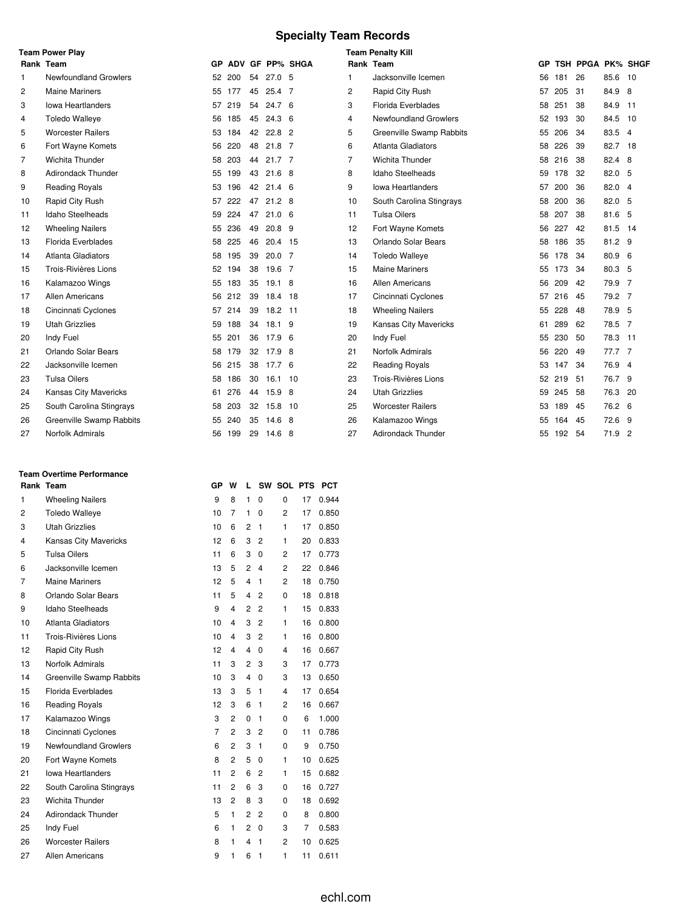# Specialty Team Records

### Team Power Play

| Rank | Team | GP | ADV | GF | PP% | SHGA |
|---|---|---|---|---|---|---|
| 1 | Newfoundland Growlers | 52 | 200 | 54 | 27.0 | 5 |
| 2 | Maine Mariners | 55 | 177 | 45 | 25.4 | 7 |
| 3 | Iowa Heartlanders | 57 | 219 | 54 | 24.7 | 6 |
| 4 | Toledo Walleye | 56 | 185 | 45 | 24.3 | 6 |
| 5 | Worcester Railers | 53 | 184 | 42 | 22.8 | 2 |
| 6 | Fort Wayne Komets | 56 | 220 | 48 | 21.8 | 7 |
| 7 | Wichita Thunder | 58 | 203 | 44 | 21.7 | 7 |
| 8 | Adirondack Thunder | 55 | 199 | 43 | 21.6 | 8 |
| 9 | Reading Royals | 53 | 196 | 42 | 21.4 | 6 |
| 10 | Rapid City Rush | 57 | 222 | 47 | 21.2 | 8 |
| 11 | Idaho Steelheads | 59 | 224 | 47 | 21.0 | 6 |
| 12 | Wheeling Nailers | 55 | 236 | 49 | 20.8 | 9 |
| 13 | Florida Everblades | 58 | 225 | 46 | 20.4 | 15 |
| 14 | Atlanta Gladiators | 58 | 195 | 39 | 20.0 | 7 |
| 15 | Trois-Rivières Lions | 52 | 194 | 38 | 19.6 | 7 |
| 16 | Kalamazoo Wings | 55 | 183 | 35 | 19.1 | 8 |
| 17 | Allen Americans | 56 | 212 | 39 | 18.4 | 18 |
| 18 | Cincinnati Cyclones | 57 | 214 | 39 | 18.2 | 11 |
| 19 | Utah Grizzlies | 59 | 188 | 34 | 18.1 | 9 |
| 20 | Indy Fuel | 55 | 201 | 36 | 17.9 | 6 |
| 21 | Orlando Solar Bears | 58 | 179 | 32 | 17.9 | 8 |
| 22 | Jacksonville Icemen | 56 | 215 | 38 | 17.7 | 6 |
| 23 | Tulsa Oilers | 58 | 186 | 30 | 16.1 | 10 |
| 24 | Kansas City Mavericks | 61 | 276 | 44 | 15.9 | 8 |
| 25 | South Carolina Stingrays | 58 | 203 | 32 | 15.8 | 10 |
| 26 | Greenville Swamp Rabbits | 55 | 240 | 35 | 14.6 | 8 |
| 27 | Norfolk Admirals | 56 | 199 | 29 | 14.6 | 8 |

### Team Penalty Kill

| Rank | Team | GP | TSH | PPGA | PK% | SHGF |
|---|---|---|---|---|---|---|
| 1 | Jacksonville Icemen | 56 | 181 | 26 | 85.6 | 10 |
| 2 | Rapid City Rush | 57 | 205 | 31 | 84.9 | 8 |
| 3 | Florida Everblades | 58 | 251 | 38 | 84.9 | 11 |
| 4 | Newfoundland Growlers | 52 | 193 | 30 | 84.5 | 10 |
| 5 | Greenville Swamp Rabbits | 55 | 206 | 34 | 83.5 | 4 |
| 6 | Atlanta Gladiators | 58 | 226 | 39 | 82.7 | 18 |
| 7 | Wichita Thunder | 58 | 216 | 38 | 82.4 | 8 |
| 8 | Idaho Steelheads | 59 | 178 | 32 | 82.0 | 5 |
| 9 | Iowa Heartlanders | 57 | 200 | 36 | 82.0 | 4 |
| 10 | South Carolina Stingrays | 58 | 200 | 36 | 82.0 | 5 |
| 11 | Tulsa Oilers | 58 | 207 | 38 | 81.6 | 5 |
| 12 | Fort Wayne Komets | 56 | 227 | 42 | 81.5 | 14 |
| 13 | Orlando Solar Bears | 58 | 186 | 35 | 81.2 | 9 |
| 14 | Toledo Walleye | 56 | 178 | 34 | 80.9 | 6 |
| 15 | Maine Mariners | 55 | 173 | 34 | 80.3 | 5 |
| 16 | Allen Americans | 56 | 209 | 42 | 79.9 | 7 |
| 17 | Cincinnati Cyclones | 57 | 216 | 45 | 79.2 | 7 |
| 18 | Wheeling Nailers | 55 | 228 | 48 | 78.9 | 5 |
| 19 | Kansas City Mavericks | 61 | 289 | 62 | 78.5 | 7 |
| 20 | Indy Fuel | 55 | 230 | 50 | 78.3 | 11 |
| 21 | Norfolk Admirals | 56 | 220 | 49 | 77.7 | 7 |
| 22 | Reading Royals | 53 | 147 | 34 | 76.9 | 4 |
| 23 | Trois-Rivières Lions | 52 | 219 | 51 | 76.7 | 9 |
| 24 | Utah Grizzlies | 59 | 245 | 58 | 76.3 | 20 |
| 25 | Worcester Railers | 53 | 189 | 45 | 76.2 | 6 |
| 26 | Kalamazoo Wings | 55 | 164 | 45 | 72.6 | 9 |
| 27 | Adirondack Thunder | 55 | 192 | 54 | 71.9 | 2 |

### Team Overtime Performance

| Rank | Team | GP | W | L | SW | SOL | PTS | PCT |
|---|---|---|---|---|---|---|---|---|
| 1 | Wheeling Nailers | 9 | 8 | 1 | 0 | 0 | 17 | 0.944 |
| 2 | Toledo Walleye | 10 | 7 | 1 | 0 | 2 | 17 | 0.850 |
| 3 | Utah Grizzlies | 10 | 6 | 2 | 1 | 1 | 17 | 0.850 |
| 4 | Kansas City Mavericks | 12 | 6 | 3 | 2 | 1 | 20 | 0.833 |
| 5 | Tulsa Oilers | 11 | 6 | 3 | 0 | 2 | 17 | 0.773 |
| 6 | Jacksonville Icemen | 13 | 5 | 2 | 4 | 2 | 22 | 0.846 |
| 7 | Maine Mariners | 12 | 5 | 4 | 1 | 2 | 18 | 0.750 |
| 8 | Orlando Solar Bears | 11 | 5 | 4 | 2 | 0 | 18 | 0.818 |
| 9 | Idaho Steelheads | 9 | 4 | 2 | 2 | 1 | 15 | 0.833 |
| 10 | Atlanta Gladiators | 10 | 4 | 3 | 2 | 1 | 16 | 0.800 |
| 11 | Trois-Rivières Lions | 10 | 4 | 3 | 2 | 1 | 16 | 0.800 |
| 12 | Rapid City Rush | 12 | 4 | 4 | 0 | 4 | 16 | 0.667 |
| 13 | Norfolk Admirals | 11 | 3 | 2 | 3 | 3 | 17 | 0.773 |
| 14 | Greenville Swamp Rabbits | 10 | 3 | 4 | 0 | 3 | 13 | 0.650 |
| 15 | Florida Everblades | 13 | 3 | 5 | 1 | 4 | 17 | 0.654 |
| 16 | Reading Royals | 12 | 3 | 6 | 1 | 2 | 16 | 0.667 |
| 17 | Kalamazoo Wings | 3 | 2 | 0 | 1 | 0 | 6 | 1.000 |
| 18 | Cincinnati Cyclones | 7 | 2 | 3 | 2 | 0 | 11 | 0.786 |
| 19 | Newfoundland Growlers | 6 | 2 | 3 | 1 | 0 | 9 | 0.750 |
| 20 | Fort Wayne Komets | 8 | 2 | 5 | 0 | 1 | 10 | 0.625 |
| 21 | Iowa Heartlanders | 11 | 2 | 6 | 2 | 1 | 15 | 0.682 |
| 22 | South Carolina Stingrays | 11 | 2 | 6 | 3 | 0 | 16 | 0.727 |
| 23 | Wichita Thunder | 13 | 2 | 8 | 3 | 0 | 18 | 0.692 |
| 24 | Adirondack Thunder | 5 | 1 | 2 | 2 | 0 | 8 | 0.800 |
| 25 | Indy Fuel | 6 | 1 | 2 | 0 | 3 | 7 | 0.583 |
| 26 | Worcester Railers | 8 | 1 | 4 | 1 | 2 | 10 | 0.625 |
| 27 | Allen Americans | 9 | 1 | 6 | 1 | 1 | 11 | 0.611 |

echl.com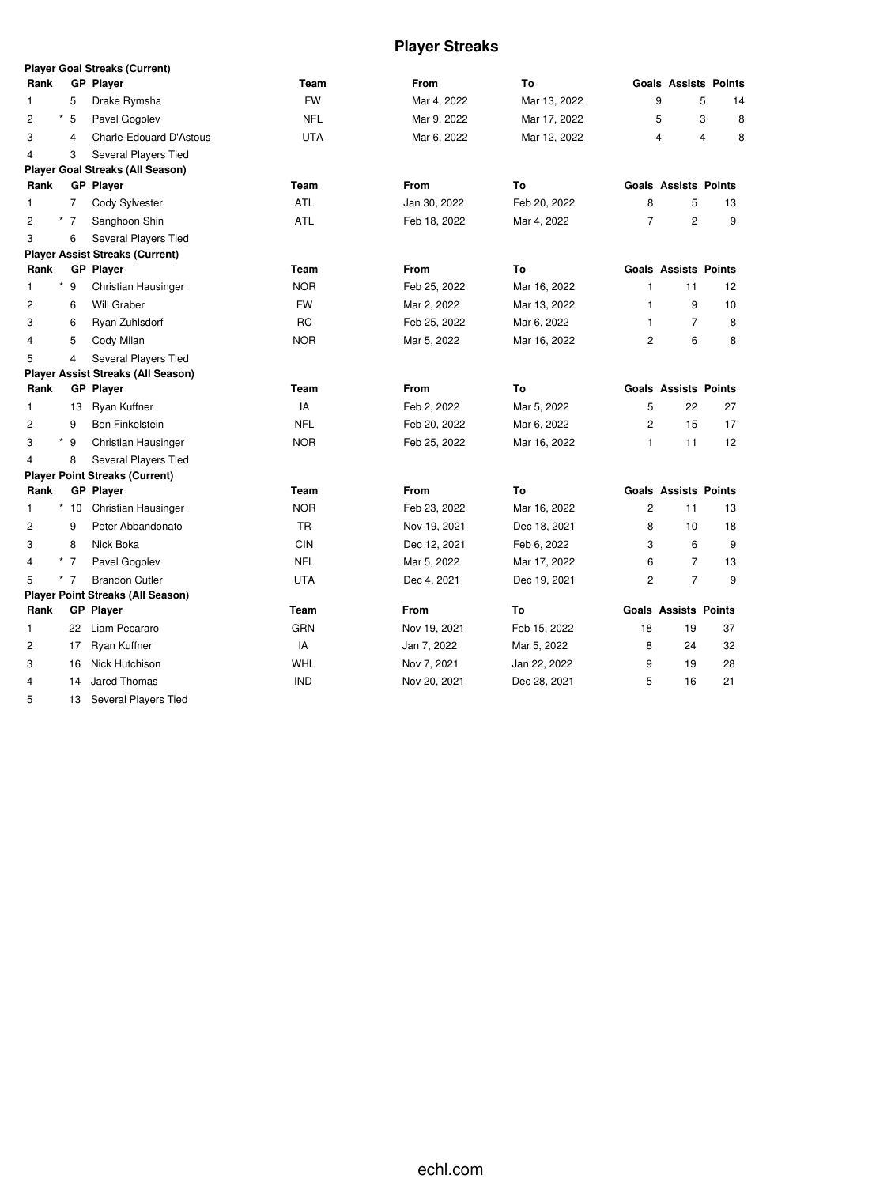# Player Streaks

**Player Goal Streaks (Current)**

| Rank | GP | Player | Team | From | To | Goals | Assists | Points |
|---|---|---|---|---|---|---|---|---|
| 1 | 5 | Drake Rymsha | FW | Mar 4, 2022 | Mar 13, 2022 | 9 | 5 | 14 |
| 2 | * 5 | Pavel Gogolev | NFL | Mar 9, 2022 | Mar 17, 2022 | 5 | 3 | 8 |
| 3 | 4 | Charle-Edouard D'Astous | UTA | Mar 6, 2022 | Mar 12, 2022 | 4 | 4 | 8 |
| 4 | 3 | Several Players Tied | | | | | | |

**Player Goal Streaks (All Season)**

| Rank | GP | Player | Team | From | To | Goals | Assists | Points |
|---|---|---|---|---|---|---|---|---|
| 1 | 7 | Cody Sylvester | ATL | Jan 30, 2022 | Feb 20, 2022 | 8 | 5 | 13 |
| 2 | * 7 | Sanghoon Shin | ATL | Feb 18, 2022 | Mar 4, 2022 | 7 | 2 | 9 |
| 3 | 6 | Several Players Tied | | | | | | |

**Player Assist Streaks (Current)**

| Rank | GP | Player | Team | From | To | Goals | Assists | Points |
|---|---|---|---|---|---|---|---|---|
| 1 | * 9 | Christian Hausinger | NOR | Feb 25, 2022 | Mar 16, 2022 | 1 | 11 | 12 |
| 2 | 6 | Will Graber | FW | Mar 2, 2022 | Mar 13, 2022 | 1 | 9 | 10 |
| 3 | 6 | Ryan Zuhlsdorf | RC | Feb 25, 2022 | Mar 6, 2022 | 1 | 7 | 8 |
| 4 | 5 | Cody Milan | NOR | Mar 5, 2022 | Mar 16, 2022 | 2 | 6 | 8 |
| 5 | 4 | Several Players Tied | | | | | | |

**Player Assist Streaks (All Season)**

| Rank | GP | Player | Team | From | To | Goals | Assists | Points |
|---|---|---|---|---|---|---|---|---|
| 1 | 13 | Ryan Kuffner | IA | Feb 2, 2022 | Mar 5, 2022 | 5 | 22 | 27 |
| 2 | 9 | Ben Finkelstein | NFL | Feb 20, 2022 | Mar 6, 2022 | 2 | 15 | 17 |
| 3 | * 9 | Christian Hausinger | NOR | Feb 25, 2022 | Mar 16, 2022 | 1 | 11 | 12 |
| 4 | 8 | Several Players Tied | | | | | | |

**Player Point Streaks (Current)**

| Rank | GP | Player | Team | From | To | Goals | Assists | Points |
|---|---|---|---|---|---|---|---|---|
| 1 | * 10 | Christian Hausinger | NOR | Feb 23, 2022 | Mar 16, 2022 | 2 | 11 | 13 |
| 2 | 9 | Peter Abbandonato | TR | Nov 19, 2021 | Dec 18, 2021 | 8 | 10 | 18 |
| 3 | 8 | Nick Boka | CIN | Dec 12, 2021 | Feb 6, 2022 | 3 | 6 | 9 |
| 4 | * 7 | Pavel Gogolev | NFL | Mar 5, 2022 | Mar 17, 2022 | 6 | 7 | 13 |
| 5 | * 7 | Brandon Cutler | UTA | Dec 4, 2021 | Dec 19, 2021 | 2 | 7 | 9 |

**Player Point Streaks (All Season)**

| Rank | GP | Player | Team | From | To | Goals | Assists | Points |
|---|---|---|---|---|---|---|---|---|
| 1 | 22 | Liam Pecararo | GRN | Nov 19, 2021 | Feb 15, 2022 | 18 | 19 | 37 |
| 2 | 17 | Ryan Kuffner | IA | Jan 7, 2022 | Mar 5, 2022 | 8 | 24 | 32 |
| 3 | 16 | Nick Hutchison | WHL | Nov 7, 2021 | Jan 22, 2022 | 9 | 19 | 28 |
| 4 | 14 | Jared Thomas | IND | Nov 20, 2021 | Dec 28, 2021 | 5 | 16 | 21 |
| 5 | 13 | Several Players Tied | | | | | | |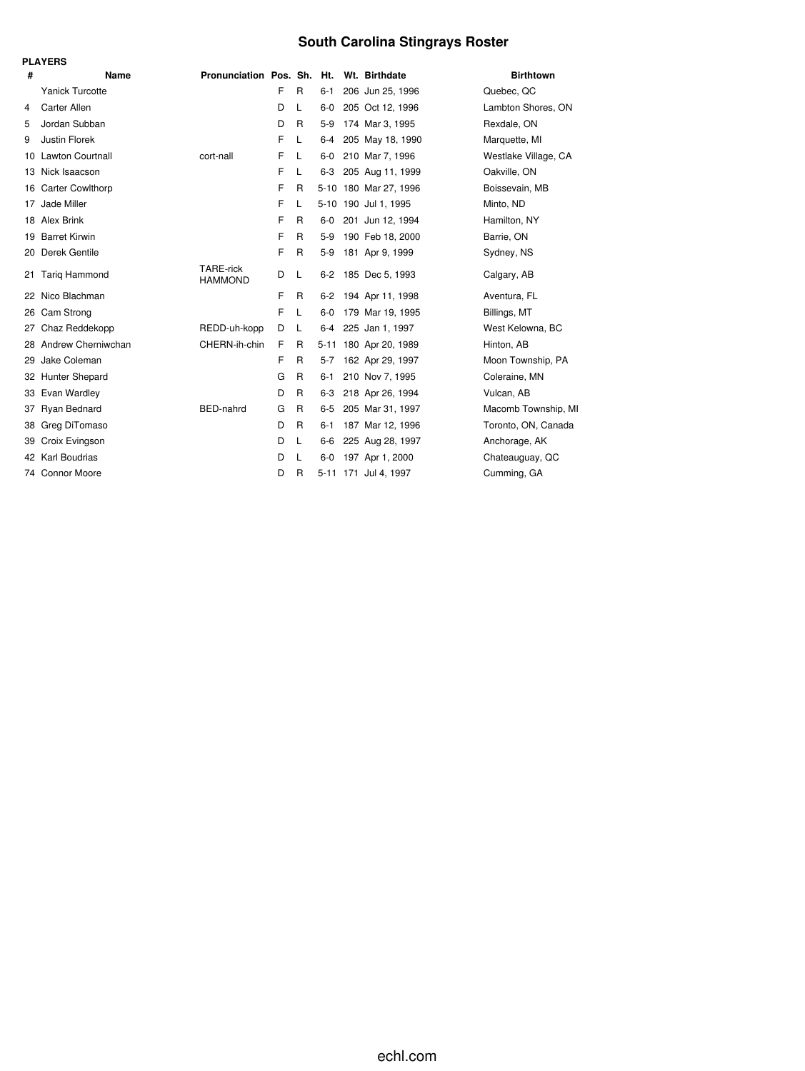# South Carolina Stingrays Roster

**PLAYERS**

| # | Name | Pronunciation | Pos. | Sh. | Ht. | Wt. | Birthdate | Birthtown |
|---|---|---|---|---|---|---|---|---|
| | Yanick Turcotte | | F | R | 6-1 | 206 | Jun 25, 1996 | Quebec, QC |
| 4 | Carter Allen | | D | L | 6-0 | 205 | Oct 12, 1996 | Lambton Shores, ON |
| 5 | Jordan Subban | | D | R | 5-9 | 174 | Mar 3, 1995 | Rexdale, ON |
| 9 | Justin Florek | | F | L | 6-4 | 205 | May 18, 1990 | Marquette, MI |
| 10 | Lawton Courtnall | cort-nall | F | L | 6-0 | 210 | Mar 7, 1996 | Westlake Village, CA |
| 13 | Nick Isaacson | | F | L | 6-3 | 205 | Aug 11, 1999 | Oakville, ON |
| 16 | Carter Cowlthorp | | F | R | 5-10 | 180 | Mar 27, 1996 | Boissevain, MB |
| 17 | Jade Miller | | F | L | 5-10 | 190 | Jul 1, 1995 | Minto, ND |
| 18 | Alex Brink | | F | R | 6-0 | 201 | Jun 12, 1994 | Hamilton, NY |
| 19 | Barret Kirwin | | F | R | 5-9 | 190 | Feb 18, 2000 | Barrie, ON |
| 20 | Derek Gentile | | F | R | 5-9 | 181 | Apr 9, 1999 | Sydney, NS |
| 21 | Tariq Hammond | TARE-rick HAMMOND | D | L | 6-2 | 185 | Dec 5, 1993 | Calgary, AB |
| 22 | Nico Blachman | | F | R | 6-2 | 194 | Apr 11, 1998 | Aventura, FL |
| 26 | Cam Strong | | F | L | 6-0 | 179 | Mar 19, 1995 | Billings, MT |
| 27 | Chaz Reddekopp | REDD-uh-kopp | D | L | 6-4 | 225 | Jan 1, 1997 | West Kelowna, BC |
| 28 | Andrew Cherniwchan | CHERN-ih-chin | F | R | 5-11 | 180 | Apr 20, 1989 | Hinton, AB |
| 29 | Jake Coleman | | F | R | 5-7 | 162 | Apr 29, 1997 | Moon Township, PA |
| 32 | Hunter Shepard | | G | R | 6-1 | 210 | Nov 7, 1995 | Coleraine, MN |
| 33 | Evan Wardley | | D | R | 6-3 | 218 | Apr 26, 1994 | Vulcan, AB |
| 37 | Ryan Bednard | BED-nahrd | G | R | 6-5 | 205 | Mar 31, 1997 | Macomb Township, MI |
| 38 | Greg DiTomaso | | D | R | 6-1 | 187 | Mar 12, 1996 | Toronto, ON, Canada |
| 39 | Croix Evingson | | D | L | 6-6 | 225 | Aug 28, 1997 | Anchorage, AK |
| 42 | Karl Boudrias | | D | L | 6-0 | 197 | Apr 1, 2000 | Chateauguay, QC |
| 74 | Connor Moore | | D | R | 5-11 | 171 | Jul 4, 1997 | Cumming, GA |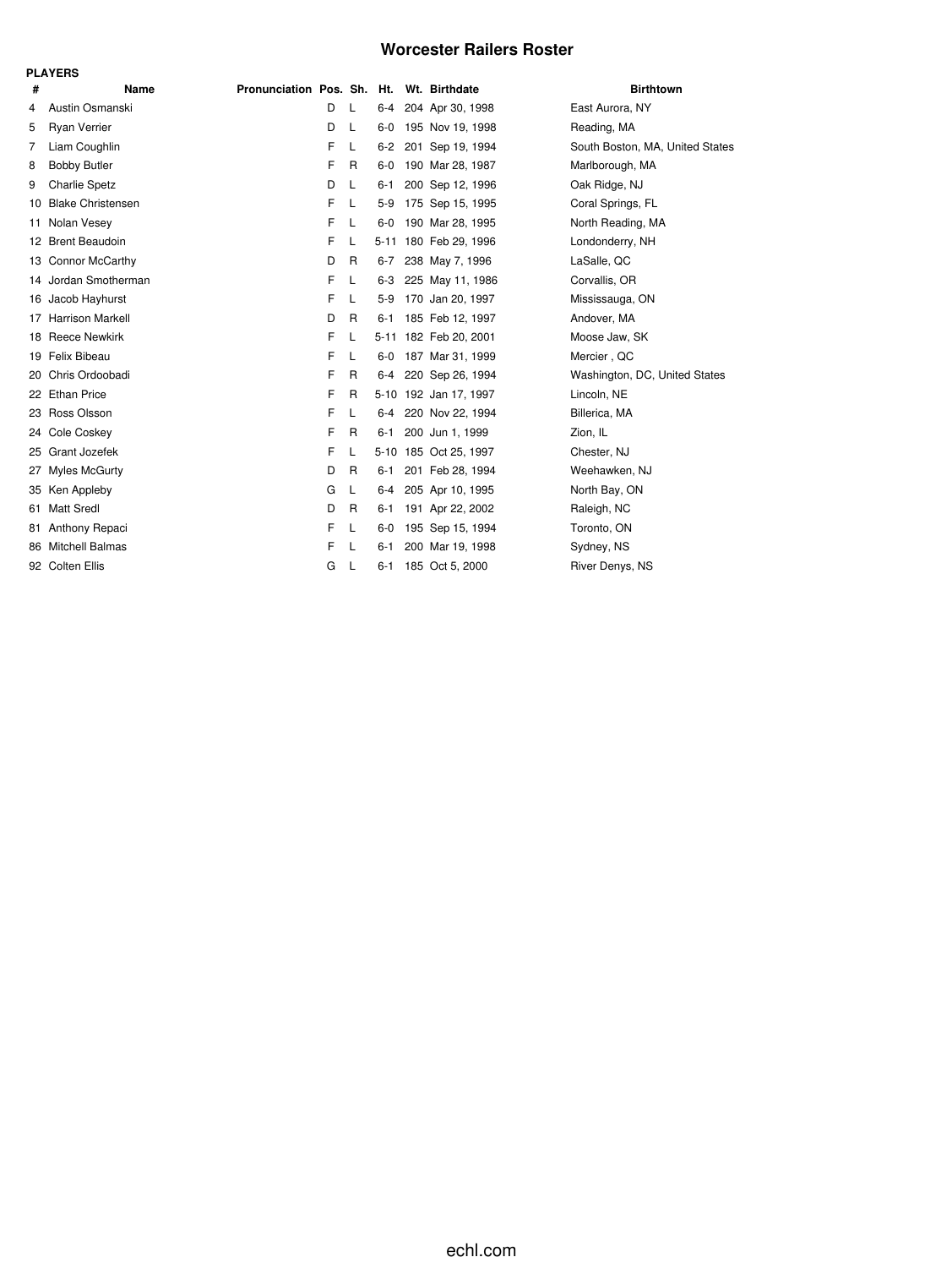# Worcester Railers Roster

**PLAYERS**

| # | Name | Pronunciation | Pos. | Sh. | Ht. | Wt. | Birthdate | Birthtown |
|---|---|---|---|---|---|---|---|---|
| 4 | Austin Osmanski | | D | L | 6-4 | 204 | Apr 30, 1998 | East Aurora, NY |
| 5 | Ryan Verrier | | D | L | 6-0 | 195 | Nov 19, 1998 | Reading, MA |
| 7 | Liam Coughlin | | F | L | 6-2 | 201 | Sep 19, 1994 | South Boston, MA, United States |
| 8 | Bobby Butler | | F | R | 6-0 | 190 | Mar 28, 1987 | Marlborough, MA |
| 9 | Charlie Spetz | | D | L | 6-1 | 200 | Sep 12, 1996 | Oak Ridge, NJ |
| 10 | Blake Christensen | | F | L | 5-9 | 175 | Sep 15, 1995 | Coral Springs, FL |
| 11 | Nolan Vesey | | F | L | 6-0 | 190 | Mar 28, 1995 | North Reading, MA |
| 12 | Brent Beaudoin | | F | L | 5-11 | 180 | Feb 29, 1996 | Londonderry, NH |
| 13 | Connor McCarthy | | D | R | 6-7 | 238 | May 7, 1996 | LaSalle, QC |
| 14 | Jordan Smotherman | | F | L | 6-3 | 225 | May 11, 1986 | Corvallis, OR |
| 16 | Jacob Hayhurst | | F | L | 5-9 | 170 | Jan 20, 1997 | Mississauga, ON |
| 17 | Harrison Markell | | D | R | 6-1 | 185 | Feb 12, 1997 | Andover, MA |
| 18 | Reece Newkirk | | F | L | 5-11 | 182 | Feb 20, 2001 | Moose Jaw, SK |
| 19 | Felix Bibeau | | F | L | 6-0 | 187 | Mar 31, 1999 | Mercier , QC |
| 20 | Chris Ordoobadi | | F | R | 6-4 | 220 | Sep 26, 1994 | Washington, DC, United States |
| 22 | Ethan Price | | F | R | 5-10 | 192 | Jan 17, 1997 | Lincoln, NE |
| 23 | Ross Olsson | | F | L | 6-4 | 220 | Nov 22, 1994 | Billerica, MA |
| 24 | Cole Coskey | | F | R | 6-1 | 200 | Jun 1, 1999 | Zion, IL |
| 25 | Grant Jozefek | | F | L | 5-10 | 185 | Oct 25, 1997 | Chester, NJ |
| 27 | Myles McGurty | | D | R | 6-1 | 201 | Feb 28, 1994 | Weehawken, NJ |
| 35 | Ken Appleby | | G | L | 6-4 | 205 | Apr 10, 1995 | North Bay, ON |
| 61 | Matt Sredl | | D | R | 6-1 | 191 | Apr 22, 2002 | Raleigh, NC |
| 81 | Anthony Repaci | | F | L | 6-0 | 195 | Sep 15, 1994 | Toronto, ON |
| 86 | Mitchell Balmas | | F | L | 6-1 | 200 | Mar 19, 1998 | Sydney, NS |
| 92 | Colten Ellis | | G | L | 6-1 | 185 | Oct 5, 2000 | River Denys, NS |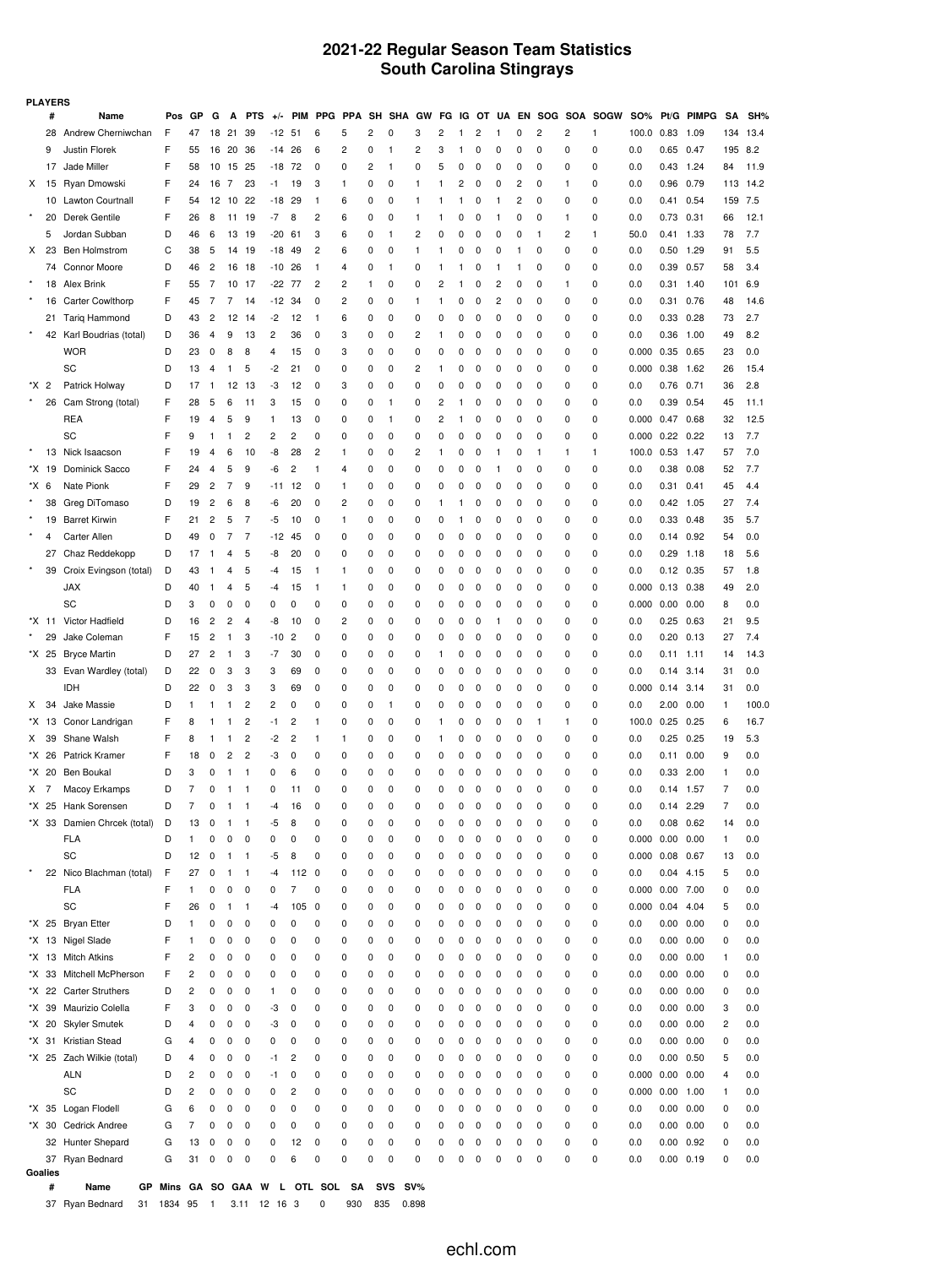# 2021-22 Regular Season Team Statistics
## South Carolina Stingrays

**PLAYERS**

| | # | Name | Pos | GP | G | A | PTS | +/- | PIM | PPG | PPA | SH | SHA | GW | FG | IG | OT | UA | EN | SOG | SOA | SOGW | SO% | Pt/G | PIMPG | SA | SH% |
|---|---|---|---|---|---|---|---|---|---|---|---|---|---|---|---|---|---|---|---|---|---|---|---|---|---|---|---|
| | 28 | Andrew Cherniwchan | F | 47 | 18 | 21 | 39 | -12 | 51 | 6 | 5 | 2 | 0 | 3 | 2 | 1 | 2 | 1 | 0 | 2 | 2 | 1 | 100.0 | 0.83 | 1.09 | 134 | 13.4 |
| | 9 | Justin Florek | F | 55 | 16 | 20 | 36 | -14 | 26 | 6 | 2 | 0 | 1 | 2 | 3 | 1 | 0 | 0 | 0 | 0 | 0 | 0 | 0.0 | 0.65 | 0.47 | 195 | 8.2 |
| | 17 | Jade Miller | F | 58 | 10 | 15 | 25 | -18 | 72 | 0 | 2 | 1 | 0 | 5 | 0 | 0 | 0 | 0 | 0 | 0 | 0 | 0 | 0.0 | 0.43 | 1.24 | 84 | 11.9 |
| X | 15 | Ryan Dmowski | F | 24 | 16 | 7 | 23 | -1 | 19 | 3 | 1 | 0 | 0 | 1 | 1 | 2 | 0 | 0 | 2 | 0 | 1 | 0 | 0.0 | 0.96 | 0.79 | 113 | 14.2 |
| | 10 | Lawton Courtnall | F | 54 | 12 | 10 | 22 | -18 | 29 | 1 | 6 | 0 | 0 | 1 | 1 | 1 | 0 | 1 | 2 | 0 | 0 | 0 | 0.0 | 0.41 | 0.54 | 159 | 7.5 |
| * | 20 | Derek Gentile | F | 26 | 8 | 11 | 19 | -7 | 8 | 2 | 6 | 0 | 0 | 1 | 1 | 0 | 0 | 1 | 0 | 0 | 1 | 0 | 0.0 | 0.73 | 0.31 | 66 | 12.1 |
| | 5 | Jordan Subban | D | 46 | 6 | 13 | 19 | -20 | 61 | 3 | 6 | 0 | 1 | 2 | 0 | 0 | 0 | 0 | 0 | 1 | 2 | 1 | 50.0 | 0.41 | 1.33 | 78 | 7.7 |
| X | 23 | Ben Holmstrom | C | 38 | 5 | 14 | 19 | -18 | 49 | 2 | 6 | 0 | 0 | 1 | 1 | 0 | 0 | 0 | 1 | 0 | 0 | 0 | 0.0 | 0.50 | 1.29 | 91 | 5.5 |
| | 74 | Connor Moore | D | 46 | 2 | 16 | 18 | -10 | 26 | 1 | 4 | 0 | 1 | 0 | 1 | 1 | 0 | 1 | 1 | 0 | 0 | 0 | 0.0 | 0.39 | 0.57 | 58 | 3.4 |
| * | 18 | Alex Brink | F | 55 | 7 | 10 | 17 | -22 | 77 | 2 | 2 | 1 | 0 | 0 | 2 | 1 | 0 | 2 | 0 | 0 | 1 | 0 | 0.0 | 0.31 | 1.40 | 101 | 6.9 |
| * | 16 | Carter Cowlthorp | F | 45 | 7 | 7 | 14 | -12 | 34 | 0 | 2 | 0 | 0 | 1 | 1 | 0 | 0 | 2 | 0 | 0 | 0 | 0 | 0.0 | 0.31 | 0.76 | 48 | 14.6 |
| | 21 | Tariq Hammond | D | 43 | 2 | 12 | 14 | -2 | 12 | 1 | 6 | 0 | 0 | 0 | 0 | 0 | 0 | 0 | 0 | 0 | 0 | 0 | 0.0 | 0.33 | 0.28 | 73 | 2.7 |
| * | 42 | Karl Boudrias (total) | D | 36 | 4 | 9 | 13 | 2 | 36 | 0 | 3 | 0 | 0 | 2 | 1 | 0 | 0 | 0 | 0 | 0 | 0 | 0 | 0.0 | 0.36 | 1.00 | 49 | 8.2 |
| | | WOR | D | 23 | 0 | 8 | 8 | 4 | 15 | 0 | 3 | 0 | 0 | 0 | 0 | 0 | 0 | 0 | 0 | 0 | 0 | 0 | 0.000 | 0.35 | 0.65 | 23 | 0.0 |
| | | SC | D | 13 | 4 | 1 | 5 | -2 | 21 | 0 | 0 | 0 | 0 | 2 | 1 | 0 | 0 | 0 | 0 | 0 | 0 | 0 | 0.000 | 0.38 | 1.62 | 26 | 15.4 |
| *X | 2 | Patrick Holway | D | 17 | 1 | 12 | 13 | -3 | 12 | 0 | 3 | 0 | 0 | 0 | 0 | 0 | 0 | 0 | 0 | 0 | 0 | 0 | 0.0 | 0.76 | 0.71 | 36 | 2.8 |
| * | 26 | Cam Strong (total) | F | 28 | 5 | 6 | 11 | 3 | 15 | 0 | 0 | 0 | 1 | 0 | 2 | 1 | 0 | 0 | 0 | 0 | 0 | 0 | 0.0 | 0.39 | 0.54 | 45 | 11.1 |
| | | REA | F | 19 | 4 | 5 | 9 | 1 | 13 | 0 | 0 | 0 | 1 | 0 | 2 | 1 | 0 | 0 | 0 | 0 | 0 | 0 | 0.000 | 0.47 | 0.68 | 32 | 12.5 |
| | | SC | F | 9 | 1 | 1 | 2 | 2 | 2 | 0 | 0 | 0 | 0 | 0 | 0 | 0 | 0 | 0 | 0 | 0 | 0 | 0 | 0.000 | 0.22 | 0.22 | 13 | 7.7 |
| * | 13 | Nick Isaacson | F | 19 | 4 | 6 | 10 | -8 | 28 | 2 | 1 | 0 | 0 | 2 | 1 | 0 | 0 | 1 | 0 | 1 | 1 | 1 | 100.0 | 0.53 | 1.47 | 57 | 7.0 |
| *X | 19 | Dominick Sacco | F | 24 | 4 | 5 | 9 | -6 | 2 | 1 | 4 | 0 | 0 | 0 | 0 | 0 | 0 | 1 | 0 | 0 | 0 | 0 | 0.0 | 0.38 | 0.08 | 52 | 7.7 |
| *X | 6 | Nate Pionk | F | 29 | 2 | 7 | 9 | -11 | 12 | 0 | 1 | 0 | 0 | 0 | 0 | 0 | 0 | 0 | 0 | 0 | 0 | 0 | 0.0 | 0.31 | 0.41 | 45 | 4.4 |
| * | 38 | Greg DiTomaso | D | 19 | 2 | 6 | 8 | -6 | 20 | 0 | 2 | 0 | 0 | 0 | 1 | 1 | 0 | 0 | 0 | 0 | 0 | 0 | 0.0 | 0.42 | 1.05 | 27 | 7.4 |
| * | 19 | Barret Kirwin | F | 21 | 2 | 5 | 7 | -5 | 10 | 0 | 1 | 0 | 0 | 0 | 0 | 1 | 0 | 0 | 0 | 0 | 0 | 0 | 0.0 | 0.33 | 0.48 | 35 | 5.7 |
| * | 4 | Carter Allen | D | 49 | 0 | 7 | 7 | -12 | 45 | 0 | 0 | 0 | 0 | 0 | 0 | 0 | 0 | 0 | 0 | 0 | 0 | 0 | 0.0 | 0.14 | 0.92 | 54 | 0.0 |
| | 27 | Chaz Reddekopp | D | 17 | 1 | 4 | 5 | -8 | 20 | 0 | 0 | 0 | 0 | 0 | 0 | 0 | 0 | 0 | 0 | 0 | 0 | 0 | 0.0 | 0.29 | 1.18 | 18 | 5.6 |
| * | 39 | Croix Evingson (total) | D | 43 | 1 | 4 | 5 | -4 | 15 | 1 | 1 | 0 | 0 | 0 | 0 | 0 | 0 | 0 | 0 | 0 | 0 | 0 | 0.0 | 0.12 | 0.35 | 57 | 1.8 |
| | | JAX | D | 40 | 1 | 4 | 5 | -4 | 15 | 1 | 1 | 0 | 0 | 0 | 0 | 0 | 0 | 0 | 0 | 0 | 0 | 0 | 0.000 | 0.13 | 0.38 | 49 | 2.0 |
| | | SC | D | 3 | 0 | 0 | 0 | 0 | 0 | 0 | 0 | 0 | 0 | 0 | 0 | 0 | 0 | 0 | 0 | 0 | 0 | 0 | 0.000 | 0.00 | 0.00 | 8 | 0.0 |
| *X | 11 | Victor Hadfield | D | 16 | 2 | 2 | 4 | -8 | 10 | 0 | 2 | 0 | 0 | 0 | 0 | 0 | 0 | 1 | 0 | 0 | 0 | 0 | 0.0 | 0.25 | 0.63 | 21 | 9.5 |
| * | 29 | Jake Coleman | F | 15 | 2 | 1 | 3 | -10 | 2 | 0 | 0 | 0 | 0 | 0 | 0 | 0 | 0 | 0 | 0 | 0 | 0 | 0 | 0.0 | 0.20 | 0.13 | 27 | 7.4 |
| *X | 25 | Bryce Martin | D | 27 | 2 | 1 | 3 | -7 | 30 | 0 | 0 | 0 | 0 | 0 | 1 | 0 | 0 | 0 | 0 | 0 | 0 | 0 | 0.0 | 0.11 | 1.11 | 14 | 14.3 |
| | 33 | Evan Wardley (total) | D | 22 | 0 | 3 | 3 | 3 | 69 | 0 | 0 | 0 | 0 | 0 | 0 | 0 | 0 | 0 | 0 | 0 | 0 | 0 | 0.0 | 0.14 | 3.14 | 31 | 0.0 |
| | | IDH | D | 22 | 0 | 3 | 3 | 3 | 69 | 0 | 0 | 0 | 0 | 0 | 0 | 0 | 0 | 0 | 0 | 0 | 0 | 0 | 0.000 | 0.14 | 3.14 | 31 | 0.0 |
| X | 34 | Jake Massie | D | 1 | 1 | 1 | 2 | 2 | 0 | 0 | 0 | 0 | 1 | 0 | 0 | 0 | 0 | 0 | 0 | 0 | 0 | 0 | 0.0 | 2.00 | 0.00 | 1 | 100.0 |
| *X | 13 | Conor Landrigan | F | 8 | 1 | 1 | 2 | -1 | 2 | 1 | 0 | 0 | 0 | 0 | 1 | 0 | 0 | 0 | 0 | 1 | 1 | 0 | 100.0 | 0.25 | 0.25 | 6 | 16.7 |
| X | 39 | Shane Walsh | F | 8 | 1 | 1 | 2 | -2 | 2 | 1 | 1 | 0 | 0 | 0 | 1 | 0 | 0 | 0 | 0 | 0 | 0 | 0 | 0.0 | 0.25 | 0.25 | 19 | 5.3 |
| *X | 26 | Patrick Kramer | F | 18 | 0 | 2 | 2 | -3 | 0 | 0 | 0 | 0 | 0 | 0 | 0 | 0 | 0 | 0 | 0 | 0 | 0 | 0 | 0.0 | 0.11 | 0.00 | 9 | 0.0 |
| *X | 20 | Ben Boukal | D | 3 | 0 | 1 | 1 | 0 | 6 | 0 | 0 | 0 | 0 | 0 | 0 | 0 | 0 | 0 | 0 | 0 | 0 | 0 | 0.0 | 0.33 | 2.00 | 1 | 0.0 |
| X | 7 | Macoy Erkamps | D | 7 | 0 | 1 | 1 | 0 | 11 | 0 | 0 | 0 | 0 | 0 | 0 | 0 | 0 | 0 | 0 | 0 | 0 | 0 | 0.0 | 0.14 | 1.57 | 7 | 0.0 |
| *X | 25 | Hank Sorensen | D | 7 | 0 | 1 | 1 | -4 | 16 | 0 | 0 | 0 | 0 | 0 | 0 | 0 | 0 | 0 | 0 | 0 | 0 | 0 | 0.0 | 0.14 | 2.29 | 7 | 0.0 |
| *X | 33 | Damien Chrcek (total) | D | 13 | 0 | 1 | 1 | -5 | 8 | 0 | 0 | 0 | 0 | 0 | 0 | 0 | 0 | 0 | 0 | 0 | 0 | 0 | 0.0 | 0.08 | 0.62 | 14 | 0.0 |
| | | FLA | D | 1 | 0 | 0 | 0 | 0 | 0 | 0 | 0 | 0 | 0 | 0 | 0 | 0 | 0 | 0 | 0 | 0 | 0 | 0 | 0.000 | 0.00 | 0.00 | 1 | 0.0 |
| | | SC | D | 12 | 0 | 1 | 1 | -5 | 8 | 0 | 0 | 0 | 0 | 0 | 0 | 0 | 0 | 0 | 0 | 0 | 0 | 0 | 0.000 | 0.08 | 0.67 | 13 | 0.0 |
| * | 22 | Nico Blachman (total) | F | 27 | 0 | 1 | 1 | -4 | 112 | 0 | 0 | 0 | 0 | 0 | 0 | 0 | 0 | 0 | 0 | 0 | 0 | 0 | 0.0 | 0.04 | 4.15 | 5 | 0.0 |
| | | FLA | F | 1 | 0 | 0 | 0 | 0 | 7 | 0 | 0 | 0 | 0 | 0 | 0 | 0 | 0 | 0 | 0 | 0 | 0 | 0 | 0.000 | 0.00 | 7.00 | 0 | 0.0 |
| | | SC | F | 26 | 0 | 1 | 1 | -4 | 105 | 0 | 0 | 0 | 0 | 0 | 0 | 0 | 0 | 0 | 0 | 0 | 0 | 0 | 0.000 | 0.04 | 4.04 | 5 | 0.0 |
| *X | 25 | Bryan Etter | D | 1 | 0 | 0 | 0 | 0 | 0 | 0 | 0 | 0 | 0 | 0 | 0 | 0 | 0 | 0 | 0 | 0 | 0 | 0 | 0.0 | 0.00 | 0.00 | 0 | 0.0 |
| *X | 13 | Nigel Slade | F | 1 | 0 | 0 | 0 | 0 | 0 | 0 | 0 | 0 | 0 | 0 | 0 | 0 | 0 | 0 | 0 | 0 | 0 | 0 | 0.0 | 0.00 | 0.00 | 0 | 0.0 |
| *X | 13 | Mitch Atkins | F | 2 | 0 | 0 | 0 | 0 | 0 | 0 | 0 | 0 | 0 | 0 | 0 | 0 | 0 | 0 | 0 | 0 | 0 | 0 | 0.0 | 0.00 | 0.00 | 1 | 0.0 |
| *X | 33 | Mitchell McPherson | F | 2 | 0 | 0 | 0 | 0 | 0 | 0 | 0 | 0 | 0 | 0 | 0 | 0 | 0 | 0 | 0 | 0 | 0 | 0 | 0.0 | 0.00 | 0.00 | 0 | 0.0 |
| *X | 22 | Carter Struthers | D | 2 | 0 | 0 | 0 | 1 | 0 | 0 | 0 | 0 | 0 | 0 | 0 | 0 | 0 | 0 | 0 | 0 | 0 | 0 | 0.0 | 0.00 | 0.00 | 0 | 0.0 |
| *X | 39 | Maurizio Colella | F | 3 | 0 | 0 | 0 | -3 | 0 | 0 | 0 | 0 | 0 | 0 | 0 | 0 | 0 | 0 | 0 | 0 | 0 | 0 | 0.0 | 0.00 | 0.00 | 3 | 0.0 |
| *X | 20 | Skyler Smutek | D | 4 | 0 | 0 | 0 | -3 | 0 | 0 | 0 | 0 | 0 | 0 | 0 | 0 | 0 | 0 | 0 | 0 | 0 | 0 | 0.0 | 0.00 | 0.00 | 2 | 0.0 |
| *X | 31 | Kristian Stead | G | 4 | 0 | 0 | 0 | 0 | 0 | 0 | 0 | 0 | 0 | 0 | 0 | 0 | 0 | 0 | 0 | 0 | 0 | 0 | 0.0 | 0.00 | 0.00 | 0 | 0.0 |
| *X | 25 | Zach Wilkie (total) | D | 4 | 0 | 0 | 0 | -1 | 2 | 0 | 0 | 0 | 0 | 0 | 0 | 0 | 0 | 0 | 0 | 0 | 0 | 0 | 0.0 | 0.00 | 0.50 | 5 | 0.0 |
| | | ALN | D | 2 | 0 | 0 | 0 | -1 | 0 | 0 | 0 | 0 | 0 | 0 | 0 | 0 | 0 | 0 | 0 | 0 | 0 | 0 | 0.000 | 0.00 | 0.00 | 4 | 0.0 |
| | | SC | D | 2 | 0 | 0 | 0 | 0 | 2 | 0 | 0 | 0 | 0 | 0 | 0 | 0 | 0 | 0 | 0 | 0 | 0 | 0 | 0.000 | 0.00 | 1.00 | 1 | 0.0 |
| *X | 35 | Logan Flodell | G | 6 | 0 | 0 | 0 | 0 | 0 | 0 | 0 | 0 | 0 | 0 | 0 | 0 | 0 | 0 | 0 | 0 | 0 | 0 | 0.0 | 0.00 | 0.00 | 0 | 0.0 |
| *X | 30 | Cedrick Andree | G | 7 | 0 | 0 | 0 | 0 | 0 | 0 | 0 | 0 | 0 | 0 | 0 | 0 | 0 | 0 | 0 | 0 | 0 | 0 | 0.0 | 0.00 | 0.00 | 0 | 0.0 |
| | 32 | Hunter Shepard | G | 13 | 0 | 0 | 0 | 0 | 12 | 0 | 0 | 0 | 0 | 0 | 0 | 0 | 0 | 0 | 0 | 0 | 0 | 0 | 0.0 | 0.00 | 0.92 | 0 | 0.0 |
| | 37 | Ryan Bednard | G | 31 | 0 | 0 | 0 | 0 | 6 | 0 | 0 | 0 | 0 | 0 | 0 | 0 | 0 | 0 | 0 | 0 | 0 | 0 | 0.0 | 0.00 | 0.19 | 0 | 0.0 |

**Goalies**

| # | Name | GP | Mins | GA | SO | GAA | W | L | OTL | SOL | SA | SVS | SV% |
|---|---|---|---|---|---|---|---|---|---|---|---|---|---|
| 37 | Ryan Bednard | 31 | 1834 | 95 | 1 | 3.11 | 12 | 16 | 3 | 0 | 930 | 835 | 0.898 |

echl.com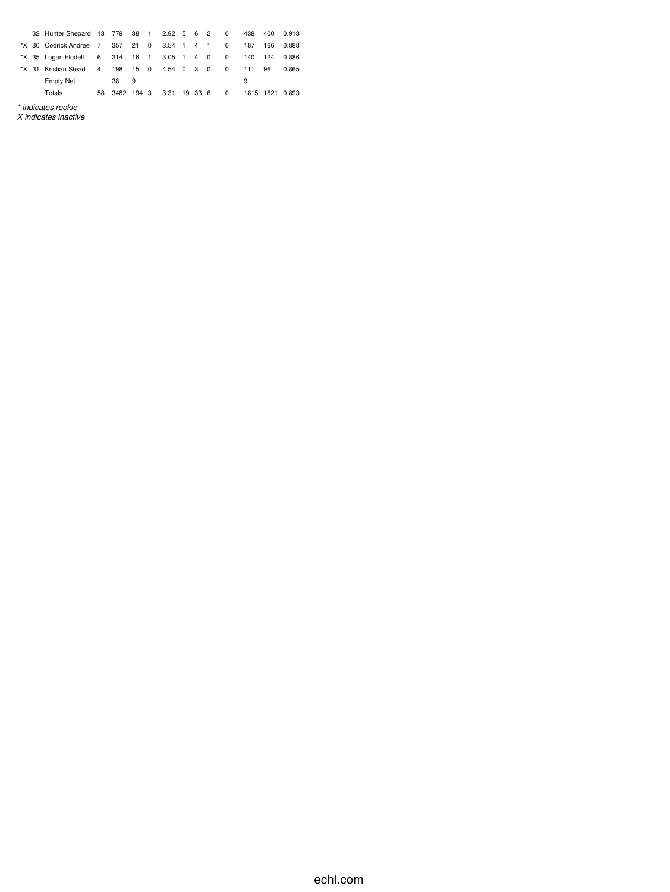| | | | | | | | | | | | | | | |
|---|---|---|---|---|---|---|---|---|---|---|---|---|---|---|
| | 32 | Hunter Shepard | 13 | 779 | 38 | 1 | 2.92 | 5 | 6 | 2 | 0 | 438 | 400 | 0.913 |
| *X | 30 | Cedrick Andree | 7 | 357 | 21 | 0 | 3.54 | 1 | 4 | 1 | 0 | 187 | 166 | 0.888 |
| *X | 35 | Logan Flodell | 6 | 314 | 16 | 1 | 3.05 | 1 | 4 | 0 | 0 | 140 | 124 | 0.886 |
| *X | 31 | Kristian Stead | 4 | 198 | 15 | 0 | 4.54 | 0 | 3 | 0 | 0 | 111 | 96 | 0.865 |
| | | Empty Net | | 38 | 9 | | | | | | | 9 | | |
| | | Totals | 58 | 3482 | 194 | 3 | 3.31 | 19 | 33 | 6 | 0 | 1815 | 1621 | 0.893 |

*\* indicates rookie*
*X indicates inactive*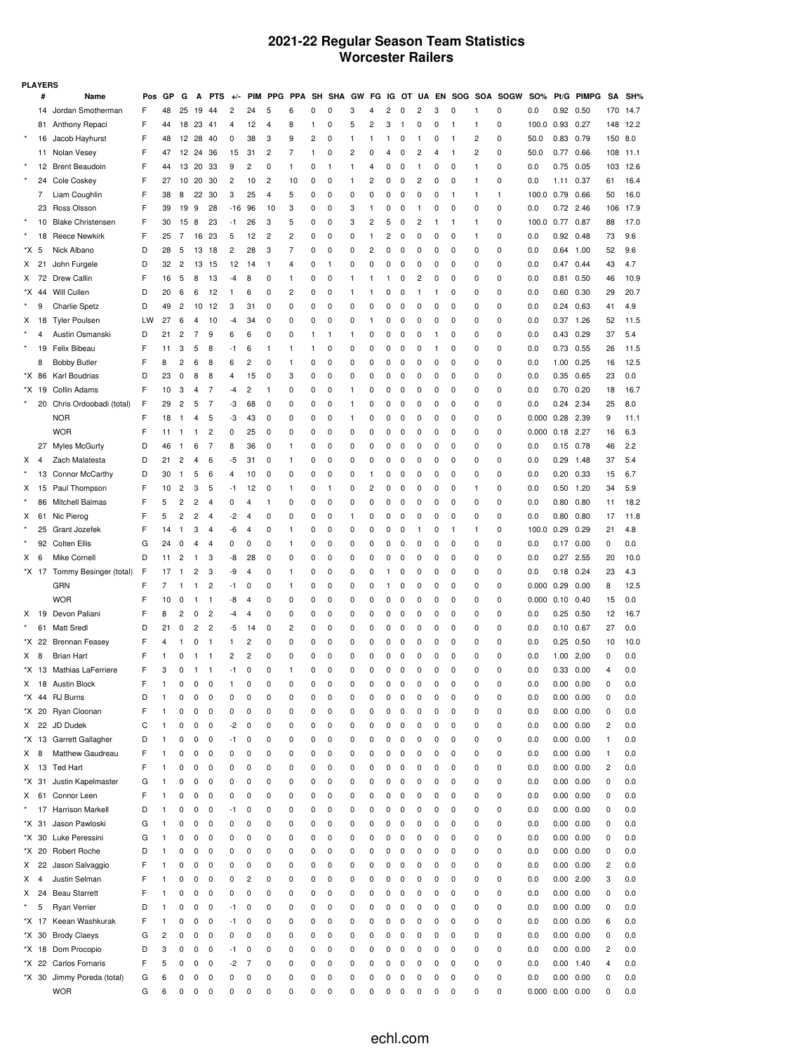# 2021-22 Regular Season Team Statistics
# Worcester Railers

**PLAYERS**

| | # | Name | Pos | GP | G | A | PTS | +/- | PIM | PPG | PPA | SH | SHA | GW | FG | IG | OT | UA | EN | SOG | SOA | SOGW | SO% | Pt/G | PIMPG | SA | SH% |
|---|---|---|---|---|---|---|---|---|---|---|---|---|---|---|---|---|---|---|---|---|---|---|---|---|---|---|---|
| | 14 | Jordan Smotherman | F | 48 | 25 | 19 | 44 | 2 | 24 | 5 | 6 | 0 | 0 | 3 | 4 | 2 | 0 | 2 | 3 | 0 | 1 | 0 | 0.0 | 0.92 | 0.50 | 170 | 14.7 |
| | 81 | Anthony Repaci | F | 44 | 18 | 23 | 41 | 4 | 12 | 4 | 8 | 1 | 0 | 5 | 2 | 3 | 1 | 0 | 0 | 1 | 1 | 0 | 100.0 | 0.93 | 0.27 | 148 | 12.2 |
| * | 16 | Jacob Hayhurst | F | 48 | 12 | 28 | 40 | 0 | 38 | 3 | 9 | 2 | 0 | 1 | 1 | 1 | 0 | 1 | 0 | 1 | 2 | 0 | 50.0 | 0.83 | 0.79 | 150 | 8.0 |
| | 11 | Nolan Vesey | F | 47 | 12 | 24 | 36 | 15 | 31 | 2 | 7 | 1 | 0 | 2 | 0 | 4 | 0 | 2 | 4 | 1 | 2 | 0 | 50.0 | 0.77 | 0.66 | 108 | 11.1 |
| * | 12 | Brent Beaudoin | F | 44 | 13 | 20 | 33 | 9 | 2 | 0 | 1 | 0 | 1 | 1 | 4 | 0 | 0 | 1 | 0 | 0 | 1 | 0 | 0.0 | 0.75 | 0.05 | 103 | 12.6 |
| * | 24 | Cole Coskey | F | 27 | 10 | 20 | 30 | 2 | 10 | 2 | 10 | 0 | 0 | 1 | 2 | 0 | 0 | 2 | 0 | 0 | 1 | 0 | 0.0 | 1.11 | 0.37 | 61 | 16.4 |
| | 7 | Liam Coughlin | F | 38 | 8 | 22 | 30 | 3 | 25 | 4 | 5 | 0 | 0 | 0 | 0 | 0 | 0 | 0 | 0 | 1 | 1 | 1 | 100.0 | 0.79 | 0.66 | 50 | 16.0 |
| | 23 | Ross Olsson | F | 39 | 19 | 9 | 28 | -16 | 96 | 10 | 3 | 0 | 0 | 3 | 1 | 0 | 0 | 1 | 0 | 0 | 0 | 0 | 0.0 | 0.72 | 2.46 | 106 | 17.9 |
| * | 10 | Blake Christensen | F | 30 | 15 | 8 | 23 | -1 | 26 | 3 | 5 | 0 | 0 | 3 | 2 | 5 | 0 | 2 | 1 | 1 | 1 | 0 | 100.0 | 0.77 | 0.87 | 88 | 17.0 |
| * | 18 | Reece Newkirk | F | 25 | 7 | 16 | 23 | 5 | 12 | 2 | 2 | 0 | 0 | 0 | 1 | 2 | 0 | 0 | 0 | 0 | 1 | 0 | 0.0 | 0.92 | 0.48 | 73 | 9.6 |
| *X | 5 | Nick Albano | D | 28 | 5 | 13 | 18 | 2 | 28 | 3 | 7 | 0 | 0 | 0 | 2 | 0 | 0 | 0 | 0 | 0 | 0 | 0 | 0.0 | 0.64 | 1.00 | 52 | 9.6 |
| X | 21 | John Furgele | D | 32 | 2 | 13 | 15 | 12 | 14 | 1 | 4 | 0 | 1 | 0 | 0 | 0 | 0 | 0 | 0 | 0 | 0 | 0 | 0.0 | 0.47 | 0.44 | 43 | 4.7 |
| X | 72 | Drew Callin | F | 16 | 5 | 8 | 13 | -4 | 8 | 0 | 1 | 0 | 0 | 1 | 1 | 1 | 0 | 2 | 0 | 0 | 0 | 0 | 0.0 | 0.81 | 0.50 | 46 | 10.9 |
| *X | 44 | Will Cullen | D | 20 | 6 | 6 | 12 | 1 | 6 | 0 | 2 | 0 | 0 | 1 | 1 | 0 | 0 | 1 | 1 | 0 | 0 | 0 | 0.0 | 0.60 | 0.30 | 29 | 20.7 |
| * | 9 | Charlie Spetz | D | 49 | 2 | 10 | 12 | 3 | 31 | 0 | 0 | 0 | 0 | 0 | 0 | 0 | 0 | 0 | 0 | 0 | 0 | 0 | 0.0 | 0.24 | 0.63 | 41 | 4.9 |
| X | 18 | Tyler Poulsen | LW | 27 | 6 | 4 | 10 | -4 | 34 | 0 | 0 | 0 | 0 | 0 | 1 | 0 | 0 | 0 | 0 | 0 | 0 | 0 | 0.0 | 0.37 | 1.26 | 52 | 11.5 |
| * | 4 | Austin Osmanski | D | 21 | 2 | 7 | 9 | 6 | 6 | 0 | 0 | 1 | 1 | 1 | 0 | 0 | 0 | 0 | 1 | 0 | 0 | 0 | 0.0 | 0.43 | 0.29 | 37 | 5.4 |
| * | 19 | Felix Bibeau | F | 11 | 3 | 5 | 8 | -1 | 6 | 1 | 1 | 1 | 0 | 0 | 0 | 0 | 0 | 0 | 1 | 0 | 0 | 0 | 0.0 | 0.73 | 0.55 | 26 | 11.5 |
| | 8 | Bobby Butler | F | 8 | 2 | 6 | 8 | 6 | 2 | 0 | 1 | 0 | 0 | 0 | 0 | 0 | 0 | 0 | 0 | 0 | 0 | 0 | 0.0 | 1.00 | 0.25 | 16 | 12.5 |
| *X | 86 | Karl Boudrias | D | 23 | 0 | 8 | 8 | 4 | 15 | 0 | 3 | 0 | 0 | 0 | 0 | 0 | 0 | 0 | 0 | 0 | 0 | 0 | 0.0 | 0.35 | 0.65 | 23 | 0.0 |
| *X | 19 | Collin Adams | F | 10 | 3 | 4 | 7 | -4 | 2 | 1 | 0 | 0 | 0 | 1 | 0 | 0 | 0 | 0 | 0 | 0 | 0 | 0 | 0.0 | 0.70 | 0.20 | 18 | 16.7 |
| * | 20 | Chris Ordoobadi (total) | F | 29 | 2 | 5 | 7 | -3 | 68 | 0 | 0 | 0 | 0 | 1 | 0 | 0 | 0 | 0 | 0 | 0 | 0 | 0 | 0.0 | 0.24 | 2.34 | 25 | 8.0 |
| | | NOR | F | 18 | 1 | 4 | 5 | -3 | 43 | 0 | 0 | 0 | 0 | 1 | 0 | 0 | 0 | 0 | 0 | 0 | 0 | 0 | 0.000 | 0.28 | 2.39 | 9 | 11.1 |
| | | WOR | F | 11 | 1 | 1 | 2 | 0 | 25 | 0 | 0 | 0 | 0 | 0 | 0 | 0 | 0 | 0 | 0 | 0 | 0 | 0 | 0.000 | 0.18 | 2.27 | 16 | 6.3 |
| | 27 | Myles McGurty | D | 46 | 1 | 6 | 7 | 8 | 36 | 0 | 1 | 0 | 0 | 0 | 0 | 0 | 0 | 0 | 0 | 0 | 0 | 0 | 0.0 | 0.15 | 0.78 | 46 | 2.2 |
| X | 4 | Zach Malatesta | D | 21 | 2 | 4 | 6 | -5 | 31 | 0 | 1 | 0 | 0 | 0 | 0 | 0 | 0 | 0 | 0 | 0 | 0 | 0 | 0.0 | 0.29 | 1.48 | 37 | 5.4 |
| * | 13 | Connor McCarthy | D | 30 | 1 | 5 | 6 | 4 | 10 | 0 | 0 | 0 | 0 | 0 | 1 | 0 | 0 | 0 | 0 | 0 | 0 | 0 | 0.0 | 0.20 | 0.33 | 15 | 6.7 |
| X | 15 | Paul Thompson | F | 10 | 2 | 3 | 5 | -1 | 12 | 0 | 1 | 0 | 1 | 0 | 2 | 0 | 0 | 0 | 0 | 0 | 1 | 0 | 0.0 | 0.50 | 1.20 | 34 | 5.9 |
| * | 86 | Mitchell Balmas | F | 5 | 2 | 2 | 4 | 0 | 4 | 1 | 0 | 0 | 0 | 0 | 0 | 0 | 0 | 0 | 0 | 0 | 0 | 0 | 0.0 | 0.80 | 0.80 | 11 | 18.2 |
| X | 61 | Nic Pierog | F | 5 | 2 | 2 | 4 | -2 | 4 | 0 | 0 | 0 | 0 | 1 | 0 | 0 | 0 | 0 | 0 | 0 | 0 | 0 | 0.0 | 0.80 | 0.80 | 17 | 11.8 |
| * | 25 | Grant Jozefek | F | 14 | 1 | 3 | 4 | -6 | 4 | 0 | 1 | 0 | 0 | 0 | 0 | 0 | 0 | 1 | 0 | 1 | 1 | 0 | 100.0 | 0.29 | 0.29 | 21 | 4.8 |
| * | 92 | Colten Ellis | G | 24 | 0 | 4 | 4 | 0 | 0 | 0 | 1 | 0 | 0 | 0 | 0 | 0 | 0 | 0 | 0 | 0 | 0 | 0 | 0.0 | 0.17 | 0.00 | 0 | 0.0 |
| X | 6 | Mike Cornell | D | 11 | 2 | 1 | 3 | -8 | 28 | 0 | 0 | 0 | 0 | 0 | 0 | 0 | 0 | 0 | 0 | 0 | 0 | 0 | 0.0 | 0.27 | 2.55 | 20 | 10.0 |
| *X | 17 | Tommy Besinger (total) | F | 17 | 1 | 2 | 3 | -9 | 4 | 0 | 1 | 0 | 0 | 0 | 0 | 1 | 0 | 0 | 0 | 0 | 0 | 0 | 0.0 | 0.18 | 0.24 | 23 | 4.3 |
| | | GRN | F | 7 | 1 | 1 | 2 | -1 | 0 | 0 | 1 | 0 | 0 | 0 | 0 | 1 | 0 | 0 | 0 | 0 | 0 | 0 | 0.000 | 0.29 | 0.00 | 8 | 12.5 |
| | | WOR | F | 10 | 0 | 1 | 1 | -8 | 4 | 0 | 0 | 0 | 0 | 0 | 0 | 0 | 0 | 0 | 0 | 0 | 0 | 0 | 0.000 | 0.10 | 0.40 | 15 | 0.0 |
| X | 19 | Devon Paliani | F | 8 | 2 | 0 | 2 | -4 | 4 | 0 | 0 | 0 | 0 | 0 | 0 | 0 | 0 | 0 | 0 | 0 | 0 | 0 | 0.0 | 0.25 | 0.50 | 12 | 16.7 |
| * | 61 | Matt Sredl | D | 21 | 0 | 2 | 2 | -5 | 14 | 0 | 2 | 0 | 0 | 0 | 0 | 0 | 0 | 0 | 0 | 0 | 0 | 0 | 0.0 | 0.10 | 0.67 | 27 | 0.0 |
| *X | 22 | Brennan Feasey | F | 4 | 1 | 0 | 1 | 1 | 2 | 0 | 0 | 0 | 0 | 0 | 0 | 0 | 0 | 0 | 0 | 0 | 0 | 0 | 0.0 | 0.25 | 0.50 | 10 | 10.0 |
| X | 8 | Brian Hart | F | 1 | 0 | 1 | 1 | 2 | 2 | 0 | 0 | 0 | 0 | 0 | 0 | 0 | 0 | 0 | 0 | 0 | 0 | 0 | 0.0 | 1.00 | 2.00 | 0 | 0.0 |
| *X | 13 | Mathias LaFerriere | F | 3 | 0 | 1 | 1 | -1 | 0 | 0 | 1 | 0 | 0 | 0 | 0 | 0 | 0 | 0 | 0 | 0 | 0 | 0 | 0.0 | 0.33 | 0.00 | 4 | 0.0 |
| X | 18 | Austin Block | F | 1 | 0 | 0 | 0 | 1 | 0 | 0 | 0 | 0 | 0 | 0 | 0 | 0 | 0 | 0 | 0 | 0 | 0 | 0 | 0.0 | 0.00 | 0.00 | 0 | 0.0 |
| *X | 44 | RJ Burns | D | 1 | 0 | 0 | 0 | 0 | 0 | 0 | 0 | 0 | 0 | 0 | 0 | 0 | 0 | 0 | 0 | 0 | 0 | 0 | 0.0 | 0.00 | 0.00 | 0 | 0.0 |
| *X | 20 | Ryan Cloonan | F | 1 | 0 | 0 | 0 | 0 | 0 | 0 | 0 | 0 | 0 | 0 | 0 | 0 | 0 | 0 | 0 | 0 | 0 | 0 | 0.0 | 0.00 | 0.00 | 0 | 0.0 |
| X | 22 | JD Dudek | C | 1 | 0 | 0 | 0 | -2 | 0 | 0 | 0 | 0 | 0 | 0 | 0 | 0 | 0 | 0 | 0 | 0 | 0 | 0 | 0.0 | 0.00 | 0.00 | 2 | 0.0 |
| *X | 13 | Garrett Gallagher | D | 1 | 0 | 0 | 0 | -1 | 0 | 0 | 0 | 0 | 0 | 0 | 0 | 0 | 0 | 0 | 0 | 0 | 0 | 0 | 0.0 | 0.00 | 0.00 | 1 | 0.0 |
| X | 8 | Matthew Gaudreau | F | 1 | 0 | 0 | 0 | 0 | 0 | 0 | 0 | 0 | 0 | 0 | 0 | 0 | 0 | 0 | 0 | 0 | 0 | 0 | 0.0 | 0.00 | 0.00 | 1 | 0.0 |
| X | 13 | Ted Hart | F | 1 | 0 | 0 | 0 | 0 | 0 | 0 | 0 | 0 | 0 | 0 | 0 | 0 | 0 | 0 | 0 | 0 | 0 | 0 | 0.0 | 0.00 | 0.00 | 2 | 0.0 |
| *X | 31 | Justin Kapelmaster | G | 1 | 0 | 0 | 0 | 0 | 0 | 0 | 0 | 0 | 0 | 0 | 0 | 0 | 0 | 0 | 0 | 0 | 0 | 0 | 0.0 | 0.00 | 0.00 | 0 | 0.0 |
| X | 61 | Connor Leen | F | 1 | 0 | 0 | 0 | 0 | 0 | 0 | 0 | 0 | 0 | 0 | 0 | 0 | 0 | 0 | 0 | 0 | 0 | 0 | 0.0 | 0.00 | 0.00 | 0 | 0.0 |
| * | 17 | Harrison Markell | D | 1 | 0 | 0 | 0 | -1 | 0 | 0 | 0 | 0 | 0 | 0 | 0 | 0 | 0 | 0 | 0 | 0 | 0 | 0 | 0.0 | 0.00 | 0.00 | 0 | 0.0 |
| *X | 31 | Jason Pawloski | G | 1 | 0 | 0 | 0 | 0 | 0 | 0 | 0 | 0 | 0 | 0 | 0 | 0 | 0 | 0 | 0 | 0 | 0 | 0 | 0.0 | 0.00 | 0.00 | 0 | 0.0 |
| *X | 30 | Luke Peressini | G | 1 | 0 | 0 | 0 | 0 | 0 | 0 | 0 | 0 | 0 | 0 | 0 | 0 | 0 | 0 | 0 | 0 | 0 | 0 | 0.0 | 0.00 | 0.00 | 0 | 0.0 |
| *X | 20 | Robert Roche | D | 1 | 0 | 0 | 0 | 0 | 0 | 0 | 0 | 0 | 0 | 0 | 0 | 0 | 0 | 0 | 0 | 0 | 0 | 0 | 0.0 | 0.00 | 0.00 | 0 | 0.0 |
| X | 22 | Jason Salvaggio | F | 1 | 0 | 0 | 0 | 0 | 0 | 0 | 0 | 0 | 0 | 0 | 0 | 0 | 0 | 0 | 0 | 0 | 0 | 0 | 0.0 | 0.00 | 0.00 | 2 | 0.0 |
| X | 4 | Justin Selman | F | 1 | 0 | 0 | 0 | 0 | 2 | 0 | 0 | 0 | 0 | 0 | 0 | 0 | 0 | 0 | 0 | 0 | 0 | 0 | 0.0 | 0.00 | 2.00 | 3 | 0.0 |
| X | 24 | Beau Starrett | F | 1 | 0 | 0 | 0 | 0 | 0 | 0 | 0 | 0 | 0 | 0 | 0 | 0 | 0 | 0 | 0 | 0 | 0 | 0 | 0.0 | 0.00 | 0.00 | 0 | 0.0 |
| * | 5 | Ryan Verrier | D | 1 | 0 | 0 | 0 | -1 | 0 | 0 | 0 | 0 | 0 | 0 | 0 | 0 | 0 | 0 | 0 | 0 | 0 | 0 | 0.0 | 0.00 | 0.00 | 0 | 0.0 |
| *X | 17 | Keean Washkurak | F | 1 | 0 | 0 | 0 | -1 | 0 | 0 | 0 | 0 | 0 | 0 | 0 | 0 | 0 | 0 | 0 | 0 | 0 | 0 | 0.0 | 0.00 | 0.00 | 6 | 0.0 |
| *X | 30 | Brody Claeys | G | 2 | 0 | 0 | 0 | 0 | 0 | 0 | 0 | 0 | 0 | 0 | 0 | 0 | 0 | 0 | 0 | 0 | 0 | 0 | 0.0 | 0.00 | 0.00 | 0 | 0.0 |
| *X | 18 | Dom Procopio | D | 3 | 0 | 0 | 0 | -1 | 0 | 0 | 0 | 0 | 0 | 0 | 0 | 0 | 0 | 0 | 0 | 0 | 0 | 0 | 0.0 | 0.00 | 0.00 | 2 | 0.0 |
| *X | 22 | Carlos Fornaris | F | 5 | 0 | 0 | 0 | -2 | 7 | 0 | 0 | 0 | 0 | 0 | 0 | 0 | 0 | 0 | 0 | 0 | 0 | 0 | 0.0 | 0.00 | 1.40 | 4 | 0.0 |
| *X | 30 | Jimmy Poreda (total) | G | 6 | 0 | 0 | 0 | 0 | 0 | 0 | 0 | 0 | 0 | 0 | 0 | 0 | 0 | 0 | 0 | 0 | 0 | 0 | 0.0 | 0.00 | 0.00 | 0 | 0.0 |
| | | WOR | G | 6 | 0 | 0 | 0 | 0 | 0 | 0 | 0 | 0 | 0 | 0 | 0 | 0 | 0 | 0 | 0 | 0 | 0 | 0 | 0.000 | 0.00 | 0.00 | 0 | 0.0 |

echl.com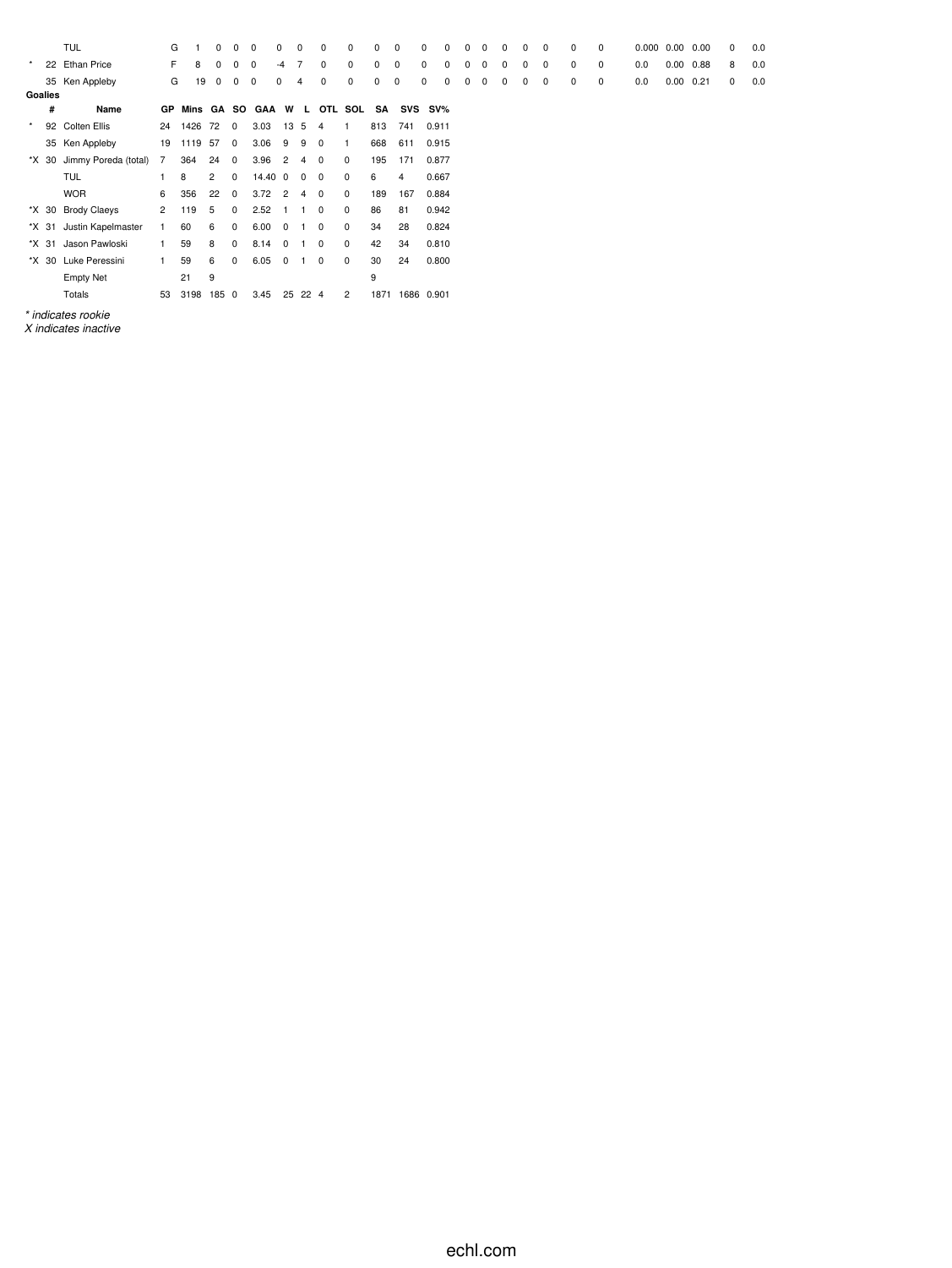| | | | | | | | | | | | | | | | | | | | | | | | | | | | | |
|---|---|---|---|---|---|---|---|---|---|---|---|---|---|---|---|---|---|---|---|---|---|---|---|---|---|---|---|---|
| | | TUL | G | 1 | 0 | 0 | 0 | 0 | 0 | 0 | 0 | 0 | 0 | 0 | 0 | 0 | 0 | 0 | 0 | 0 | 0 | 0 | 0 | 0.000 | 0.00 | 0.00 | 0 | 0.0 |
| * | 22 | Ethan Price | F | 8 | 0 | 0 | 0 | -4 | 7 | 0 | 0 | 0 | 0 | 0 | 0 | 0 | 0 | 0 | 0 | 0 | 0 | 0 | 0 | 0.0 | 0.00 | 0.88 | 8 | 0.0 |
| | 35 | Ken Appleby | G | 19 | 0 | 0 | 0 | 0 | 4 | 0 | 0 | 0 | 0 | 0 | 0 | 0 | 0 | 0 | 0 | 0 | 0 | 0 | 0 | 0.0 | 0.00 | 0.21 | 0 | 0.0 |

**Goalies**

| | # | Name | GP | Mins | GA | SO | GAA | W | L | OTL | SOL | SA | SVS | SV% |
|---|---|---|---|---|---|---|---|---|---|---|---|---|---|---|
| * | 92 | Colten Ellis | 24 | 1426 | 72 | 0 | 3.03 | 13 | 5 | 4 | 1 | 813 | 741 | 0.911 |
| | 35 | Ken Appleby | 19 | 1119 | 57 | 0 | 3.06 | 9 | 9 | 0 | 1 | 668 | 611 | 0.915 |
| *X | 30 | Jimmy Poreda (total) | 7 | 364 | 24 | 0 | 3.96 | 2 | 4 | 0 | 0 | 195 | 171 | 0.877 |
| | | TUL | 1 | 8 | 2 | 0 | 14.40 | 0 | 0 | 0 | 0 | 6 | 4 | 0.667 |
| | | WOR | 6 | 356 | 22 | 0 | 3.72 | 2 | 4 | 0 | 0 | 189 | 167 | 0.884 |
| *X | 30 | Brody Claeys | 2 | 119 | 5 | 0 | 2.52 | 1 | 1 | 0 | 0 | 86 | 81 | 0.942 |
| *X | 31 | Justin Kapelmaster | 1 | 60 | 6 | 0 | 6.00 | 0 | 1 | 0 | 0 | 34 | 28 | 0.824 |
| *X | 31 | Jason Pawloski | 1 | 59 | 8 | 0 | 8.14 | 0 | 1 | 0 | 0 | 42 | 34 | 0.810 |
| *X | 30 | Luke Peressini | 1 | 59 | 6 | 0 | 6.05 | 0 | 1 | 0 | 0 | 30 | 24 | 0.800 |
| | | Empty Net | | 21 | 9 | | | | | | | 9 | | |
| | | Totals | 53 | 3198 | 185 | 0 | 3.45 | 25 | 22 | 4 | 2 | 1871 | 1686 | 0.901 |

*\* indicates rookie*
*X indicates inactive*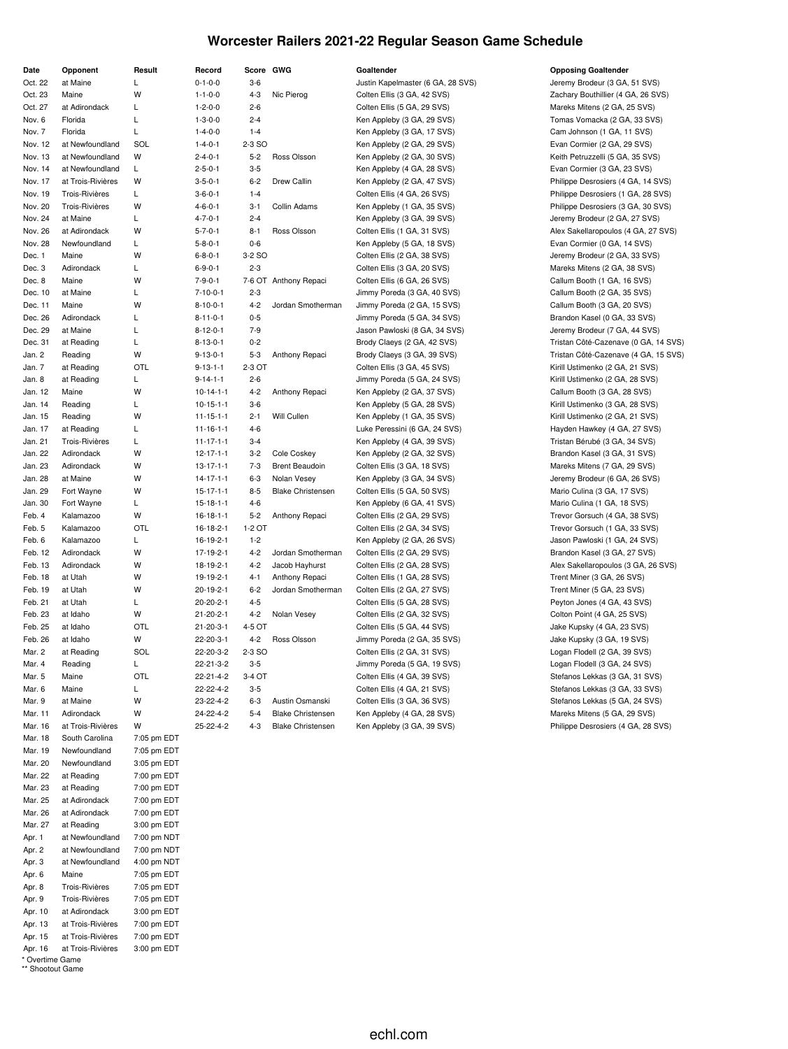# Worcester Railers 2021-22 Regular Season Game Schedule

| Date | Opponent | Result | Record | Score | GWG | Goaltender | Opposing Goaltender |
|---|---|---|---|---|---|---|---|
| Oct. 22 | at Maine | L | 0-1-0-0 | 3-6 | | Justin Kapelmaster (6 GA, 28 SVS) | Jeremy Brodeur (3 GA, 51 SVS) |
| Oct. 23 | Maine | W | 1-1-0-0 | 4-3 | Nic Pierog | Colten Ellis (3 GA, 42 SVS) | Zachary Bouthillier (4 GA, 26 SVS) |
| Oct. 27 | at Adirondack | L | 1-2-0-0 | 2-6 | | Colten Ellis (5 GA, 29 SVS) | Mareks Mitens (2 GA, 25 SVS) |
| Nov. 6 | Florida | L | 1-3-0-0 | 2-4 | | Ken Appleby (3 GA, 29 SVS) | Tomas Vomacka (2 GA, 33 SVS) |
| Nov. 7 | Florida | L | 1-4-0-0 | 1-4 | | Ken Appleby (3 GA, 17 SVS) | Cam Johnson (1 GA, 11 SVS) |
| Nov. 12 | at Newfoundland | SOL | 1-4-0-1 | 2-3 SO | | Ken Appleby (2 GA, 29 SVS) | Evan Cormier (2 GA, 29 SVS) |
| Nov. 13 | at Newfoundland | W | 2-4-0-1 | 5-2 | Ross Olsson | Ken Appleby (2 GA, 30 SVS) | Keith Petruzzelli (5 GA, 35 SVS) |
| Nov. 14 | at Newfoundland | L | 2-5-0-1 | 3-5 | | Ken Appleby (4 GA, 28 SVS) | Evan Cormier (3 GA, 23 SVS) |
| Nov. 17 | at Trois-Rivières | W | 3-5-0-1 | 6-2 | Drew Callin | Ken Appleby (2 GA, 47 SVS) | Philippe Desrosiers (4 GA, 14 SVS) |
| Nov. 19 | Trois-Rivières | L | 3-6-0-1 | 1-4 | | Colten Ellis (4 GA, 26 SVS) | Philippe Desrosiers (1 GA, 28 SVS) |
| Nov. 20 | Trois-Rivières | W | 4-6-0-1 | 3-1 | Collin Adams | Ken Appleby (1 GA, 35 SVS) | Philippe Desrosiers (3 GA, 30 SVS) |
| Nov. 24 | at Maine | L | 4-7-0-1 | 2-4 | | Ken Appleby (3 GA, 39 SVS) | Jeremy Brodeur (2 GA, 27 SVS) |
| Nov. 26 | at Adirondack | W | 5-7-0-1 | 8-1 | Ross Olsson | Colten Ellis (1 GA, 31 SVS) | Alex Sakellaropoulos (4 GA, 27 SVS) |
| Nov. 28 | Newfoundland | L | 5-8-0-1 | 0-6 | | Ken Appleby (5 GA, 18 SVS) | Evan Cormier (0 GA, 14 SVS) |
| Dec. 1 | Maine | W | 6-8-0-1 | 3-2 SO | | Colten Ellis (2 GA, 38 SVS) | Jeremy Brodeur (2 GA, 33 SVS) |
| Dec. 3 | Adirondack | L | 6-9-0-1 | 2-3 | | Colten Ellis (3 GA, 20 SVS) | Mareks Mitens (2 GA, 38 SVS) |
| Dec. 8 | Maine | W | 7-9-0-1 | 7-6 OT | Anthony Repaci | Colten Ellis (6 GA, 26 SVS) | Callum Booth (1 GA, 16 SVS) |
| Dec. 10 | at Maine | L | 7-10-0-1 | 2-3 | | Jimmy Poreda (3 GA, 40 SVS) | Callum Booth (2 GA, 35 SVS) |
| Dec. 11 | Maine | W | 8-10-0-1 | 4-2 | Jordan Smotherman | Jimmy Poreda (2 GA, 15 SVS) | Callum Booth (3 GA, 20 SVS) |
| Dec. 26 | Adirondack | L | 8-11-0-1 | 0-5 | | Jimmy Poreda (5 GA, 34 SVS) | Brandon Kasel (0 GA, 33 SVS) |
| Dec. 29 | at Maine | L | 8-12-0-1 | 7-9 | | Jason Pawloski (8 GA, 34 SVS) | Jeremy Brodeur (7 GA, 44 SVS) |
| Dec. 31 | at Reading | L | 8-13-0-1 | 0-2 | | Brody Claeys (2 GA, 42 SVS) | Tristan Côté-Cazenave (0 GA, 14 SVS) |
| Jan. 2 | Reading | W | 9-13-0-1 | 5-3 | Anthony Repaci | Brody Claeys (3 GA, 39 SVS) | Tristan Côté-Cazenave (4 GA, 15 SVS) |
| Jan. 7 | at Reading | OTL | 9-13-1-1 | 2-3 OT | | Colten Ellis (3 GA, 45 SVS) | Kirill Ustimenko (2 GA, 21 SVS) |
| Jan. 8 | at Reading | L | 9-14-1-1 | 2-6 | | Jimmy Poreda (5 GA, 24 SVS) | Kirill Ustimenko (2 GA, 28 SVS) |
| Jan. 12 | Maine | W | 10-14-1-1 | 4-2 | Anthony Repaci | Ken Appleby (2 GA, 37 SVS) | Callum Booth (3 GA, 28 SVS) |
| Jan. 14 | Reading | L | 10-15-1-1 | 3-6 | | Ken Appleby (5 GA, 28 SVS) | Kirill Ustimenko (3 GA, 28 SVS) |
| Jan. 15 | Reading | W | 11-15-1-1 | 2-1 | Will Cullen | Ken Appleby (1 GA, 35 SVS) | Kirill Ustimenko (2 GA, 21 SVS) |
| Jan. 17 | at Reading | L | 11-16-1-1 | 4-6 | | Luke Peressini (6 GA, 24 SVS) | Hayden Hawkey (4 GA, 27 SVS) |
| Jan. 21 | Trois-Rivières | L | 11-17-1-1 | 3-4 | | Ken Appleby (4 GA, 39 SVS) | Tristan Bérubé (3 GA, 34 SVS) |
| Jan. 22 | Adirondack | W | 12-17-1-1 | 3-2 | Cole Coskey | Ken Appleby (2 GA, 32 SVS) | Brandon Kasel (3 GA, 31 SVS) |
| Jan. 23 | Adirondack | W | 13-17-1-1 | 7-3 | Brent Beaudoin | Colten Ellis (3 GA, 18 SVS) | Mareks Mitens (7 GA, 29 SVS) |
| Jan. 28 | at Maine | W | 14-17-1-1 | 6-3 | Nolan Vesey | Ken Appleby (3 GA, 34 SVS) | Jeremy Brodeur (6 GA, 26 SVS) |
| Jan. 29 | Fort Wayne | W | 15-17-1-1 | 8-5 | Blake Christensen | Colten Ellis (5 GA, 50 SVS) | Mario Culina (3 GA, 17 SVS) |
| Jan. 30 | Fort Wayne | L | 15-18-1-1 | 4-6 | | Ken Appleby (6 GA, 41 SVS) | Mario Culina (1 GA, 18 SVS) |
| Feb. 4 | Kalamazoo | W | 16-18-1-1 | 5-2 | Anthony Repaci | Colten Ellis (2 GA, 29 SVS) | Trevor Gorsuch (4 GA, 38 SVS) |
| Feb. 5 | Kalamazoo | OTL | 16-18-2-1 | 1-2 OT | | Colten Ellis (2 GA, 34 SVS) | Trevor Gorsuch (1 GA, 33 SVS) |
| Feb. 6 | Kalamazoo | L | 16-19-2-1 | 1-2 | | Ken Appleby (2 GA, 26 SVS) | Jason Pawloski (1 GA, 24 SVS) |
| Feb. 12 | Adirondack | W | 17-19-2-1 | 4-2 | Jordan Smotherman | Colten Ellis (2 GA, 29 SVS) | Brandon Kasel (3 GA, 27 SVS) |
| Feb. 13 | Adirondack | W | 18-19-2-1 | 4-2 | Jacob Hayhurst | Colten Ellis (2 GA, 28 SVS) | Alex Sakellaropoulos (3 GA, 26 SVS) |
| Feb. 18 | at Utah | W | 19-19-2-1 | 4-1 | Anthony Repaci | Colten Ellis (1 GA, 28 SVS) | Trent Miner (3 GA, 26 SVS) |
| Feb. 19 | at Utah | W | 20-19-2-1 | 6-2 | Jordan Smotherman | Colten Ellis (2 GA, 27 SVS) | Trent Miner (5 GA, 23 SVS) |
| Feb. 21 | at Utah | L | 20-20-2-1 | 4-5 | | Colten Ellis (5 GA, 28 SVS) | Peyton Jones (4 GA, 43 SVS) |
| Feb. 23 | at Idaho | W | 21-20-2-1 | 4-2 | Nolan Vesey | Colten Ellis (2 GA, 32 SVS) | Colton Point (4 GA, 25 SVS) |
| Feb. 25 | at Idaho | OTL | 21-20-3-1 | 4-5 OT | | Colten Ellis (5 GA, 44 SVS) | Jake Kupsky (4 GA, 23 SVS) |
| Feb. 26 | at Idaho | W | 22-20-3-1 | 4-2 | Ross Olsson | Jimmy Poreda (2 GA, 35 SVS) | Jake Kupsky (3 GA, 19 SVS) |
| Mar. 2 | at Reading | SOL | 22-20-3-2 | 2-3 SO | | Colten Ellis (2 GA, 31 SVS) | Logan Flodell (2 GA, 39 SVS) |
| Mar. 4 | Reading | L | 22-21-3-2 | 3-5 | | Jimmy Poreda (5 GA, 19 SVS) | Logan Flodell (3 GA, 24 SVS) |
| Mar. 5 | Maine | OTL | 22-21-4-2 | 3-4 OT | | Colten Ellis (4 GA, 39 SVS) | Stefanos Lekkas (3 GA, 31 SVS) |
| Mar. 6 | Maine | L | 22-22-4-2 | 3-5 | | Colten Ellis (4 GA, 21 SVS) | Stefanos Lekkas (3 GA, 33 SVS) |
| Mar. 9 | at Maine | W | 23-22-4-2 | 6-3 | Austin Osmanski | Colten Ellis (3 GA, 36 SVS) | Stefanos Lekkas (5 GA, 24 SVS) |
| Mar. 11 | Adirondack | W | 24-22-4-2 | 5-4 | Blake Christensen | Ken Appleby (4 GA, 28 SVS) | Mareks Mitens (5 GA, 29 SVS) |
| Mar. 16 | at Trois-Rivières | W | 25-22-4-2 | 4-3 | Blake Christensen | Ken Appleby (3 GA, 39 SVS) | Philippe Desrosiers (4 GA, 28 SVS) |
| Mar. 18 | South Carolina | 7:05 pm EDT | | | | | |
| Mar. 19 | Newfoundland | 7:05 pm EDT | | | | | |
| Mar. 20 | Newfoundland | 3:05 pm EDT | | | | | |
| Mar. 22 | at Reading | 7:00 pm EDT | | | | | |
| Mar. 23 | at Reading | 7:00 pm EDT | | | | | |
| Mar. 25 | at Adirondack | 7:00 pm EDT | | | | | |
| Mar. 26 | at Adirondack | 7:00 pm EDT | | | | | |
| Mar. 27 | at Reading | 3:00 pm EDT | | | | | |
| Apr. 1 | at Newfoundland | 7:00 pm NDT | | | | | |
| Apr. 2 | at Newfoundland | 7:00 pm NDT | | | | | |
| Apr. 3 | at Newfoundland | 4:00 pm NDT | | | | | |
| Apr. 6 | Maine | 7:05 pm EDT | | | | | |
| Apr. 8 | Trois-Rivières | 7:05 pm EDT | | | | | |
| Apr. 9 | Trois-Rivières | 7:05 pm EDT | | | | | |
| Apr. 10 | at Adirondack | 3:00 pm EDT | | | | | |
| Apr. 13 | at Trois-Rivières | 7:00 pm EDT | | | | | |
| Apr. 15 | at Trois-Rivières | 7:00 pm EDT | | | | | |
| Apr. 16 | at Trois-Rivières | 3:00 pm EDT | | | | | |

\* Overtime Game
\*\* Shootout Game

echl.com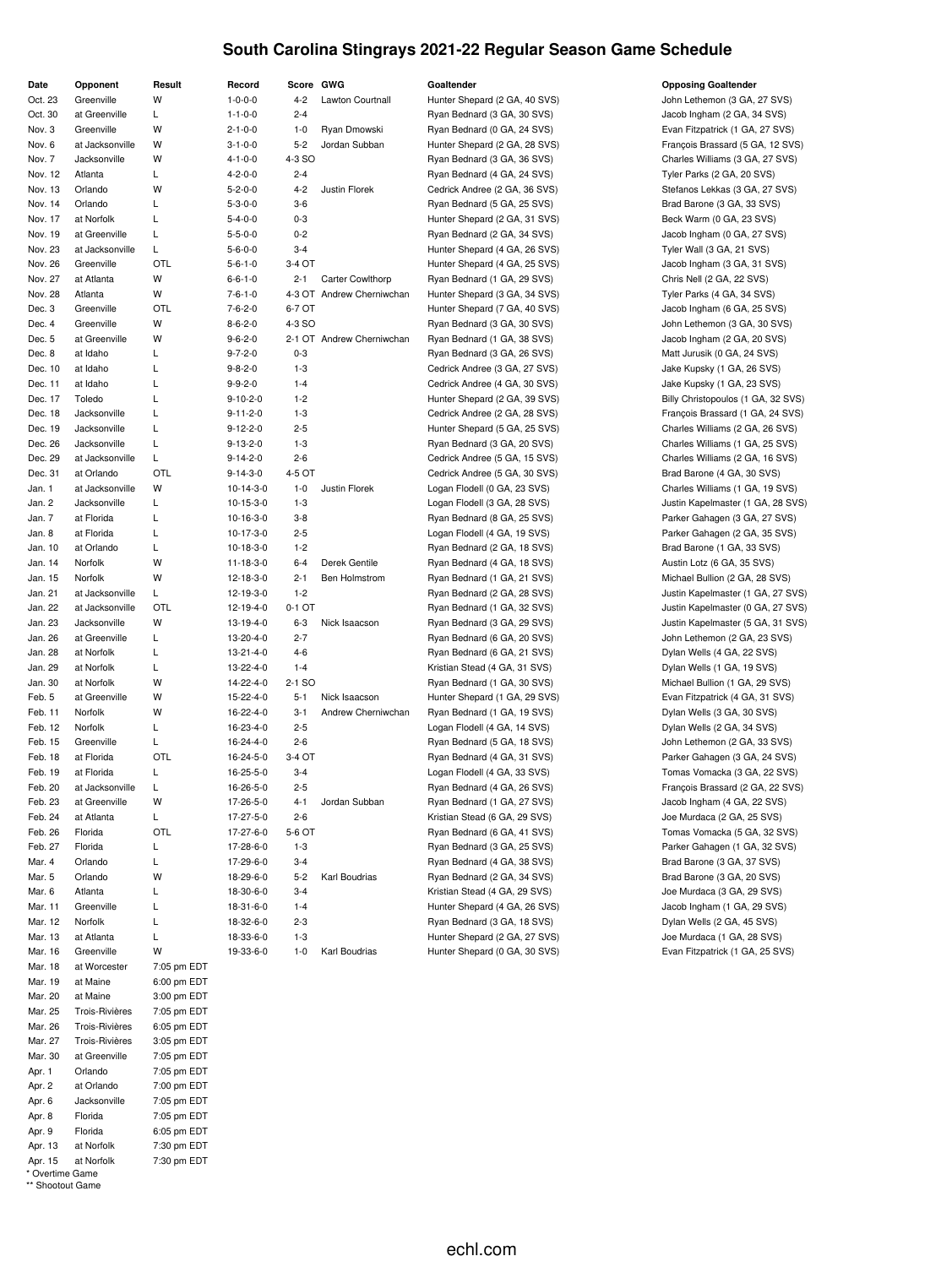# South Carolina Stingrays 2021-22 Regular Season Game Schedule

| Date | Opponent | Result | Record | Score | GWG | Goaltender | Opposing Goaltender |
|---|---|---|---|---|---|---|---|
| Oct. 23 | Greenville | W | 1-0-0-0 | 4-2 | Lawton Courtnall | Hunter Shepard (2 GA, 40 SVS) | John Lethemon (3 GA, 27 SVS) |
| Oct. 30 | at Greenville | L | 1-1-0-0 | 2-4 | | Ryan Bednard (3 GA, 30 SVS) | Jacob Ingham (2 GA, 34 SVS) |
| Nov. 3 | Greenville | W | 2-1-0-0 | 1-0 | Ryan Dmowski | Ryan Bednard (0 GA, 24 SVS) | Evan Fitzpatrick (1 GA, 27 SVS) |
| Nov. 6 | at Jacksonville | W | 3-1-0-0 | 5-2 | Jordan Subban | Hunter Shepard (2 GA, 28 SVS) | François Brassard (5 GA, 12 SVS) |
| Nov. 7 | Jacksonville | W | 4-1-0-0 | 4-3 SO | | Ryan Bednard (3 GA, 36 SVS) | Charles Williams (3 GA, 27 SVS) |
| Nov. 12 | Atlanta | L | 4-2-0-0 | 2-4 | | Ryan Bednard (4 GA, 24 SVS) | Tyler Parks (2 GA, 20 SVS) |
| Nov. 13 | Orlando | W | 5-2-0-0 | 4-2 | Justin Florek | Cedrick Andree (2 GA, 36 SVS) | Stefanos Lekkas (3 GA, 27 SVS) |
| Nov. 14 | Orlando | L | 5-3-0-0 | 3-6 | | Ryan Bednard (5 GA, 25 SVS) | Brad Barone (3 GA, 33 SVS) |
| Nov. 17 | at Norfolk | L | 5-4-0-0 | 0-3 | | Hunter Shepard (2 GA, 31 SVS) | Beck Warm (0 GA, 23 SVS) |
| Nov. 19 | at Greenville | L | 5-5-0-0 | 0-2 | | Ryan Bednard (2 GA, 34 SVS) | Jacob Ingham (0 GA, 27 SVS) |
| Nov. 23 | at Jacksonville | L | 5-6-0-0 | 3-4 | | Hunter Shepard (4 GA, 26 SVS) | Tyler Wall (3 GA, 21 SVS) |
| Nov. 26 | Greenville | OTL | 5-6-1-0 | 3-4 OT | | Hunter Shepard (4 GA, 25 SVS) | Jacob Ingham (3 GA, 31 SVS) |
| Nov. 27 | at Atlanta | W | 6-6-1-0 | 2-1 | Carter Cowlthorp | Ryan Bednard (1 GA, 29 SVS) | Chris Nell (2 GA, 22 SVS) |
| Nov. 28 | Atlanta | W | 7-6-1-0 | 4-3 OT | Andrew Cherniwchan | Hunter Shepard (3 GA, 34 SVS) | Tyler Parks (4 GA, 34 SVS) |
| Dec. 3 | Greenville | OTL | 7-6-2-0 | 6-7 OT | | Hunter Shepard (7 GA, 40 SVS) | Jacob Ingham (6 GA, 25 SVS) |
| Dec. 4 | Greenville | W | 8-6-2-0 | 4-3 SO | | Ryan Bednard (3 GA, 30 SVS) | John Lethemon (3 GA, 30 SVS) |
| Dec. 5 | at Greenville | W | 9-6-2-0 | 2-1 OT | Andrew Cherniwchan | Ryan Bednard (1 GA, 38 SVS) | Jacob Ingham (2 GA, 20 SVS) |
| Dec. 8 | at Idaho | L | 9-7-2-0 | 0-3 | | Ryan Bednard (3 GA, 26 SVS) | Matt Jurusik (0 GA, 24 SVS) |
| Dec. 10 | at Idaho | L | 9-8-2-0 | 1-3 | | Cedrick Andree (3 GA, 27 SVS) | Jake Kupsky (1 GA, 26 SVS) |
| Dec. 11 | at Idaho | L | 9-9-2-0 | 1-4 | | Cedrick Andree (4 GA, 30 SVS) | Jake Kupsky (1 GA, 23 SVS) |
| Dec. 17 | Toledo | L | 9-10-2-0 | 1-2 | | Hunter Shepard (2 GA, 39 SVS) | Billy Christopoulos (1 GA, 32 SVS) |
| Dec. 18 | Jacksonville | L | 9-11-2-0 | 1-3 | | Cedrick Andree (2 GA, 28 SVS) | François Brassard (1 GA, 24 SVS) |
| Dec. 19 | Jacksonville | L | 9-12-2-0 | 2-5 | | Hunter Shepard (5 GA, 25 SVS) | Charles Williams (2 GA, 26 SVS) |
| Dec. 26 | Jacksonville | L | 9-13-2-0 | 1-3 | | Ryan Bednard (3 GA, 20 SVS) | Charles Williams (1 GA, 25 SVS) |
| Dec. 29 | at Jacksonville | L | 9-14-2-0 | 2-6 | | Cedrick Andree (5 GA, 15 SVS) | Charles Williams (2 GA, 16 SVS) |
| Dec. 31 | at Orlando | OTL | 9-14-3-0 | 4-5 OT | | Cedrick Andree (5 GA, 30 SVS) | Brad Barone (4 GA, 30 SVS) |
| Jan. 1 | at Jacksonville | W | 10-14-3-0 | 1-0 | Justin Florek | Logan Flodell (0 GA, 23 SVS) | Charles Williams (1 GA, 19 SVS) |
| Jan. 2 | Jacksonville | L | 10-15-3-0 | 1-3 | | Logan Flodell (3 GA, 28 SVS) | Justin Kapelmaster (1 GA, 28 SVS) |
| Jan. 7 | at Florida | L | 10-16-3-0 | 3-8 | | Ryan Bednard (8 GA, 25 SVS) | Parker Gahagen (3 GA, 27 SVS) |
| Jan. 8 | at Florida | L | 10-17-3-0 | 2-5 | | Logan Flodell (4 GA, 19 SVS) | Parker Gahagen (2 GA, 35 SVS) |
| Jan. 10 | at Orlando | L | 10-18-3-0 | 1-2 | | Ryan Bednard (2 GA, 18 SVS) | Brad Barone (1 GA, 33 SVS) |
| Jan. 14 | Norfolk | W | 11-18-3-0 | 6-4 | Derek Gentile | Ryan Bednard (4 GA, 18 SVS) | Austin Lotz (6 GA, 35 SVS) |
| Jan. 15 | Norfolk | W | 12-18-3-0 | 2-1 | Ben Holmstrom | Ryan Bednard (1 GA, 21 SVS) | Michael Bullion (2 GA, 28 SVS) |
| Jan. 21 | at Jacksonville | L | 12-19-3-0 | 1-2 | | Ryan Bednard (2 GA, 28 SVS) | Justin Kapelmaster (1 GA, 27 SVS) |
| Jan. 22 | at Jacksonville | OTL | 12-19-4-0 | 0-1 OT | | Ryan Bednard (1 GA, 32 SVS) | Justin Kapelmaster (0 GA, 27 SVS) |
| Jan. 23 | Jacksonville | W | 13-19-4-0 | 6-3 | Nick Isaacson | Ryan Bednard (3 GA, 29 SVS) | Justin Kapelmaster (5 GA, 31 SVS) |
| Jan. 26 | at Greenville | L | 13-20-4-0 | 2-7 | | Ryan Bednard (6 GA, 20 SVS) | John Lethemon (2 GA, 23 SVS) |
| Jan. 28 | at Norfolk | L | 13-21-4-0 | 4-6 | | Ryan Bednard (6 GA, 21 SVS) | Dylan Wells (4 GA, 22 SVS) |
| Jan. 29 | at Norfolk | L | 13-22-4-0 | 1-4 | | Kristian Stead (4 GA, 31 SVS) | Dylan Wells (1 GA, 19 SVS) |
| Jan. 30 | at Norfolk | W | 14-22-4-0 | 2-1 SO | | Ryan Bednard (1 GA, 30 SVS) | Michael Bullion (1 GA, 29 SVS) |
| Feb. 5 | at Greenville | W | 15-22-4-0 | 5-1 | Nick Isaacson | Hunter Shepard (1 GA, 29 SVS) | Evan Fitzpatrick (4 GA, 31 SVS) |
| Feb. 11 | Norfolk | W | 16-22-4-0 | 3-1 | Andrew Cherniwchan | Ryan Bednard (1 GA, 19 SVS) | Dylan Wells (3 GA, 30 SVS) |
| Feb. 12 | Norfolk | L | 16-23-4-0 | 2-5 | | Logan Flodell (4 GA, 14 SVS) | Dylan Wells (2 GA, 34 SVS) |
| Feb. 15 | Greenville | L | 16-24-4-0 | 2-6 | | Ryan Bednard (5 GA, 18 SVS) | John Lethemon (2 GA, 33 SVS) |
| Feb. 18 | at Florida | OTL | 16-24-5-0 | 3-4 OT | | Ryan Bednard (4 GA, 31 SVS) | Parker Gahagen (3 GA, 24 SVS) |
| Feb. 19 | at Florida | L | 16-25-5-0 | 3-4 | | Logan Flodell (4 GA, 33 SVS) | Tomas Vomacka (3 GA, 22 SVS) |
| Feb. 20 | at Jacksonville | L | 16-26-5-0 | 2-5 | | Ryan Bednard (4 GA, 26 SVS) | François Brassard (2 GA, 22 SVS) |
| Feb. 23 | at Greenville | W | 17-26-5-0 | 4-1 | Jordan Subban | Ryan Bednard (1 GA, 27 SVS) | Jacob Ingham (4 GA, 22 SVS) |
| Feb. 24 | at Atlanta | L | 17-27-5-0 | 2-6 | | Kristian Stead (6 GA, 29 SVS) | Joe Murdaca (2 GA, 25 SVS) |
| Feb. 26 | Florida | OTL | 17-27-6-0 | 5-6 OT | | Ryan Bednard (6 GA, 41 SVS) | Tomas Vomacka (5 GA, 32 SVS) |
| Feb. 27 | Florida | L | 17-28-6-0 | 1-3 | | Ryan Bednard (3 GA, 25 SVS) | Parker Gahagen (1 GA, 32 SVS) |
| Mar. 4 | Orlando | L | 17-29-6-0 | 3-4 | | Ryan Bednard (4 GA, 38 SVS) | Brad Barone (3 GA, 37 SVS) |
| Mar. 5 | Orlando | W | 18-29-6-0 | 5-2 | Karl Boudrias | Ryan Bednard (2 GA, 34 SVS) | Brad Barone (3 GA, 20 SVS) |
| Mar. 6 | Atlanta | L | 18-30-6-0 | 3-4 | | Kristian Stead (4 GA, 29 SVS) | Joe Murdaca (3 GA, 29 SVS) |
| Mar. 11 | Greenville | L | 18-31-6-0 | 1-4 | | Hunter Shepard (4 GA, 26 SVS) | Jacob Ingham (1 GA, 29 SVS) |
| Mar. 12 | Norfolk | L | 18-32-6-0 | 2-3 | | Ryan Bednard (3 GA, 18 SVS) | Dylan Wells (2 GA, 45 SVS) |
| Mar. 13 | at Atlanta | L | 18-33-6-0 | 1-3 | | Hunter Shepard (2 GA, 27 SVS) | Joe Murdaca (1 GA, 28 SVS) |
| Mar. 16 | Greenville | W | 19-33-6-0 | 1-0 | Karl Boudrias | Hunter Shepard (0 GA, 30 SVS) | Evan Fitzpatrick (1 GA, 25 SVS) |
| Mar. 18 | at Worcester | 7:05 pm EDT | | | | | |
| Mar. 19 | at Maine | 6:00 pm EDT | | | | | |
| Mar. 20 | at Maine | 3:00 pm EDT | | | | | |
| Mar. 25 | Trois-Rivières | 7:05 pm EDT | | | | | |
| Mar. 26 | Trois-Rivières | 6:05 pm EDT | | | | | |
| Mar. 27 | Trois-Rivières | 3:05 pm EDT | | | | | |
| Mar. 30 | at Greenville | 7:05 pm EDT | | | | | |
| Apr. 1 | Orlando | 7:05 pm EDT | | | | | |
| Apr. 2 | at Orlando | 7:00 pm EDT | | | | | |
| Apr. 6 | Jacksonville | 7:05 pm EDT | | | | | |
| Apr. 8 | Florida | 7:05 pm EDT | | | | | |
| Apr. 9 | Florida | 6:05 pm EDT | | | | | |
| Apr. 13 | at Norfolk | 7:30 pm EDT | | | | | |
| Apr. 15 | at Norfolk | 7:30 pm EDT | | | | | |

\* Overtime Game
\*\* Shootout Game

echl.com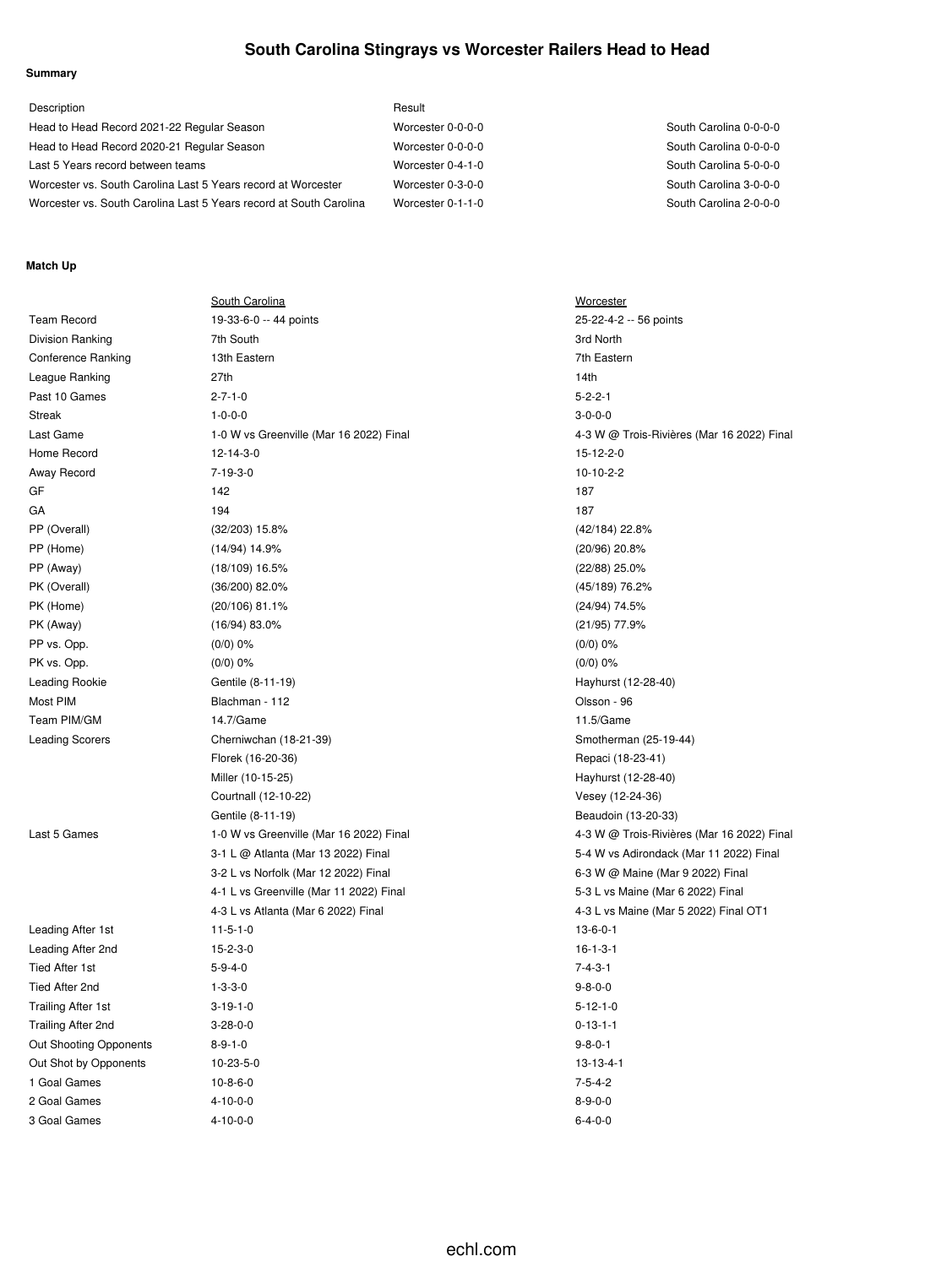# South Carolina Stingrays vs Worcester Railers Head to Head

**Summary**

| Description | Result | |
|---|---|---|
| Head to Head Record 2021-22 Regular Season | Worcester 0-0-0-0 | South Carolina 0-0-0-0 |
| Head to Head Record 2020-21 Regular Season | Worcester 0-0-0-0 | South Carolina 0-0-0-0 |
| Last 5 Years record between teams | Worcester 0-4-1-0 | South Carolina 5-0-0-0 |
| Worcester vs. South Carolina Last 5 Years record at Worcester | Worcester 0-3-0-0 | South Carolina 3-0-0-0 |
| Worcester vs. South Carolina Last 5 Years record at South Carolina | Worcester 0-1-1-0 | South Carolina 2-0-0-0 |

**Match Up**

| | South Carolina | Worcester |
|---|---|---|
| Team Record | 19-33-6-0 -- 44 points | 25-22-4-2 -- 56 points |
| Division Ranking | 7th South | 3rd North |
| Conference Ranking | 13th Eastern | 7th Eastern |
| League Ranking | 27th | 14th |
| Past 10 Games | 2-7-1-0 | 5-2-2-1 |
| Streak | 1-0-0-0 | 3-0-0-0 |
| Last Game | 1-0 W vs Greenville (Mar 16 2022) Final | 4-3 W @ Trois-Rivières (Mar 16 2022) Final |
| Home Record | 12-14-3-0 | 15-12-2-0 |
| Away Record | 7-19-3-0 | 10-10-2-2 |
| GF | 142 | 187 |
| GA | 194 | 187 |
| PP (Overall) | (32/203) 15.8% | (42/184) 22.8% |
| PP (Home) | (14/94) 14.9% | (20/96) 20.8% |
| PP (Away) | (18/109) 16.5% | (22/88) 25.0% |
| PK (Overall) | (36/200) 82.0% | (45/189) 76.2% |
| PK (Home) | (20/106) 81.1% | (24/94) 74.5% |
| PK (Away) | (16/94) 83.0% | (21/95) 77.9% |
| PP vs. Opp. | (0/0) 0% | (0/0) 0% |
| PK vs. Opp. | (0/0) 0% | (0/0) 0% |
| Leading Rookie | Gentile (8-11-19) | Hayhurst (12-28-40) |
| Most PIM | Blachman - 112 | Olsson - 96 |
| Team PIM/GM | 14.7/Game | 11.5/Game |
| Leading Scorers | Cherniwchan (18-21-39) | Smotherman (25-19-44) |
| | Florek (16-20-36) | Repaci (18-23-41) |
| | Miller (10-15-25) | Hayhurst (12-28-40) |
| | Courtnall (12-10-22) | Vesey (12-24-36) |
| | Gentile (8-11-19) | Beaudoin (13-20-33) |
| Last 5 Games | 1-0 W vs Greenville (Mar 16 2022) Final | 4-3 W @ Trois-Rivières (Mar 16 2022) Final |
| | 3-1 L @ Atlanta (Mar 13 2022) Final | 5-4 W vs Adirondack (Mar 11 2022) Final |
| | 3-2 L vs Norfolk (Mar 12 2022) Final | 6-3 W @ Maine (Mar 9 2022) Final |
| | 4-1 L vs Greenville (Mar 11 2022) Final | 5-3 L vs Maine (Mar 6 2022) Final |
| | 4-3 L vs Atlanta (Mar 6 2022) Final | 4-3 L vs Maine (Mar 5 2022) Final OT1 |
| Leading After 1st | 11-5-1-0 | 13-6-0-1 |
| Leading After 2nd | 15-2-3-0 | 16-1-3-1 |
| Tied After 1st | 5-9-4-0 | 7-4-3-1 |
| Tied After 2nd | 1-3-3-0 | 9-8-0-0 |
| Trailing After 1st | 3-19-1-0 | 5-12-1-0 |
| Trailing After 2nd | 3-28-0-0 | 0-13-1-1 |
| Out Shooting Opponents | 8-9-1-0 | 9-8-0-1 |
| Out Shot by Opponents | 10-23-5-0 | 13-13-4-1 |
| 1 Goal Games | 10-8-6-0 | 7-5-4-2 |
| 2 Goal Games | 4-10-0-0 | 8-9-0-0 |
| 3 Goal Games | 4-10-0-0 | 6-4-0-0 |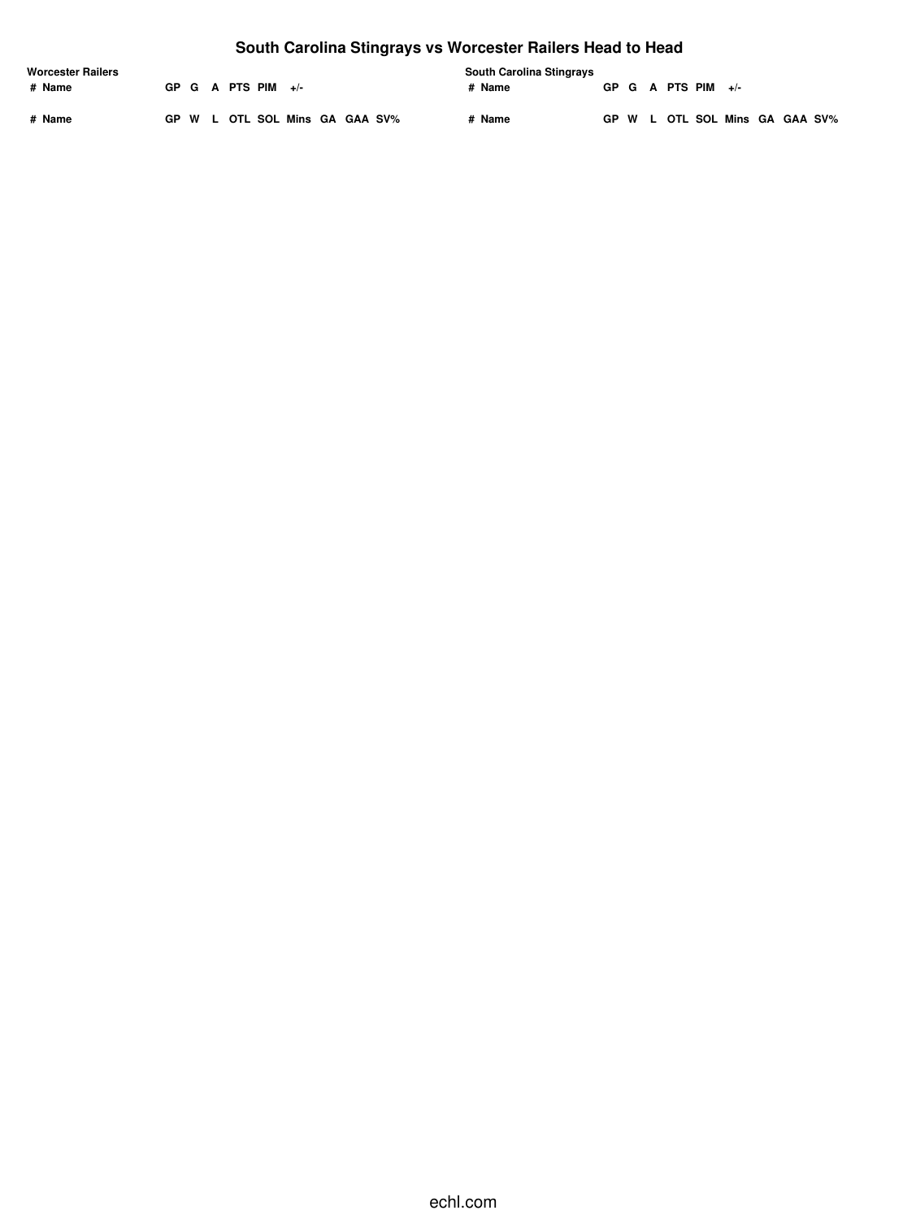# South Carolina Stingrays vs Worcester Railers Head to Head

**Worcester Railers**

| # | Name | GP | G | A | PTS | PIM | +/- |
|---|---|---|---|---|---|---|---|

| # | Name | GP | W | L | OTL | SOL | Mins | GA | GAA | SV% |
|---|---|---|---|---|---|---|---|---|---|---|

**South Carolina Stingrays**

| # | Name | GP | G | A | PTS | PIM | +/- |
|---|---|---|---|---|---|---|---|

| # | Name | GP | W | L | OTL | SOL | Mins | GA | GAA | SV% |
|---|---|---|---|---|---|---|---|---|---|---|

echl.com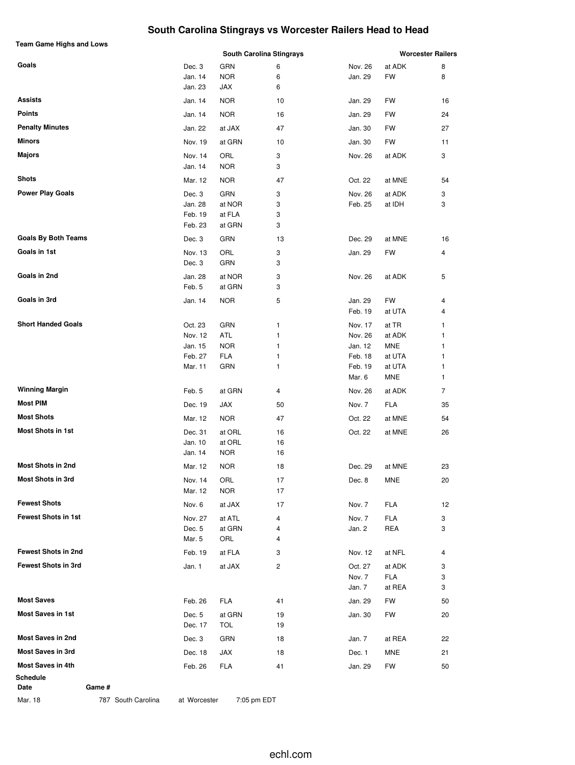# South Carolina Stingrays vs Worcester Railers Head to Head

**Team Game Highs and Lows**

| | South Carolina Stingrays | | | Worcester Railers | | |
|---|---|---|---|---|---|---|
| **Goals** | Dec. 3 | GRN | 6 | Nov. 26 | at ADK | 8 |
| | Jan. 14 | NOR | 6 | Jan. 29 | FW | 8 |
| | Jan. 23 | JAX | 6 | | | |
| **Assists** | Jan. 14 | NOR | 10 | Jan. 29 | FW | 16 |
| **Points** | Jan. 14 | NOR | 16 | Jan. 29 | FW | 24 |
| **Penalty Minutes** | Jan. 22 | at JAX | 47 | Jan. 30 | FW | 27 |
| **Minors** | Nov. 19 | at GRN | 10 | Jan. 30 | FW | 11 |
| **Majors** | Nov. 14 | ORL | 3 | Nov. 26 | at ADK | 3 |
| | Jan. 14 | NOR | 3 | | | |
| **Shots** | Mar. 12 | NOR | 47 | Oct. 22 | at MNE | 54 |
| **Power Play Goals** | Dec. 3 | GRN | 3 | Nov. 26 | at ADK | 3 |
| | Jan. 28 | at NOR | 3 | Feb. 25 | at IDH | 3 |
| | Feb. 19 | at FLA | 3 | | | |
| | Feb. 23 | at GRN | 3 | | | |
| **Goals By Both Teams** | Dec. 3 | GRN | 13 | Dec. 29 | at MNE | 16 |
| **Goals in 1st** | Nov. 13 | ORL | 3 | Jan. 29 | FW | 4 |
| | Dec. 3 | GRN | 3 | | | |
| **Goals in 2nd** | Jan. 28 | at NOR | 3 | Nov. 26 | at ADK | 5 |
| | Feb. 5 | at GRN | 3 | | | |
| **Goals in 3rd** | Jan. 14 | NOR | 5 | Jan. 29 | FW | 4 |
| | | | | Feb. 19 | at UTA | 4 |
| **Short Handed Goals** | Oct. 23 | GRN | 1 | Nov. 17 | at TR | 1 |
| | Nov. 12 | ATL | 1 | Nov. 26 | at ADK | 1 |
| | Jan. 15 | NOR | 1 | Jan. 12 | MNE | 1 |
| | Feb. 27 | FLA | 1 | Feb. 18 | at UTA | 1 |
| | Mar. 11 | GRN | 1 | Feb. 19 | at UTA | 1 |
| | | | | Mar. 6 | MNE | 1 |
| **Winning Margin** | Feb. 5 | at GRN | 4 | Nov. 26 | at ADK | 7 |
| **Most PIM** | Dec. 19 | JAX | 50 | Nov. 7 | FLA | 35 |
| **Most Shots** | Mar. 12 | NOR | 47 | Oct. 22 | at MNE | 54 |
| **Most Shots in 1st** | Dec. 31 | at ORL | 16 | Oct. 22 | at MNE | 26 |
| | Jan. 10 | at ORL | 16 | | | |
| | Jan. 14 | NOR | 16 | | | |
| **Most Shots in 2nd** | Mar. 12 | NOR | 18 | Dec. 29 | at MNE | 23 |
| **Most Shots in 3rd** | Nov. 14 | ORL | 17 | Dec. 8 | MNE | 20 |
| | Mar. 12 | NOR | 17 | | | |
| **Fewest Shots** | Nov. 6 | at JAX | 17 | Nov. 7 | FLA | 12 |
| **Fewest Shots in 1st** | Nov. 27 | at ATL | 4 | Nov. 7 | FLA | 3 |
| | Dec. 5 | at GRN | 4 | Jan. 2 | REA | 3 |
| | Mar. 5 | ORL | 4 | | | |
| **Fewest Shots in 2nd** | Feb. 19 | at FLA | 3 | Nov. 12 | at NFL | 4 |
| **Fewest Shots in 3rd** | Jan. 1 | at JAX | 2 | Oct. 27 | at ADK | 3 |
| | | | | Nov. 7 | FLA | 3 |
| | | | | Jan. 7 | at REA | 3 |
| **Most Saves** | Feb. 26 | FLA | 41 | Jan. 29 | FW | 50 |
| **Most Saves in 1st** | Dec. 5 | at GRN | 19 | Jan. 30 | FW | 20 |
| | Dec. 17 | TOL | 19 | | | |
| **Most Saves in 2nd** | Dec. 3 | GRN | 18 | Jan. 7 | at REA | 22 |
| **Most Saves in 3rd** | Dec. 18 | JAX | 18 | Dec. 1 | MNE | 21 |
| **Most Saves in 4th** | Feb. 26 | FLA | 41 | Jan. 29 | FW | 50 |

**Schedule**

| Date | Game # | | | |
|---|---|---|---|---|
| Mar. 18 | 787 | South Carolina | at Worcester | 7:05 pm EDT |

echl.com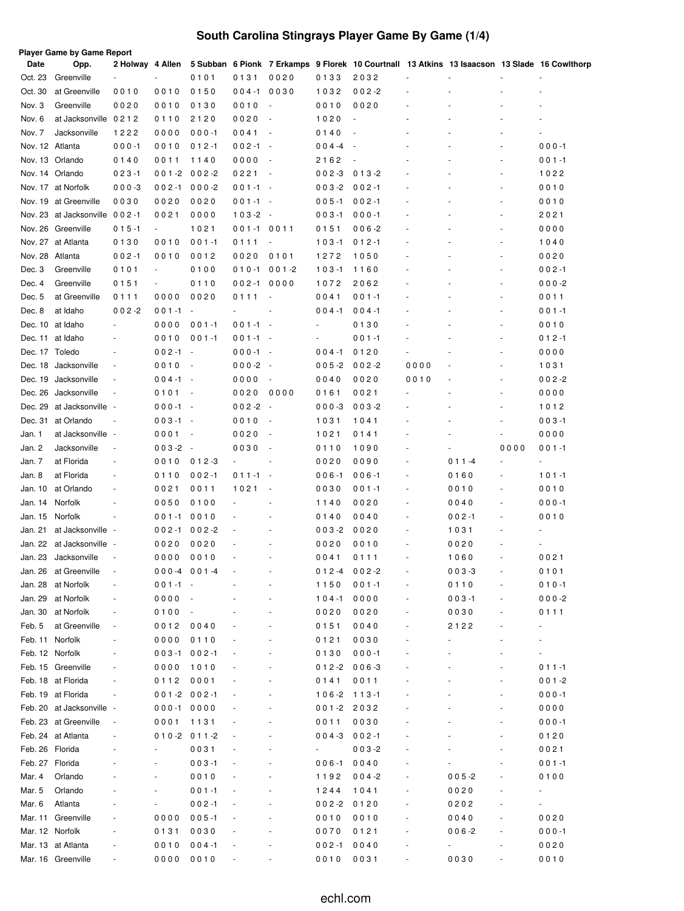# South Carolina Stingrays Player Game By Game (1/4)

**Player Game by Game Report**

| Date | Opp. | 2 Holway | 4 Allen | 5 Subban | 6 Pionk | 7 Erkamps | 9 Florek | 10 Courtnall | 13 Atkins | 13 Isaacson | 13 Slade | 16 Cowlthorp |
|---|---|---|---|---|---|---|---|---|---|---|---|---|
| Oct. 23 | Greenville | - | - | 0 1 0 1 | 0 1 3 1 | 0 0 2 0 | 0 1 3 3 | 2 0 3 2 | - | - | - | - |
| Oct. 30 | at Greenville | 0 0 1 0 | 0 0 1 0 | 0 1 5 0 | 0 0 4 -1 | 0 0 3 0 | 1 0 3 2 | 0 0 2 -2 | - | - | - | - |
| Nov. 3 | Greenville | 0 0 2 0 | 0 0 1 0 | 0 1 3 0 | 0 0 1 0 | - | 0 0 1 0 | 0 0 2 0 | - | - | - | - |
| Nov. 6 | at Jacksonville | 0 2 1 2 | 0 1 1 0 | 2 1 2 0 | 0 0 2 0 | - | 1 0 2 0 | - | - | - | - | - |
| Nov. 7 | Jacksonville | 1 2 2 2 | 0 0 0 0 | 0 0 0 -1 | 0 0 4 1 | - | 0 1 4 0 | - | - | - | - | - |
| Nov. 12 | Atlanta | 0 0 0 -1 | 0 0 1 0 | 0 1 2 -1 | 0 0 2 -1 | - | 0 0 4 -4 | - | - | - | - | 0 0 0 -1 |
| Nov. 13 | Orlando | 0 1 4 0 | 0 0 1 1 | 1 1 4 0 | 0 0 0 0 | - | 2 1 6 2 | - | - | - | - | 0 0 1 -1 |
| Nov. 14 | Orlando | 0 2 3 -1 | 0 0 1 -2 | 0 0 2 -2 | 0 2 2 1 | - | 0 0 2 -3 | 0 1 3 -2 | - | - | - | 1 0 2 2 |
| Nov. 17 | at Norfolk | 0 0 0 -3 | 0 0 2 -1 | 0 0 0 -2 | 0 0 1 -1 | - | 0 0 3 -2 | 0 0 2 -1 | - | - | - | 0 0 1 0 |
| Nov. 19 | at Greenville | 0 0 3 0 | 0 0 2 0 | 0 0 2 0 | 0 0 1 -1 | - | 0 0 5 -1 | 0 0 2 -1 | - | - | - | 0 0 1 0 |
| Nov. 23 | at Jacksonville | 0 0 2 -1 | 0 0 2 1 | 0 0 0 0 | 1 0 3 -2 | - | 0 0 3 -1 | 0 0 0 -1 | - | - | - | 2 0 2 1 |
| Nov. 26 | Greenville | 0 1 5 -1 | - | 1 0 2 1 | 0 0 1 -1 | 0 0 1 1 | 0 1 5 1 | 0 0 6 -2 | - | - | - | 0 0 0 0 |
| Nov. 27 | at Atlanta | 0 1 3 0 | 0 0 1 0 | 0 0 1 -1 | 0 1 1 1 | - | 1 0 3 -1 | 0 1 2 -1 | - | - | - | 1 0 4 0 |
| Nov. 28 | Atlanta | 0 0 2 -1 | 0 0 1 0 | 0 0 1 2 | 0 0 2 0 | 0 1 0 1 | 1 2 7 2 | 1 0 5 0 | - | - | - | 0 0 2 0 |
| Dec. 3 | Greenville | 0 1 0 1 | - | 0 1 0 0 | 0 1 0 -1 | 0 0 1 -2 | 1 0 3 -1 | 1 1 6 0 | - | - | - | 0 0 2 -1 |
| Dec. 4 | Greenville | 0 1 5 1 | - | 0 1 1 0 | 0 0 2 -1 | 0 0 0 0 | 1 0 7 2 | 2 0 6 2 | - | - | - | 0 0 0 -2 |
| Dec. 5 | at Greenville | 0 1 1 1 | 0 0 0 0 | 0 0 2 0 | 0 1 1 1 | - | 0 0 4 1 | 0 0 1 -1 | - | - | - | 0 0 1 1 |
| Dec. 8 | at Idaho | 0 0 2 -2 | 0 0 1 -1 | - | - | - | 0 0 4 -1 | 0 0 4 -1 | - | - | - | 0 0 1 -1 |
| Dec. 10 | at Idaho | - | 0 0 0 0 | 0 0 1 -1 | 0 0 1 -1 | - | - | 0 1 3 0 | - | - | - | 0 0 1 0 |
| Dec. 11 | at Idaho | - | 0 0 1 0 | 0 0 1 -1 | 0 0 1 -1 | - | - | 0 0 1 -1 | - | - | - | 0 1 2 -1 |
| Dec. 17 | Toledo | - | 0 0 2 -1 | - | 0 0 0 -1 | - | 0 0 4 -1 | 0 1 2 0 | - | - | - | 0 0 0 0 |
| Dec. 18 | Jacksonville | - | 0 0 1 0 | - | 0 0 0 -2 | - | 0 0 5 -2 | 0 0 2 -2 | 0 0 0 0 | - | - | 1 0 3 1 |
| Dec. 19 | Jacksonville | - | 0 0 4 -1 | - | 0 0 0 0 | - | 0 0 4 0 | 0 0 2 0 | 0 0 1 0 | - | - | 0 0 2 -2 |
| Dec. 26 | Jacksonville | - | 0 1 0 1 | - | 0 0 2 0 | 0 0 0 0 | 0 1 6 1 | 0 0 2 1 | - | - | - | 0 0 0 0 |
| Dec. 29 | at Jacksonville | - | 0 0 0 -1 | - | 0 0 2 -2 | - | 0 0 0 -3 | 0 0 3 -2 | - | - | - | 1 0 1 2 |
| Dec. 31 | at Orlando | - | 0 0 3 -1 | - | 0 0 1 0 | - | 1 0 3 1 | 1 0 4 1 | - | - | - | 0 0 3 -1 |
| Jan. 1 | at Jacksonville | - | 0 0 0 1 | - | 0 0 2 0 | - | 1 0 2 1 | 0 1 4 1 | - | - | - | 0 0 0 0 |
| Jan. 2 | Jacksonville | - | 0 0 3 -2 | - | 0 0 3 0 | - | 0 1 1 0 | 1 0 9 0 | - | - | 0 0 0 0 | 0 0 1 -1 |
| Jan. 7 | at Florida | - | 0 0 1 0 | 0 1 2 -3 | - | - | 0 0 2 0 | 0 0 9 0 | - | 0 1 1 -4 | - | - |
| Jan. 8 | at Florida | - | 0 1 1 0 | 0 0 2 -1 | 0 1 1 -1 | - | 0 0 6 -1 | 0 0 6 -1 | - | 0 1 6 0 | - | 1 0 1 -1 |
| Jan. 10 | at Orlando | - | 0 0 2 1 | 0 0 1 1 | 1 0 2 1 | - | 0 0 3 0 | 0 0 1 -1 | - | 0 0 1 0 | - | 0 0 1 0 |
| Jan. 14 | Norfolk | - | 0 0 5 0 | 0 1 0 0 | - | - | 1 1 4 0 | 0 0 2 0 | - | 0 0 4 0 | - | 0 0 0 -1 |
| Jan. 15 | Norfolk | - | 0 0 1 -1 | 0 0 1 0 | - | - | 0 1 4 0 | 0 0 4 0 | - | 0 0 2 -1 | - | 0 0 1 0 |
| Jan. 21 | at Jacksonville | - | 0 0 2 -1 | 0 0 2 -2 | - | - | 0 0 3 -2 | 0 0 2 0 | - | 1 0 3 1 | - | - |
| Jan. 22 | at Jacksonville | - | 0 0 2 0 | 0 0 2 0 | - | - | 0 0 2 0 | 0 0 1 0 | - | 0 0 2 0 | - | - |
| Jan. 23 | Jacksonville | - | 0 0 0 0 | 0 0 1 0 | - | - | 0 0 4 1 | 0 1 1 1 | - | 1 0 6 0 | - | 0 0 2 1 |
| Jan. 26 | at Greenville | - | 0 0 0 -4 | 0 0 1 -4 | - | - | 0 1 2 -4 | 0 0 2 -2 | - | 0 0 3 -3 | - | 0 1 0 1 |
| Jan. 28 | at Norfolk | - | 0 0 1 -1 | - | - | - | 1 1 5 0 | 0 0 1 -1 | - | 0 1 1 0 | - | 0 1 0 -1 |
| Jan. 29 | at Norfolk | - | 0 0 0 0 | - | - | - | 1 0 4 -1 | 0 0 0 0 | - | 0 0 3 -1 | - | 0 0 0 -2 |
| Jan. 30 | at Norfolk | - | 0 1 0 0 | - | - | - | 0 0 2 0 | 0 0 2 0 | - | 0 0 3 0 | - | 0 1 1 1 |
| Feb. 5 | at Greenville | - | 0 0 1 2 | 0 0 4 0 | - | - | 0 1 5 1 | 0 0 4 0 | - | 2 1 2 2 | - | - |
| Feb. 11 | Norfolk | - | 0 0 0 0 | 0 1 1 0 | - | - | 0 1 2 1 | 0 0 3 0 | - | - | - | - |
| Feb. 12 | Norfolk | - | 0 0 3 -1 | 0 0 2 -1 | - | - | 0 1 3 0 | 0 0 0 -1 | - | - | - | - |
| Feb. 15 | Greenville | - | 0 0 0 0 | 1 0 1 0 | - | - | 0 1 2 -2 | 0 0 6 -3 | - | - | - | 0 1 1 -1 |
| Feb. 18 | at Florida | - | 0 1 1 2 | 0 0 0 1 | - | - | 0 1 4 1 | 0 0 1 1 | - | - | - | 0 0 1 -2 |
| Feb. 19 | at Florida | - | 0 0 1 -2 | 0 0 2 -1 | - | - | 1 0 6 -2 | 1 1 3 -1 | - | - | - | 0 0 0 -1 |
| Feb. 20 | at Jacksonville | - | 0 0 0 -1 | 0 0 0 0 | - | - | 0 0 1 -2 | 2 0 3 2 | - | - | - | 0 0 0 0 |
| Feb. 23 | at Greenville | - | 0 0 0 1 | 1 1 3 1 | - | - | 0 0 1 1 | 0 0 3 0 | - | - | - | 0 0 0 -1 |
| Feb. 24 | at Atlanta | - | 0 1 0 -2 | 0 1 1 -2 | - | - | 0 0 4 -3 | 0 0 2 -1 | - | - | - | 0 1 2 0 |
| Feb. 26 | Florida | - | - | 0 0 3 1 | - | - | - | 0 0 3 -2 | - | - | - | 0 0 2 1 |
| Feb. 27 | Florida | - | - | 0 0 3 -1 | - | - | 0 0 6 -1 | 0 0 4 0 | - | - | - | 0 0 1 -1 |
| Mar. 4 | Orlando | - | - | 0 0 1 0 | - | - | 1 1 9 2 | 0 0 4 -2 | - | 0 0 5 -2 | - | 0 1 0 0 |
| Mar. 5 | Orlando | - | - | 0 0 1 -1 | - | - | 1 2 4 4 | 1 0 4 1 | - | 0 0 2 0 | - | - |
| Mar. 6 | Atlanta | - | - | 0 0 2 -1 | - | - | 0 0 2 -2 | 0 1 2 0 | - | 0 2 0 2 | - | - |
| Mar. 11 | Greenville | - | 0 0 0 0 | 0 0 5 -1 | - | - | 0 0 1 0 | 0 0 1 0 | - | 0 0 4 0 | - | 0 0 2 0 |
| Mar. 12 | Norfolk | - | 0 1 3 1 | 0 0 3 0 | - | - | 0 0 7 0 | 0 1 2 1 | - | 0 0 6 -2 | - | 0 0 0 -1 |
| Mar. 13 | at Atlanta | - | 0 0 1 0 | 0 0 4 -1 | - | - | 0 0 2 -1 | 0 0 4 0 | - | - | - | 0 0 2 0 |
| Mar. 16 | Greenville | - | 0 0 0 0 | 0 0 1 0 | - | - | 0 0 1 0 | 0 0 3 1 | - | 0 0 3 0 | - | 0 0 1 0 |

echl.com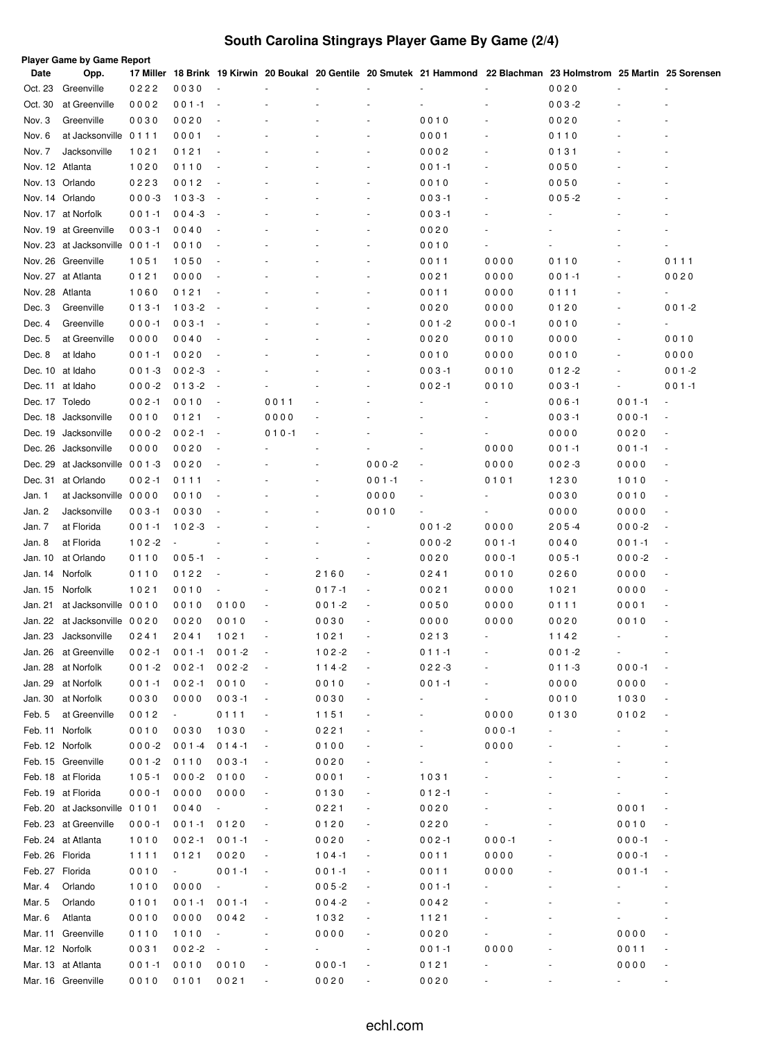# South Carolina Stingrays Player Game By Game (2/4)

**Player Game by Game Report**

| Date | Opp. | 17 Miller | 18 Brink | 19 Kirwin | 20 Boukal | 20 Gentile | 20 Smutek | 21 Hammond | 22 Blachman | 23 Holmstrom | 25 Martin | 25 Sorensen |
|---|---|---|---|---|---|---|---|---|---|---|---|---|
| Oct. 23 | Greenville | 0 2 2 2 | 0 0 3 0 | - | - | - | - | - | - | 0 0 2 0 | - | - |
| Oct. 30 | at Greenville | 0 0 0 2 | 0 0 1 -1 | - | - | - | - | - | - | 0 0 3 -2 | - | - |
| Nov. 3 | Greenville | 0 0 3 0 | 0 0 2 0 | - | - | - | - | 0 0 1 0 | - | 0 0 2 0 | - | - |
| Nov. 6 | at Jacksonville | 0 1 1 1 | 0 0 0 1 | - | - | - | - | 0 0 0 1 | - | 0 1 1 0 | - | - |
| Nov. 7 | Jacksonville | 1 0 2 1 | 0 1 2 1 | - | - | - | - | 0 0 0 2 | - | 0 1 3 1 | - | - |
| Nov. 12 | Atlanta | 1 0 2 0 | 0 1 1 0 | - | - | - | - | 0 0 1 -1 | - | 0 0 5 0 | - | - |
| Nov. 13 | Orlando | 0 2 2 3 | 0 0 1 2 | - | - | - | - | 0 0 1 0 | - | 0 0 5 0 | - | - |
| Nov. 14 | Orlando | 0 0 0 -3 | 1 0 3 -3 | - | - | - | - | 0 0 3 -1 | - | 0 0 5 -2 | - | - |
| Nov. 17 | at Norfolk | 0 0 1 -1 | 0 0 4 -3 | - | - | - | - | 0 0 3 -1 | - | - | - | - |
| Nov. 19 | at Greenville | 0 0 3 -1 | 0 0 4 0 | - | - | - | - | 0 0 2 0 | - | - | - | - |
| Nov. 23 | at Jacksonville | 0 0 1 -1 | 0 0 1 0 | - | - | - | - | 0 0 1 0 | - | - | - | - |
| Nov. 26 | Greenville | 1 0 5 1 | 1 0 5 0 | - | - | - | - | 0 0 1 1 | 0 0 0 0 | 0 1 1 0 | - | 0 1 1 1 |
| Nov. 27 | at Atlanta | 0 1 2 1 | 0 0 0 0 | - | - | - | - | 0 0 2 1 | 0 0 0 0 | 0 0 1 -1 | - | 0 0 2 0 |
| Nov. 28 | Atlanta | 1 0 6 0 | 0 1 2 1 | - | - | - | - | 0 0 1 1 | 0 0 0 0 | 0 1 1 1 | - | - |
| Dec. 3 | Greenville | 0 1 3 -1 | 1 0 3 -2 | - | - | - | - | 0 0 2 0 | 0 0 0 0 | 0 1 2 0 | - | 0 0 1 -2 |
| Dec. 4 | Greenville | 0 0 0 -1 | 0 0 3 -1 | - | - | - | - | 0 0 1 -2 | 0 0 0 -1 | 0 0 1 0 | - | - |
| Dec. 5 | at Greenville | 0 0 0 0 | 0 0 4 0 | - | - | - | - | 0 0 2 0 | 0 0 1 0 | 0 0 0 0 | - | 0 0 1 0 |
| Dec. 8 | at Idaho | 0 0 1 -1 | 0 0 2 0 | - | - | - | - | 0 0 1 0 | 0 0 0 0 | 0 0 1 0 | - | 0 0 0 0 |
| Dec. 10 | at Idaho | 0 0 1 -3 | 0 0 2 -3 | - | - | - | - | 0 0 3 -1 | 0 0 1 0 | 0 1 2 -2 | - | 0 0 1 -2 |
| Dec. 11 | at Idaho | 0 0 0 -2 | 0 1 3 -2 | - | - | - | - | 0 0 2 -1 | 0 0 1 0 | 0 0 3 -1 | - | 0 0 1 -1 |
| Dec. 17 | Toledo | 0 0 2 -1 | 0 0 1 0 | - | 0 0 1 1 | - | - | - | - | 0 0 6 -1 | 0 0 1 -1 | - |
| Dec. 18 | Jacksonville | 0 0 1 0 | 0 1 2 1 | - | 0 0 0 0 | - | - | - | - | 0 0 3 -1 | 0 0 0 -1 | - |
| Dec. 19 | Jacksonville | 0 0 0 -2 | 0 0 2 -1 | - | 0 1 0 -1 | - | - | - | - | 0 0 0 0 | 0 0 2 0 | - |
| Dec. 26 | Jacksonville | 0 0 0 0 | 0 0 2 0 | - | - | - | - | - | 0 0 0 0 | 0 0 1 -1 | 0 0 1 -1 | - |
| Dec. 29 | at Jacksonville | 0 0 1 -3 | 0 0 2 0 | - | - | - | 0 0 0 -2 | - | 0 0 0 0 | 0 0 2 -3 | 0 0 0 0 | - |
| Dec. 31 | at Orlando | 0 0 2 -1 | 0 1 1 1 | - | - | - | 0 0 1 -1 | - | 0 1 0 1 | 1 2 3 0 | 1 0 1 0 | - |
| Jan. 1 | at Jacksonville | 0 0 0 0 | 0 0 1 0 | - | - | - | 0 0 0 0 | - | - | 0 0 3 0 | 0 0 1 0 | - |
| Jan. 2 | Jacksonville | 0 0 3 -1 | 0 0 3 0 | - | - | - | 0 0 1 0 | - | - | 0 0 0 0 | 0 0 0 0 | - |
| Jan. 7 | at Florida | 0 0 1 -1 | 1 0 2 -3 | - | - | - | - | 0 0 1 -2 | 0 0 0 0 | 2 0 5 -4 | 0 0 0 -2 | - |
| Jan. 8 | at Florida | 1 0 2 -2 | - | - | - | - | - | 0 0 0 -2 | 0 0 1 -1 | 0 0 4 0 | 0 0 1 -1 | - |
| Jan. 10 | at Orlando | 0 1 1 0 | 0 0 5 -1 | - | - | - | - | 0 0 2 0 | 0 0 0 -1 | 0 0 5 -1 | 0 0 0 -2 | - |
| Jan. 14 | Norfolk | 0 1 1 0 | 0 1 2 2 | - | - | 2 1 6 0 | - | 0 2 4 1 | 0 0 1 0 | 0 2 6 0 | 0 0 0 0 | - |
| Jan. 15 | Norfolk | 1 0 2 1 | 0 0 1 0 | - | - | 0 1 7 -1 | - | 0 0 2 1 | 0 0 0 0 | 1 0 2 1 | 0 0 0 0 | - |
| Jan. 21 | at Jacksonville | 0 0 1 0 | 0 0 1 0 | 0 1 0 0 | - | 0 0 1 -2 | - | 0 0 5 0 | 0 0 0 0 | 0 1 1 1 | 0 0 0 1 | - |
| Jan. 22 | at Jacksonville | 0 0 2 0 | 0 0 2 0 | 0 0 1 0 | - | 0 0 3 0 | - | 0 0 0 0 | 0 0 0 0 | 0 0 2 0 | 0 0 1 0 | - |
| Jan. 23 | Jacksonville | 0 2 4 1 | 2 0 4 1 | 1 0 2 1 | - | 1 0 2 1 | - | 0 2 1 3 | - | 1 1 4 2 | - | - |
| Jan. 26 | at Greenville | 0 0 2 -1 | 0 0 1 -1 | 0 0 1 -2 | - | 1 0 2 -2 | - | 0 1 1 -1 | - | 0 0 1 -2 | - | - |
| Jan. 28 | at Norfolk | 0 0 1 -2 | 0 0 2 -1 | 0 0 2 -2 | - | 1 1 4 -2 | - | 0 2 2 -3 | - | 0 1 1 -3 | 0 0 0 -1 | - |
| Jan. 29 | at Norfolk | 0 0 1 -1 | 0 0 2 -1 | 0 0 1 0 | - | 0 0 1 0 | - | 0 0 1 -1 | - | 0 0 0 0 | 0 0 0 0 | - |
| Jan. 30 | at Norfolk | 0 0 3 0 | 0 0 0 0 | 0 0 3 -1 | - | 0 0 3 0 | - | - | - | 0 0 1 0 | 1 0 3 0 | - |
| Feb. 5 | at Greenville | 0 0 1 2 | - | 0 1 1 1 | - | 1 1 5 1 | - | - | 0 0 0 0 | 0 1 3 0 | 0 1 0 2 | - |
| Feb. 11 | Norfolk | 0 0 1 0 | 0 0 3 0 | 1 0 3 0 | - | 0 2 2 1 | - | - | 0 0 0 -1 | - | - | - |
| Feb. 12 | Norfolk | 0 0 0 -2 | 0 0 1 -4 | 0 1 4 -1 | - | 0 1 0 0 | - | - | 0 0 0 0 | - | - | - |
| Feb. 15 | Greenville | 0 0 1 -2 | 0 1 1 0 | 0 0 3 -1 | - | 0 0 2 0 | - | - | - | - | - | - |
| Feb. 18 | at Florida | 1 0 5 -1 | 0 0 0 -2 | 0 1 0 0 | - | 0 0 0 1 | - | 1 0 3 1 | - | - | - | - |
| Feb. 19 | at Florida | 0 0 0 -1 | 0 0 0 0 | 0 0 0 0 | - | 0 1 3 0 | - | 0 1 2 -1 | - | - | - | - |
| Feb. 20 | at Jacksonville | 0 1 0 1 | 0 0 4 0 | - | - | 0 2 2 1 | - | 0 0 2 0 | - | - | 0 0 0 1 | - |
| Feb. 23 | at Greenville | 0 0 0 -1 | 0 0 1 -1 | 0 1 2 0 | - | 0 1 2 0 | - | 0 2 2 0 | - | - | 0 0 1 0 | - |
| Feb. 24 | at Atlanta | 1 0 1 0 | 0 0 2 -1 | 0 0 1 -1 | - | 0 0 2 0 | - | 0 0 2 -1 | 0 0 0 -1 | - | 0 0 0 -1 | - |
| Feb. 26 | Florida | 1 1 1 1 | 0 1 2 1 | 0 0 2 0 | - | 1 0 4 -1 | - | 0 0 1 1 | 0 0 0 0 | - | 0 0 0 -1 | - |
| Feb. 27 | Florida | 0 0 1 0 | - | 0 0 1 -1 | - | 0 0 1 -1 | - | 0 0 1 1 | 0 0 0 0 | - | 0 0 1 -1 | - |
| Mar. 4 | Orlando | 1 0 1 0 | 0 0 0 0 | - | - | 0 0 5 -2 | - | 0 0 1 -1 | - | - | - | - |
| Mar. 5 | Orlando | 0 1 0 1 | 0 0 1 -1 | 0 0 1 -1 | - | 0 0 4 -2 | - | 0 0 4 2 | - | - | - | - |
| Mar. 6 | Atlanta | 0 0 1 0 | 0 0 0 0 | 0 0 4 2 | - | 1 0 3 2 | - | 1 1 2 1 | - | - | - | - |
| Mar. 11 | Greenville | 0 1 1 0 | 1 0 1 0 | - | - | 0 0 0 0 | - | 0 0 2 0 | - | - | 0 0 0 0 | - |
| Mar. 12 | Norfolk | 0 0 3 1 | 0 0 2 -2 | - | - | - | - | 0 0 1 -1 | 0 0 0 0 | - | 0 0 1 1 | - |
| Mar. 13 | at Atlanta | 0 0 1 -1 | 0 0 1 0 | 0 0 1 0 | - | 0 0 0 -1 | - | 0 1 2 1 | - | - | 0 0 0 0 | - |
| Mar. 16 | Greenville | 0 0 1 0 | 0 1 0 1 | 0 0 2 1 | - | 0 0 2 0 | - | 0 0 2 0 | - | - | - | - |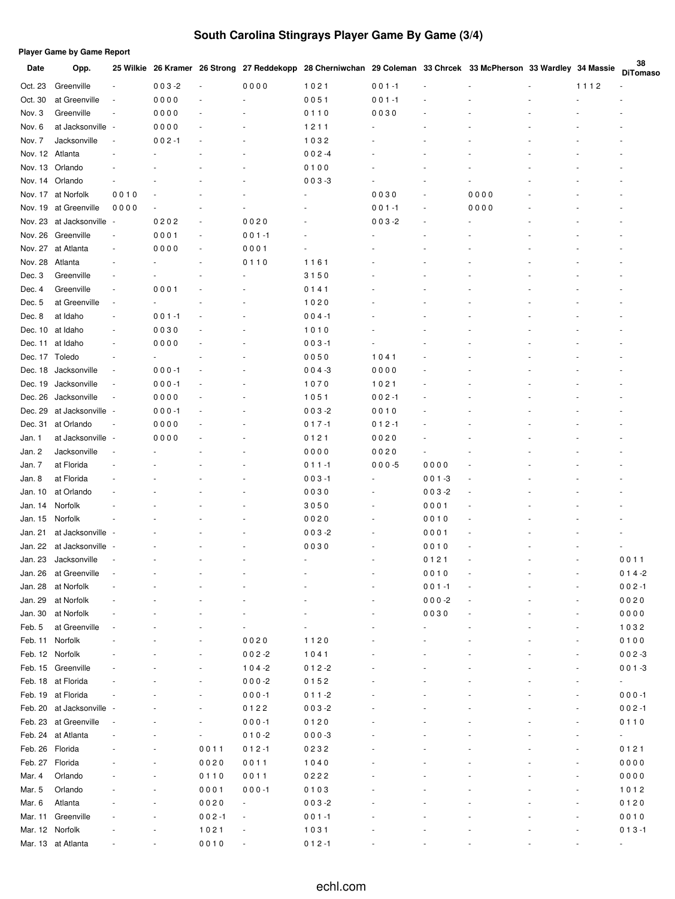# South Carolina Stingrays Player Game By Game (3/4)

**Player Game by Game Report**

| Date | Opp. | 25 Wilkie | 26 Kramer | 26 Strong | 27 Reddekopp | 28 Cherniwchan | 29 Coleman | 33 Chrcek | 33 McPherson | 33 Wardley | 34 Massie | 38 DiTomaso |
|---|---|---|---|---|---|---|---|---|---|---|---|---|
| Oct. 23 | Greenville | - | 0 0 3 -2 | - | 0 0 0 0 | 1 0 2 1 | 0 0 1 -1 | - | - | - | 1 1 1 2 | - |
| Oct. 30 | at Greenville | - | 0 0 0 0 | - | - | 0 0 5 1 | 0 0 1 -1 | - | - | - | - | - |
| Nov. 3 | Greenville | - | 0 0 0 0 | - | - | 0 1 1 0 | 0 0 3 0 | - | - | - | - | - |
| Nov. 6 | at Jacksonville | - | 0 0 0 0 | - | - | 1 2 1 1 | - | - | - | - | - | - |
| Nov. 7 | Jacksonville | - | 0 0 2 -1 | - | - | 1 0 3 2 | - | - | - | - | - | - |
| Nov. 12 | Atlanta | - | - | - | - | 0 0 2 -4 | - | - | - | - | - | - |
| Nov. 13 | Orlando | - | - | - | - | 0 1 0 0 | - | - | - | - | - | - |
| Nov. 14 | Orlando | - | - | - | - | 0 0 3 -3 | - | - | - | - | - | - |
| Nov. 17 | at Norfolk | 0 0 1 0 | - | - | - | - | 0 0 3 0 | - | 0 0 0 0 | - | - | - |
| Nov. 19 | at Greenville | 0 0 0 0 | - | - | - | - | 0 0 1 -1 | - | 0 0 0 0 | - | - | - |
| Nov. 23 | at Jacksonville | - | 0 2 0 2 | - | 0 0 2 0 | - | 0 0 3 -2 | - | - | - | - | - |
| Nov. 26 | Greenville | - | 0 0 0 1 | - | 0 0 1 -1 | - | - | - | - | - | - | - |
| Nov. 27 | at Atlanta | - | 0 0 0 0 | - | 0 0 0 1 | - | - | - | - | - | - | - |
| Nov. 28 | Atlanta | - | - | - | 0 1 1 0 | 1 1 6 1 | - | - | - | - | - | - |
| Dec. 3 | Greenville | - | - | - | - | 3 1 5 0 | - | - | - | - | - | - |
| Dec. 4 | Greenville | - | 0 0 0 1 | - | - | 0 1 4 1 | - | - | - | - | - | - |
| Dec. 5 | at Greenville | - | - | - | - | 1 0 2 0 | - | - | - | - | - | - |
| Dec. 8 | at Idaho | - | 0 0 1 -1 | - | - | 0 0 4 -1 | - | - | - | - | - | - |
| Dec. 10 | at Idaho | - | 0 0 3 0 | - | - | 1 0 1 0 | - | - | - | - | - | - |
| Dec. 11 | at Idaho | - | 0 0 0 0 | - | - | 0 0 3 -1 | - | - | - | - | - | - |
| Dec. 17 | Toledo | - | - | - | - | 0 0 5 0 | 1 0 4 1 | - | - | - | - | - |
| Dec. 18 | Jacksonville | - | 0 0 0 -1 | - | - | 0 0 4 -3 | 0 0 0 0 | - | - | - | - | - |
| Dec. 19 | Jacksonville | - | 0 0 0 -1 | - | - | 1 0 7 0 | 1 0 2 1 | - | - | - | - | - |
| Dec. 26 | Jacksonville | - | 0 0 0 0 | - | - | 1 0 5 1 | 0 0 2 -1 | - | - | - | - | - |
| Dec. 29 | at Jacksonville | - | 0 0 0 -1 | - | - | 0 0 3 -2 | 0 0 1 0 | - | - | - | - | - |
| Dec. 31 | at Orlando | - | 0 0 0 0 | - | - | 0 1 7 -1 | 0 1 2 -1 | - | - | - | - | - |
| Jan. 1 | at Jacksonville | - | 0 0 0 0 | - | - | 0 1 2 1 | 0 0 2 0 | - | - | - | - | - |
| Jan. 2 | Jacksonville | - | - | - | - | 0 0 0 0 | 0 0 2 0 | - | - | - | - | - |
| Jan. 7 | at Florida | - | - | - | - | 0 1 1 -1 | 0 0 0 -5 | 0 0 0 0 | - | - | - | - |
| Jan. 8 | at Florida | - | - | - | - | 0 0 3 -1 | - | 0 0 1 -3 | - | - | - | - |
| Jan. 10 | at Orlando | - | - | - | - | 0 0 3 0 | - | 0 0 3 -2 | - | - | - | - |
| Jan. 14 | Norfolk | - | - | - | - | 3 0 5 0 | - | 0 0 0 1 | - | - | - | - |
| Jan. 15 | Norfolk | - | - | - | - | 0 0 2 0 | - | 0 0 1 0 | - | - | - | - |
| Jan. 21 | at Jacksonville | - | - | - | - | 0 0 3 -2 | - | 0 0 0 1 | - | - | - | - |
| Jan. 22 | at Jacksonville | - | - | - | - | 0 0 3 0 | - | 0 0 1 0 | - | - | - | - |
| Jan. 23 | Jacksonville | - | - | - | - | - | - | 0 1 2 1 | - | - | - | 0 0 1 1 |
| Jan. 26 | at Greenville | - | - | - | - | - | - | 0 0 1 0 | - | - | - | 0 1 4 -2 |
| Jan. 28 | at Norfolk | - | - | - | - | - | - | 0 0 1 -1 | - | - | - | 0 0 2 -1 |
| Jan. 29 | at Norfolk | - | - | - | - | - | - | 0 0 0 -2 | - | - | - | 0 0 2 0 |
| Jan. 30 | at Norfolk | - | - | - | - | - | - | 0 0 3 0 | - | - | - | 0 0 0 0 |
| Feb. 5 | at Greenville | - | - | - | - | - | - | - | - | - | - | 1 0 3 2 |
| Feb. 11 | Norfolk | - | - | - | 0 0 2 0 | 1 1 2 0 | - | - | - | - | - | 0 1 0 0 |
| Feb. 12 | Norfolk | - | - | - | 0 0 2 -2 | 1 0 4 1 | - | - | - | - | - | 0 0 2 -3 |
| Feb. 15 | Greenville | - | - | - | 1 0 4 -2 | 0 1 2 -2 | - | - | - | - | - | 0 0 1 -3 |
| Feb. 18 | at Florida | - | - | - | 0 0 0 -2 | 0 1 5 2 | - | - | - | - | - | - |
| Feb. 19 | at Florida | - | - | - | 0 0 0 -1 | 0 1 1 -2 | - | - | - | - | - | 0 0 0 -1 |
| Feb. 20 | at Jacksonville | - | - | - | 0 1 2 2 | 0 0 3 -2 | - | - | - | - | - | 0 0 2 -1 |
| Feb. 23 | at Greenville | - | - | - | 0 0 0 -1 | 0 1 2 0 | - | - | - | - | - | 0 1 1 0 |
| Feb. 24 | at Atlanta | - | - | - | 0 1 0 -2 | 0 0 0 -3 | - | - | - | - | - | - |
| Feb. 26 | Florida | - | - | 0 0 1 1 | 0 1 2 -1 | 0 2 3 2 | - | - | - | - | - | 0 1 2 1 |
| Feb. 27 | Florida | - | - | 0 0 2 0 | 0 0 1 1 | 1 0 4 0 | - | - | - | - | - | 0 0 0 0 |
| Mar. 4 | Orlando | - | - | 0 1 1 0 | 0 0 1 1 | 0 2 2 2 | - | - | - | - | - | 0 0 0 0 |
| Mar. 5 | Orlando | - | - | 0 0 0 1 | 0 0 0 -1 | 0 1 0 3 | - | - | - | - | - | 1 0 1 2 |
| Mar. 6 | Atlanta | - | - | 0 0 2 0 | - | 0 0 3 -2 | - | - | - | - | - | 0 1 2 0 |
| Mar. 11 | Greenville | - | - | 0 0 2 -1 | - | 0 0 1 -1 | - | - | - | - | - | 0 0 1 0 |
| Mar. 12 | Norfolk | - | - | 1 0 2 1 | - | 1 0 3 1 | - | - | - | - | - | 0 1 3 -1 |
| Mar. 13 | at Atlanta | - | - | 0 0 1 0 | - | 0 1 2 -1 | - | - | - | - | - | - |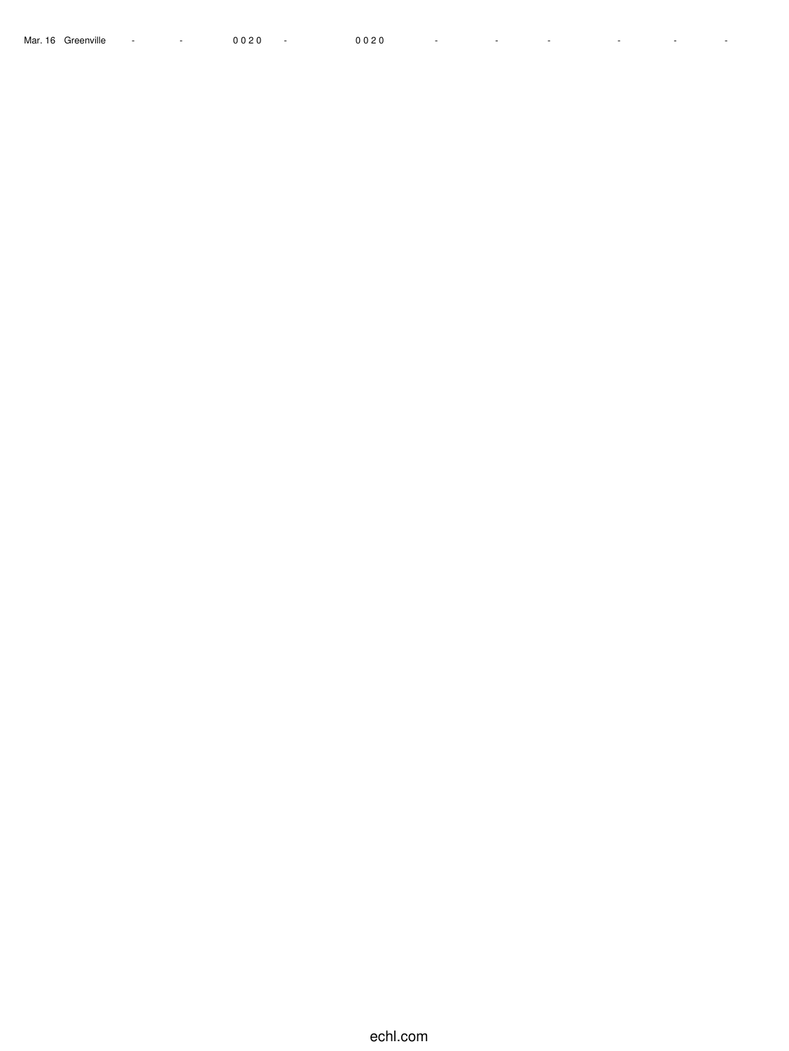| Mar. 16 | Greenville | - | - | 0 0 2 0 | - | 0 0 2 0 | - | - | - | - | - | - |
|---|---|---|---|---|---|---|---|---|---|---|---|---|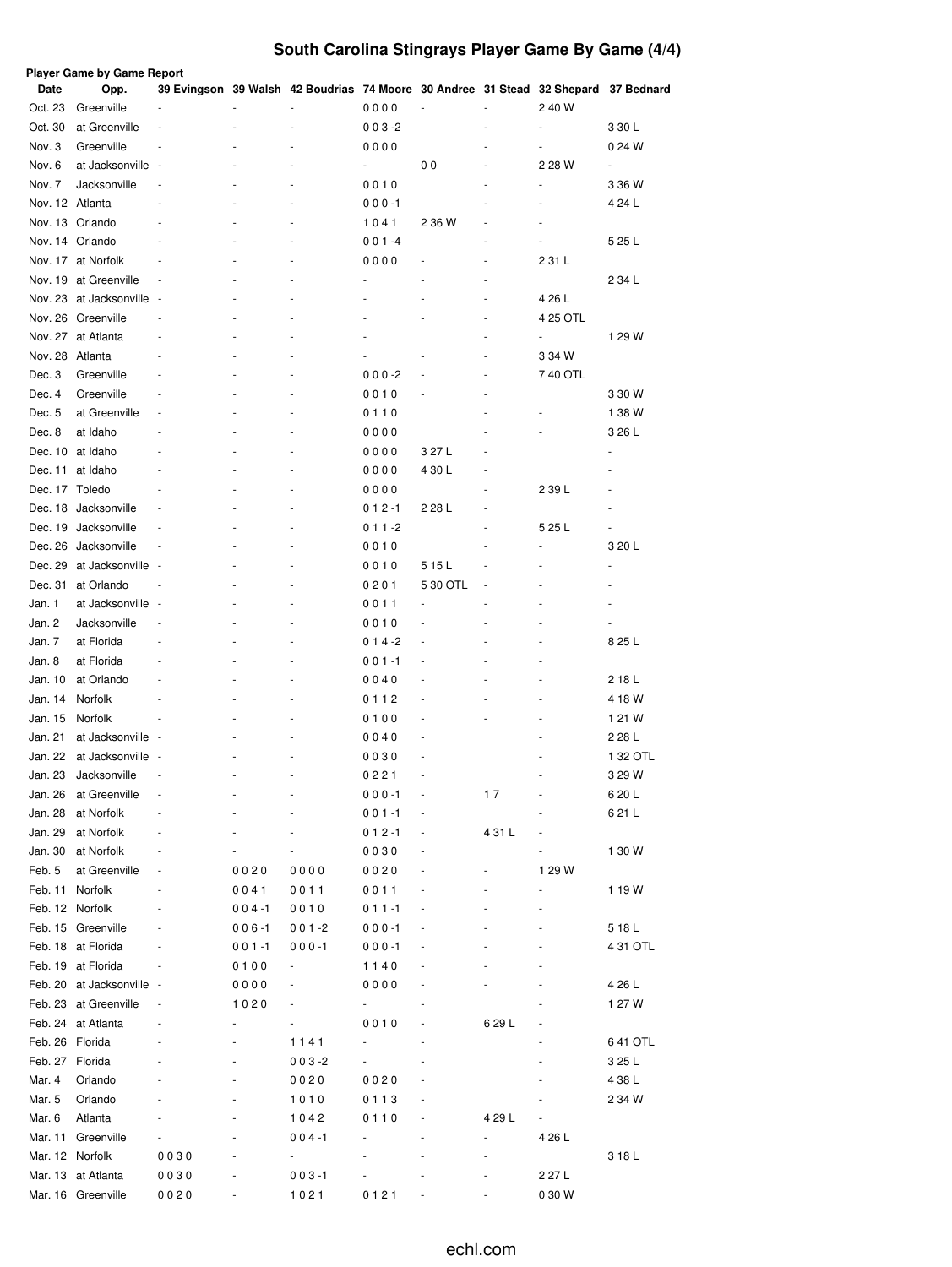# South Carolina Stingrays Player Game By Game (4/4)

**Player Game by Game Report**

| Date | Opp. | 39 Evingson | 39 Walsh | 42 Boudrias | 74 Moore | 30 Andree | 31 Stead | 32 Shepard | 37 Bednard |
|---|---|---|---|---|---|---|---|---|---|
| Oct. 23 | Greenville | - | - | - | 0 0 0 0 | - | - | 2 40 W | |
| Oct. 30 | at Greenville | - | - | - | 0 0 3 -2 | | - | - | 3 30 L |
| Nov. 3 | Greenville | - | - | - | 0 0 0 0 | | - | - | 0 24 W |
| Nov. 6 | at Jacksonville | - | - | - | - | 0 0 | - | 2 28 W | - |
| Nov. 7 | Jacksonville | - | - | - | 0 0 1 0 | | - | - | 3 36 W |
| Nov. 12 | Atlanta | - | - | - | 0 0 0 -1 | | - | - | 4 24 L |
| Nov. 13 | Orlando | - | - | - | 1 0 4 1 | 2 36 W | - | - | |
| Nov. 14 | Orlando | - | - | - | 0 0 1 -4 | | - | - | 5 25 L |
| Nov. 17 | at Norfolk | - | - | - | 0 0 0 0 | - | - | 2 31 L | |
| Nov. 19 | at Greenville | - | - | - | - | - | - | | 2 34 L |
| Nov. 23 | at Jacksonville | - | - | - | - | - | - | 4 26 L | |
| Nov. 26 | Greenville | - | - | - | - | - | - | 4 25 OTL | |
| Nov. 27 | at Atlanta | - | - | - | - | | - | - | 1 29 W |
| Nov. 28 | Atlanta | - | - | - | - | - | - | 3 34 W | |
| Dec. 3 | Greenville | - | - | - | 0 0 0 -2 | - | - | 7 40 OTL | |
| Dec. 4 | Greenville | - | - | - | 0 0 1 0 | - | - | | 3 30 W |
| Dec. 5 | at Greenville | - | - | - | 0 1 1 0 | | - | - | 1 38 W |
| Dec. 8 | at Idaho | - | - | - | 0 0 0 0 | | - | - | 3 26 L |
| Dec. 10 | at Idaho | - | - | - | 0 0 0 0 | 3 27 L | - | | - |
| Dec. 11 | at Idaho | - | - | - | 0 0 0 0 | 4 30 L | - | | - |
| Dec. 17 | Toledo | - | - | - | 0 0 0 0 | | - | 2 39 L | - |
| Dec. 18 | Jacksonville | - | - | - | 0 1 2 -1 | 2 28 L | - | | - |
| Dec. 19 | Jacksonville | - | - | - | 0 1 1 -2 | | - | 5 25 L | - |
| Dec. 26 | Jacksonville | - | - | - | 0 0 1 0 | | - | - | 3 20 L |
| Dec. 29 | at Jacksonville | - | - | - | 0 0 1 0 | 5 15 L | - | - | - |
| Dec. 31 | at Orlando | - | - | - | 0 2 0 1 | 5 30 OTL | - | - | - |
| Jan. 1 | at Jacksonville | - | - | - | 0 0 1 1 | - | - | - | - |
| Jan. 2 | Jacksonville | - | - | - | 0 0 1 0 | - | - | - | - |
| Jan. 7 | at Florida | - | - | - | 0 1 4 -2 | - | - | - | 8 25 L |
| Jan. 8 | at Florida | - | - | - | 0 0 1 -1 | - | - | - | |
| Jan. 10 | at Orlando | - | - | - | 0 0 4 0 | - | - | - | 2 18 L |
| Jan. 14 | Norfolk | - | - | - | 0 1 1 2 | - | - | - | 4 18 W |
| Jan. 15 | Norfolk | - | - | - | 0 1 0 0 | - | - | - | 1 21 W |
| Jan. 21 | at Jacksonville | - | - | - | 0 0 4 0 | - | | - | 2 28 L |
| Jan. 22 | at Jacksonville | - | - | - | 0 0 3 0 | - | | - | 1 32 OTL |
| Jan. 23 | Jacksonville | - | - | - | 0 2 2 1 | - | | - | 3 29 W |
| Jan. 26 | at Greenville | - | - | - | 0 0 0 -1 | - | 1 7 | - | 6 20 L |
| Jan. 28 | at Norfolk | - | - | - | 0 0 1 -1 | - | | - | 6 21 L |
| Jan. 29 | at Norfolk | - | - | - | 0 1 2 -1 | - | 4 31 L | - | |
| Jan. 30 | at Norfolk | - | - | - | 0 0 3 0 | - | | - | 1 30 W |
| Feb. 5 | at Greenville | - | 0 0 2 0 | 0 0 0 0 | 0 0 2 0 | - | - | 1 29 W | |
| Feb. 11 | Norfolk | - | 0 0 4 1 | 0 0 1 1 | 0 0 1 1 | - | - | - | 1 19 W |
| Feb. 12 | Norfolk | - | 0 0 4 -1 | 0 0 1 0 | 0 1 1 -1 | - | - | - | |
| Feb. 15 | Greenville | - | 0 0 6 -1 | 0 0 1 -2 | 0 0 0 -1 | - | - | - | 5 18 L |
| Feb. 18 | at Florida | - | 0 0 1 -1 | 0 0 0 -1 | 0 0 0 -1 | - | - | - | 4 31 OTL |
| Feb. 19 | at Florida | - | 0 1 0 0 | - | 1 1 4 0 | - | - | - | |
| Feb. 20 | at Jacksonville | - | 0 0 0 0 | - | 0 0 0 0 | - | - | - | 4 26 L |
| Feb. 23 | at Greenville | - | 1 0 2 0 | - | - | - | | - | 1 27 W |
| Feb. 24 | at Atlanta | - | - | - | 0 0 1 0 | - | 6 29 L | - | |
| Feb. 26 | Florida | - | - | 1 1 4 1 | - | - | | - | 6 41 OTL |
| Feb. 27 | Florida | - | - | 0 0 3 -2 | - | - | | - | 3 25 L |
| Mar. 4 | Orlando | - | - | 0 0 2 0 | 0 0 2 0 | - | | - | 4 38 L |
| Mar. 5 | Orlando | - | - | 1 0 1 0 | 0 1 1 3 | - | | - | 2 34 W |
| Mar. 6 | Atlanta | - | - | 1 0 4 2 | 0 1 1 0 | - | 4 29 L | - | |
| Mar. 11 | Greenville | - | - | 0 0 4 -1 | - | - | - | 4 26 L | |
| Mar. 12 | Norfolk | 0 0 3 0 | - | - | - | - | - | | 3 18 L |
| Mar. 13 | at Atlanta | 0 0 3 0 | - | 0 0 3 -1 | - | - | - | 2 27 L | |
| Mar. 16 | Greenville | 0 0 2 0 | - | 1 0 2 1 | 0 1 2 1 | - | - | 0 30 W | |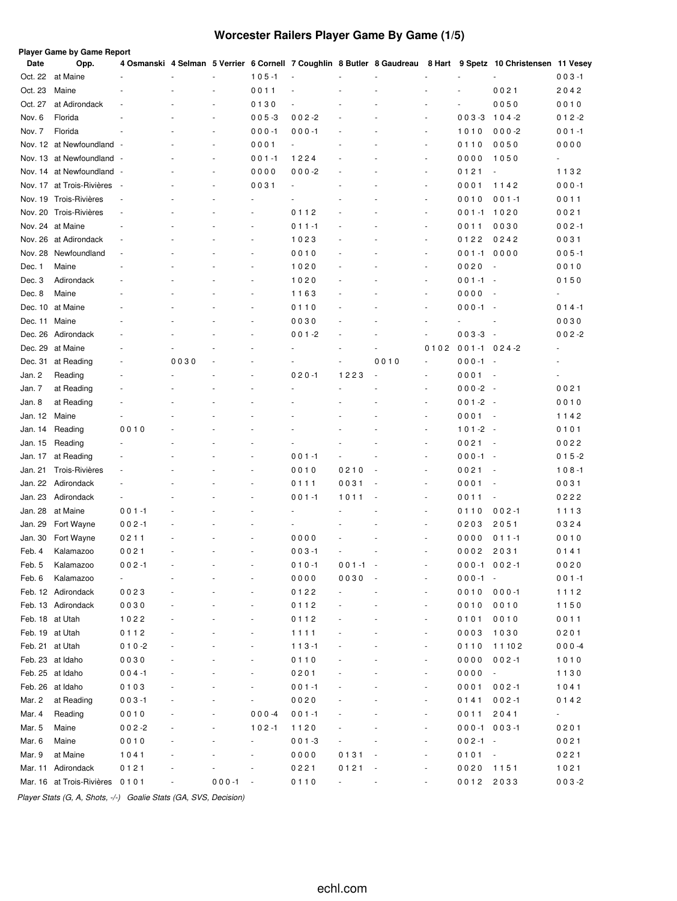# Worcester Railers Player Game By Game (1/5)

**Player Game by Game Report**

| Date | Opp. | 4 Osmanski | 4 Selman | 5 Verrier | 6 Cornell | 7 Coughlin | 8 Butler | 8 Gaudreau | 8 Hart | 9 Spetz | 10 Christensen | 11 Vesey |
|---|---|---|---|---|---|---|---|---|---|---|---|---|
| Oct. 22 | at Maine | - | - | - | 1 0 5 -1 | - | - | - | - | - | - | 0 0 3 -1 |
| Oct. 23 | Maine | - | - | - | 0 0 1 1 | - | - | - | - | - | 0 0 2 1 | 2 0 4 2 |
| Oct. 27 | at Adirondack | - | - | - | 0 1 3 0 | - | - | - | - | - | 0 0 5 0 | 0 0 1 0 |
| Nov. 6 | Florida | - | - | - | 0 0 5 -3 | 0 0 2 -2 | - | - | - | 0 0 3 -3 | 1 0 4 -2 | 0 1 2 -2 |
| Nov. 7 | Florida | - | - | - | 0 0 0 -1 | 0 0 0 -1 | - | - | - | 1 0 1 0 | 0 0 0 -2 | 0 0 1 -1 |
| Nov. 12 | at Newfoundland | - | - | - | 0 0 0 1 | - | - | - | - | 0 1 1 0 | 0 0 5 0 | 0 0 0 0 |
| Nov. 13 | at Newfoundland | - | - | - | 0 0 1 -1 | 1 2 2 4 | - | - | - | 0 0 0 0 | 1 0 5 0 | - |
| Nov. 14 | at Newfoundland | - | - | - | 0 0 0 0 | 0 0 0 -2 | - | - | - | 0 1 2 1 | - | 1 1 3 2 |
| Nov. 17 | at Trois-Rivières | - | - | - | 0 0 3 1 | - | - | - | - | 0 0 0 1 | 1 1 4 2 | 0 0 0 -1 |
| Nov. 19 | Trois-Rivières | - | - | - | - | - | - | - | - | 0 0 1 0 | 0 0 1 -1 | 0 0 1 1 |
| Nov. 20 | Trois-Rivières | - | - | - | - | 0 1 1 2 | - | - | - | 0 0 1 -1 | 1 0 2 0 | 0 0 2 1 |
| Nov. 24 | at Maine | - | - | - | - | 0 1 1 -1 | - | - | - | 0 0 1 1 | 0 0 3 0 | 0 0 2 -1 |
| Nov. 26 | at Adirondack | - | - | - | - | 1 0 2 3 | - | - | - | 0 1 2 2 | 0 2 4 2 | 0 0 3 1 |
| Nov. 28 | Newfoundland | - | - | - | - | 0 0 1 0 | - | - | - | 0 0 1 -1 | 0 0 0 0 | 0 0 5 -1 |
| Dec. 1 | Maine | - | - | - | - | 1 0 2 0 | - | - | - | 0 0 2 0 | - | 0 0 1 0 |
| Dec. 3 | Adirondack | - | - | - | - | 1 0 2 0 | - | - | - | 0 0 1 -1 | - | 0 1 5 0 |
| Dec. 8 | Maine | - | - | - | - | 1 1 6 3 | - | - | - | 0 0 0 0 | - | - |
| Dec. 10 | at Maine | - | - | - | - | 0 1 1 0 | - | - | - | 0 0 0 -1 | - | 0 1 4 -1 |
| Dec. 11 | Maine | - | - | - | - | 0 0 3 0 | - | - | - | - | - | 0 0 3 0 |
| Dec. 26 | Adirondack | - | - | - | - | 0 0 1 -2 | - | - | - | 0 0 3 -3 | - | 0 0 2 -2 |
| Dec. 29 | at Maine | - | - | - | - | - | - | - | 0 1 0 2 | 0 0 1 -1 | 0 2 4 -2 | - |
| Dec. 31 | at Reading | - | 0 0 3 0 | - | - | - | - | 0 0 1 0 | - | 0 0 0 -1 | - | - |
| Jan. 2 | Reading | - | - | - | - | 0 2 0 -1 | 1 2 2 3 | - | - | 0 0 0 1 | - | - |
| Jan. 7 | at Reading | - | - | - | - | - | - | - | - | 0 0 0 -2 | - | 0 0 2 1 |
| Jan. 8 | at Reading | - | - | - | - | - | - | - | - | 0 0 1 -2 | - | 0 0 1 0 |
| Jan. 12 | Maine | - | - | - | - | - | - | - | - | 0 0 0 1 | - | 1 1 4 2 |
| Jan. 14 | Reading | 0 0 1 0 | - | - | - | - | - | - | - | 1 0 1 -2 | - | 0 1 0 1 |
| Jan. 15 | Reading | - | - | - | - | - | - | - | - | 0 0 2 1 | - | 0 0 2 2 |
| Jan. 17 | at Reading | - | - | - | - | 0 0 1 -1 | - | - | - | 0 0 0 -1 | - | 0 1 5 -2 |
| Jan. 21 | Trois-Rivières | - | - | - | - | 0 0 1 0 | 0 2 1 0 | - | - | 0 0 2 1 | - | 1 0 8 -1 |
| Jan. 22 | Adirondack | - | - | - | - | 0 1 1 1 | 0 0 3 1 | - | - | 0 0 0 1 | - | 0 0 3 1 |
| Jan. 23 | Adirondack | - | - | - | - | 0 0 1 -1 | 1 0 1 1 | - | - | 0 0 1 1 | - | 0 2 2 2 |
| Jan. 28 | at Maine | 0 0 1 -1 | - | - | - | - | - | - | - | 0 1 1 0 | 0 0 2 -1 | 1 1 1 3 |
| Jan. 29 | Fort Wayne | 0 0 2 -1 | - | - | - | - | - | - | - | 0 2 0 3 | 2 0 5 1 | 0 3 2 4 |
| Jan. 30 | Fort Wayne | 0 2 1 1 | - | - | - | 0 0 0 0 | - | - | - | 0 0 0 0 | 0 1 1 -1 | 0 0 1 0 |
| Feb. 4 | Kalamazoo | 0 0 2 1 | - | - | - | 0 0 3 -1 | - | - | - | 0 0 0 2 | 2 0 3 1 | 0 1 4 1 |
| Feb. 5 | Kalamazoo | 0 0 2 -1 | - | - | - | 0 1 0 -1 | 0 0 1 -1 | - | - | 0 0 0 -1 | 0 0 2 -1 | 0 0 2 0 |
| Feb. 6 | Kalamazoo | - | - | - | - | 0 0 0 0 | 0 0 3 0 | - | - | 0 0 0 -1 | - | 0 0 1 -1 |
| Feb. 12 | Adirondack | 0 0 2 3 | - | - | - | 0 1 2 2 | - | - | - | 0 0 1 0 | 0 0 0 -1 | 1 1 1 2 |
| Feb. 13 | Adirondack | 0 0 3 0 | - | - | - | 0 1 1 2 | - | - | - | 0 0 1 0 | 0 0 1 0 | 1 1 5 0 |
| Feb. 18 | at Utah | 1 0 2 2 | - | - | - | 0 1 1 2 | - | - | - | 0 1 0 1 | 0 0 1 0 | 0 0 1 1 |
| Feb. 19 | at Utah | 0 1 1 2 | - | - | - | 1 1 1 1 | - | - | - | 0 0 0 3 | 1 0 3 0 | 0 2 0 1 |
| Feb. 21 | at Utah | 0 1 0 -2 | - | - | - | 1 1 3 -1 | - | - | - | 0 1 1 0 | 1 1 10 2 | 0 0 0 -4 |
| Feb. 23 | at Idaho | 0 0 3 0 | - | - | - | 0 1 1 0 | - | - | - | 0 0 0 0 | 0 0 2 -1 | 1 0 1 0 |
| Feb. 25 | at Idaho | 0 0 4 -1 | - | - | - | 0 2 0 1 | - | - | - | 0 0 0 0 | - | 1 1 3 0 |
| Feb. 26 | at Idaho | 0 1 0 3 | - | - | - | 0 0 1 -1 | - | - | - | 0 0 0 1 | 0 0 2 -1 | 1 0 4 1 |
| Mar. 2 | at Reading | 0 0 3 -1 | - | - | - | 0 0 2 0 | - | - | - | 0 1 4 1 | 0 0 2 -1 | 0 1 4 2 |
| Mar. 4 | Reading | 0 0 1 0 | - | - | 0 0 0 -4 | 0 0 1 -1 | - | - | - | 0 0 1 1 | 2 0 4 1 | - |
| Mar. 5 | Maine | 0 0 2 -2 | - | - | 1 0 2 -1 | 1 1 2 0 | - | - | - | 0 0 0 -1 | 0 0 3 -1 | 0 2 0 1 |
| Mar. 6 | Maine | 0 0 1 0 | - | - | - | 0 0 1 -3 | - | - | - | 0 0 2 -1 | - | 0 0 2 1 |
| Mar. 9 | at Maine | 1 0 4 1 | - | - | - | 0 0 0 0 | 0 1 3 1 | - | - | 0 1 0 1 | - | 0 2 2 1 |
| Mar. 11 | Adirondack | 0 1 2 1 | - | - | - | 0 2 2 1 | 0 1 2 1 | - | - | 0 0 2 0 | 1 1 5 1 | 1 0 2 1 |
| Mar. 16 | at Trois-Rivières | 0 1 0 1 | - | 0 0 0 -1 | - | 0 1 1 0 | - | - | - | 0 0 1 2 | 2 0 3 3 | 0 0 3 -2 |

*Player Stats (G, A, Shots, -/-) Goalie Stats (GA, SVS, Decision)*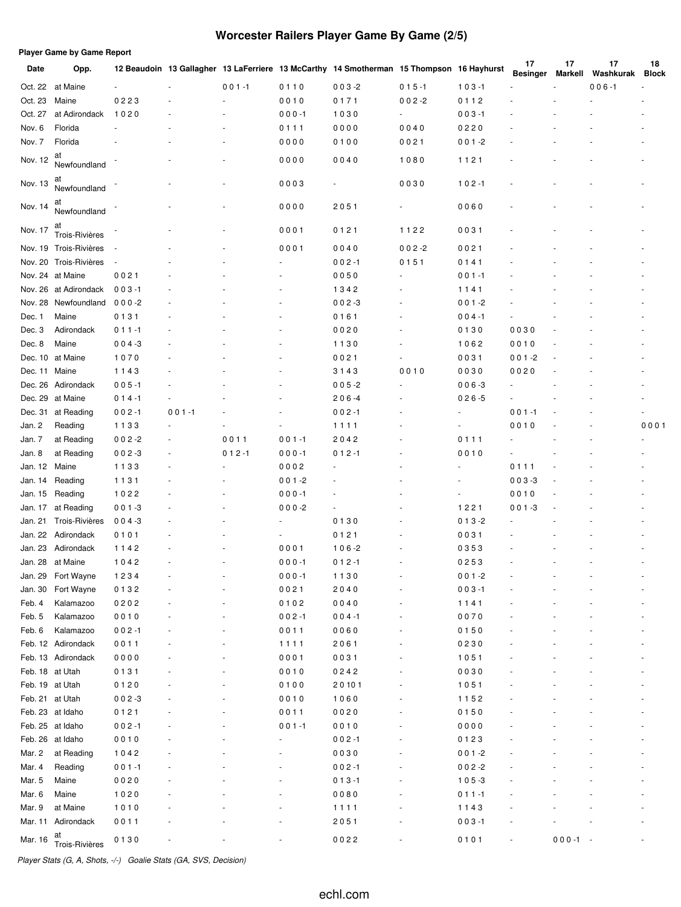# Worcester Railers Player Game By Game (2/5)

**Player Game by Game Report**

| Date | Opp. | 12 Beaudoin | 13 Gallagher | 13 LaFerriere | 13 McCarthy | 14 Smotherman | 15 Thompson | 16 Hayhurst | 17 Besinger | 17 Markell | 17 Washkurak | 18 Block |
|---|---|---|---|---|---|---|---|---|---|---|---|---|
| Oct. 22 | at Maine | - | - | 0 0 1 -1 | 0 1 1 0 | 0 0 3 -2 | 0 1 5 -1 | 1 0 3 -1 | - | - | 0 0 6 -1 | - |
| Oct. 23 | Maine | 0 2 2 3 | - | - | 0 0 1 0 | 0 1 7 1 | 0 0 2 -2 | 0 1 1 2 | - | - | - | - |
| Oct. 27 | at Adirondack | 1 0 2 0 | - | - | 0 0 0 -1 | 1 0 3 0 | - | 0 0 3 -1 | - | - | - | - |
| Nov. 6 | Florida | - | - | - | 0 1 1 1 | 0 0 0 0 | 0 0 4 0 | 0 2 2 0 | - | - | - | - |
| Nov. 7 | Florida | - | - | - | 0 0 0 0 | 0 1 0 0 | 0 0 2 1 | 0 0 1 -2 | - | - | - | - |
| Nov. 12 | at Newfoundland | - | - | - | 0 0 0 0 | 0 0 4 0 | 1 0 8 0 | 1 1 2 1 | - | - | - | - |
| Nov. 13 | at Newfoundland | - | - | - | 0 0 0 3 | - | 0 0 3 0 | 1 0 2 -1 | - | - | - | - |
| Nov. 14 | at Newfoundland | - | - | - | 0 0 0 0 | 2 0 5 1 | - | 0 0 6 0 | - | - | - | - |
| Nov. 17 | at Trois-Rivières | - | - | - | 0 0 0 1 | 0 1 2 1 | 1 1 2 2 | 0 0 3 1 | - | - | - | - |
| Nov. 19 | Trois-Rivières | - | - | - | 0 0 0 1 | 0 0 4 0 | 0 0 2 -2 | 0 0 2 1 | - | - | - | - |
| Nov. 20 | Trois-Rivières | - | - | - | - | 0 0 2 -1 | 0 1 5 1 | 0 1 4 1 | - | - | - | - |
| Nov. 24 | at Maine | 0 0 2 1 | - | - | - | 0 0 5 0 | - | 0 0 1 -1 | - | - | - | - |
| Nov. 26 | at Adirondack | 0 0 3 -1 | - | - | - | 1 3 4 2 | - | 1 1 4 1 | - | - | - | - |
| Nov. 28 | Newfoundland | 0 0 0 -2 | - | - | - | 0 0 2 -3 | - | 0 0 1 -2 | - | - | - | - |
| Dec. 1 | Maine | 0 1 3 1 | - | - | - | 0 1 6 1 | - | 0 0 4 -1 | - | - | - | - |
| Dec. 3 | Adirondack | 0 1 1 -1 | - | - | - | 0 0 2 0 | - | 0 1 3 0 | 0 0 3 0 | - | - | - |
| Dec. 8 | Maine | 0 0 4 -3 | - | - | - | 1 1 3 0 | - | 1 0 6 2 | 0 0 1 0 | - | - | - |
| Dec. 10 | at Maine | 1 0 7 0 | - | - | - | 0 0 2 1 | - | 0 0 3 1 | 0 0 1 -2 | - | - | - |
| Dec. 11 | Maine | 1 1 4 3 | - | - | - | 3 1 4 3 | 0 0 1 0 | 0 0 3 0 | 0 0 2 0 | - | - | - |
| Dec. 26 | Adirondack | 0 0 5 -1 | - | - | - | 0 0 5 -2 | - | 0 0 6 -3 | - | - | - | - |
| Dec. 29 | at Maine | 0 1 4 -1 | - | - | - | 2 0 6 -4 | - | 0 2 6 -5 | - | - | - | - |
| Dec. 31 | at Reading | 0 0 2 -1 | 0 0 1 -1 | - | - | 0 0 2 -1 | - | - | 0 0 1 -1 | - | - | - |
| Jan. 2 | Reading | 1 1 3 3 | - | - | - | 1 1 1 1 | - | - | 0 0 1 0 | - | - | 0 0 0 1 |
| Jan. 7 | at Reading | 0 0 2 -2 | - | 0 0 1 1 | 0 0 1 -1 | 2 0 4 2 | - | 0 1 1 1 | - | - | - | - |
| Jan. 8 | at Reading | 0 0 2 -3 | - | 0 1 2 -1 | 0 0 0 -1 | 0 1 2 -1 | - | 0 0 1 0 | - | - | - | - |
| Jan. 12 | Maine | 1 1 3 3 | - | - | 0 0 0 2 | - | - | - | 0 1 1 1 | - | - | - |
| Jan. 14 | Reading | 1 1 3 1 | - | - | 0 0 1 -2 | - | - | - | 0 0 3 -3 | - | - | - |
| Jan. 15 | Reading | 1 0 2 2 | - | - | 0 0 0 -1 | - | - | - | 0 0 1 0 | - | - | - |
| Jan. 17 | at Reading | 0 0 1 -3 | - | - | 0 0 0 -2 | - | - | 1 2 2 1 | 0 0 1 -3 | - | - | - |
| Jan. 21 | Trois-Rivières | 0 0 4 -3 | - | - | - | 0 1 3 0 | - | 0 1 3 -2 | - | - | - | - |
| Jan. 22 | Adirondack | 0 1 0 1 | - | - | - | 0 1 2 1 | - | 0 0 3 1 | - | - | - | - |
| Jan. 23 | Adirondack | 1 1 4 2 | - | - | 0 0 0 1 | 1 0 6 -2 | - | 0 3 5 3 | - | - | - | - |
| Jan. 28 | at Maine | 1 0 4 2 | - | - | 0 0 0 -1 | 0 1 2 -1 | - | 0 2 5 3 | - | - | - | - |
| Jan. 29 | Fort Wayne | 1 2 3 4 | - | - | 0 0 0 -1 | 1 1 3 0 | - | 0 0 1 -2 | - | - | - | - |
| Jan. 30 | Fort Wayne | 0 1 3 2 | - | - | 0 0 2 1 | 2 0 4 0 | - | 0 0 3 -1 | - | - | - | - |
| Feb. 4 | Kalamazoo | 0 2 0 2 | - | - | 0 1 0 2 | 0 0 4 0 | - | 1 1 4 1 | - | - | - | - |
| Feb. 5 | Kalamazoo | 0 0 1 0 | - | - | 0 0 2 -1 | 0 0 4 -1 | - | 0 0 7 0 | - | - | - | - |
| Feb. 6 | Kalamazoo | 0 0 2 -1 | - | - | 0 0 1 1 | 0 0 6 0 | - | 0 1 5 0 | - | - | - | - |
| Feb. 12 | Adirondack | 0 0 1 1 | - | - | 1 1 1 1 | 2 0 6 1 | - | 0 2 3 0 | - | - | - | - |
| Feb. 13 | Adirondack | 0 0 0 0 | - | - | 0 0 0 1 | 0 0 3 1 | - | 1 0 5 1 | - | - | - | - |
| Feb. 18 | at Utah | 0 1 3 1 | - | - | 0 0 1 0 | 0 2 4 2 | - | 0 0 3 0 | - | - | - | - |
| Feb. 19 | at Utah | 0 1 2 0 | - | - | 0 1 0 0 | 2 0 10 1 | - | 1 0 5 1 | - | - | - | - |
| Feb. 21 | at Utah | 0 0 2 -3 | - | - | 0 0 1 0 | 1 0 6 0 | - | 1 1 5 2 | - | - | - | - |
| Feb. 23 | at Idaho | 0 1 2 1 | - | - | 0 0 1 1 | 0 0 2 0 | - | 0 1 5 0 | - | - | - | - |
| Feb. 25 | at Idaho | 0 0 2 -1 | - | - | 0 0 1 -1 | 0 0 1 0 | - | 0 0 0 0 | - | - | - | - |
| Feb. 26 | at Idaho | 0 0 1 0 | - | - | - | 0 0 2 -1 | - | 0 1 2 3 | - | - | - | - |
| Mar. 2 | at Reading | 1 0 4 2 | - | - | - | 0 0 3 0 | - | 0 0 1 -2 | - | - | - | - |
| Mar. 4 | Reading | 0 0 1 -1 | - | - | - | 0 0 2 -1 | - | 0 0 2 -2 | - | - | - | - |
| Mar. 5 | Maine | 0 0 2 0 | - | - | - | 0 1 3 -1 | - | 1 0 5 -3 | - | - | - | - |
| Mar. 6 | Maine | 1 0 2 0 | - | - | - | 0 0 8 0 | - | 0 1 1 -1 | - | - | - | - |
| Mar. 9 | at Maine | 1 0 1 0 | - | - | - | 1 1 1 1 | - | 1 1 4 3 | - | - | - | - |
| Mar. 11 | Adirondack | 0 0 1 1 | - | - | - | 2 0 5 1 | - | 0 0 3 -1 | - | - | - | - |
| Mar. 16 | at Trois-Rivières | 0 1 3 0 | - | - | - | 0 0 2 2 | - | 0 1 0 1 | - | 0 0 0 -1 | - | - |

*Player Stats (G, A, Shots, -/-)   Goalie Stats (GA, SVS, Decision)*

echl.com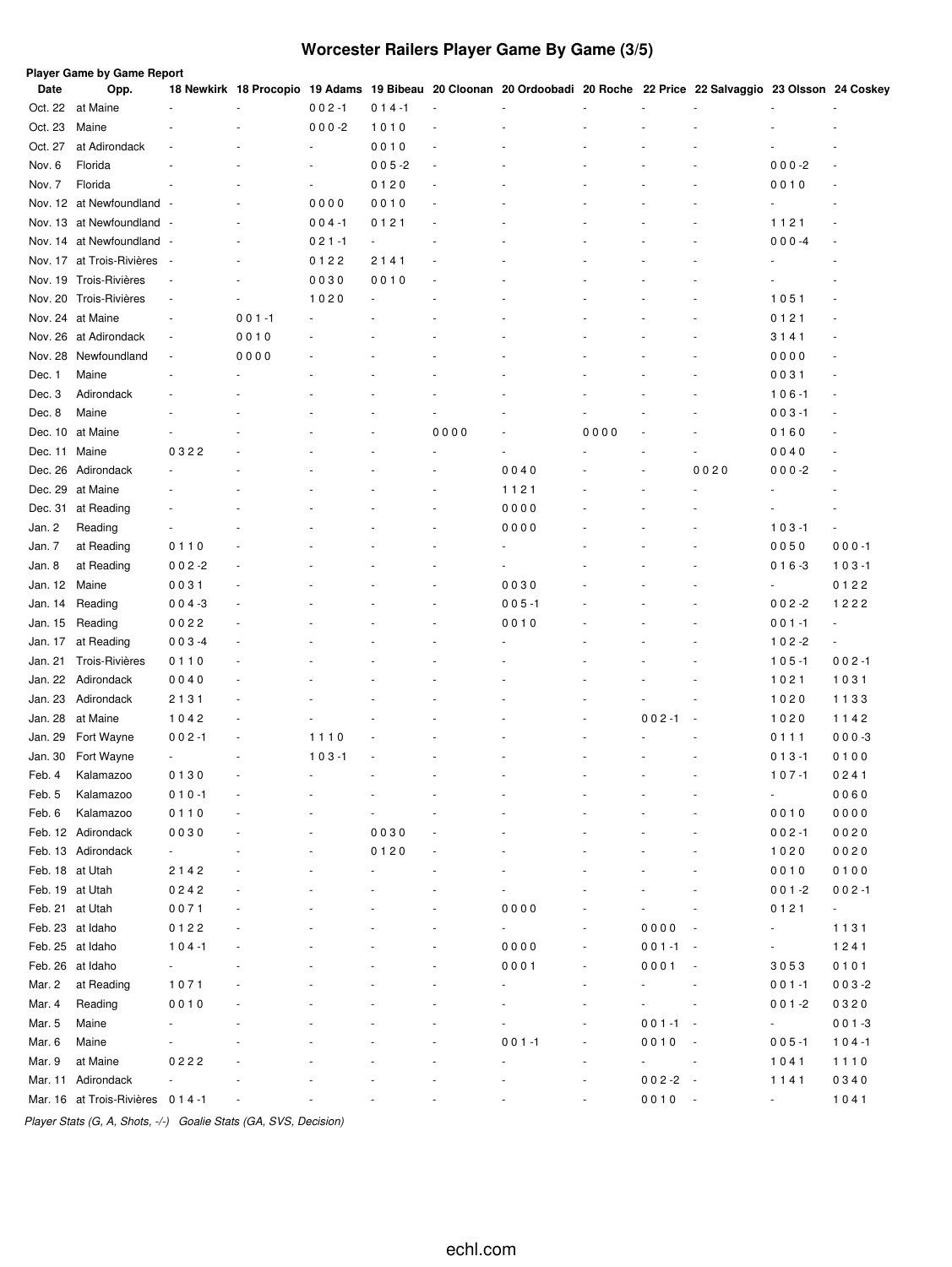# Worcester Railers Player Game By Game (3/5)

**Player Game by Game Report**

| Date | Opp. | 18 Newkirk | 18 Procopio | 19 Adams | 19 Bibeau | 20 Cloonan | 20 Ordoobadi | 20 Roche | 22 Price | 22 Salvaggio | 23 Olsson | 24 Coskey |
|---|---|---|---|---|---|---|---|---|---|---|---|---|
| Oct. 22 | at Maine | - | - | 0 0 2 -1 | 0 1 4 -1 | - | - | - | - | - | - | - |
| Oct. 23 | Maine | - | - | 0 0 0 -2 | 1 0 1 0 | - | - | - | - | - | - | - |
| Oct. 27 | at Adirondack | - | - | - | 0 0 1 0 | - | - | - | - | - | - | - |
| Nov. 6 | Florida | - | - | - | 0 0 5 -2 | - | - | - | - | - | 0 0 0 -2 | - |
| Nov. 7 | Florida | - | - | - | 0 1 2 0 | - | - | - | - | - | 0 0 1 0 | - |
| Nov. 12 | at Newfoundland | - | - | 0 0 0 0 | 0 0 1 0 | - | - | - | - | - | - | - |
| Nov. 13 | at Newfoundland | - | - | 0 0 4 -1 | 0 1 2 1 | - | - | - | - | - | 1 1 2 1 | - |
| Nov. 14 | at Newfoundland | - | - | 0 2 1 -1 | - | - | - | - | - | - | 0 0 0 -4 | - |
| Nov. 17 | at Trois-Rivières | - | - | 0 1 2 2 | 2 1 4 1 | - | - | - | - | - | - | - |
| Nov. 19 | Trois-Rivières | - | - | 0 0 3 0 | 0 0 1 0 | - | - | - | - | - | - | - |
| Nov. 20 | Trois-Rivières | - | - | 1 0 2 0 | - | - | - | - | - | - | 1 0 5 1 | - |
| Nov. 24 | at Maine | - | 0 0 1 -1 | - | - | - | - | - | - | - | 0 1 2 1 | - |
| Nov. 26 | at Adirondack | - | 0 0 1 0 | - | - | - | - | - | - | - | 3 1 4 1 | - |
| Nov. 28 | Newfoundland | - | 0 0 0 0 | - | - | - | - | - | - | - | 0 0 0 0 | - |
| Dec. 1 | Maine | - | - | - | - | - | - | - | - | - | 0 0 3 1 | - |
| Dec. 3 | Adirondack | - | - | - | - | - | - | - | - | - | 1 0 6 -1 | - |
| Dec. 8 | Maine | - | - | - | - | - | - | - | - | - | 0 0 3 -1 | - |
| Dec. 10 | at Maine | - | - | - | - | 0 0 0 0 | - | 0 0 0 0 | - | - | 0 1 6 0 | - |
| Dec. 11 | Maine | 0 3 2 2 | - | - | - | - | - | - | - | - | 0 0 4 0 | - |
| Dec. 26 | Adirondack | - | - | - | - | - | 0 0 4 0 | - | - | 0 0 2 0 | 0 0 0 -2 | - |
| Dec. 29 | at Maine | - | - | - | - | - | 1 1 2 1 | - | - | - | - | - |
| Dec. 31 | at Reading | - | - | - | - | - | 0 0 0 0 | - | - | - | - | - |
| Jan. 2 | Reading | - | - | - | - | - | 0 0 0 0 | - | - | - | 1 0 3 -1 | - |
| Jan. 7 | at Reading | 0 1 1 0 | - | - | - | - | - | - | - | - | 0 0 5 0 | 0 0 0 -1 |
| Jan. 8 | at Reading | 0 0 2 -2 | - | - | - | - | - | - | - | - | 0 1 6 -3 | 1 0 3 -1 |
| Jan. 12 | Maine | 0 0 3 1 | - | - | - | - | 0 0 3 0 | - | - | - | - | 0 1 2 2 |
| Jan. 14 | Reading | 0 0 4 -3 | - | - | - | - | 0 0 5 -1 | - | - | - | 0 0 2 -2 | 1 2 2 2 |
| Jan. 15 | Reading | 0 0 2 2 | - | - | - | - | 0 0 1 0 | - | - | - | 0 0 1 -1 | - |
| Jan. 17 | at Reading | 0 0 3 -4 | - | - | - | - | - | - | - | - | 1 0 2 -2 | - |
| Jan. 21 | Trois-Rivières | 0 1 1 0 | - | - | - | - | - | - | - | - | 1 0 5 -1 | 0 0 2 -1 |
| Jan. 22 | Adirondack | 0 0 4 0 | - | - | - | - | - | - | - | - | 1 0 2 1 | 1 0 3 1 |
| Jan. 23 | Adirondack | 2 1 3 1 | - | - | - | - | - | - | - | - | 1 0 2 0 | 1 1 3 3 |
| Jan. 28 | at Maine | 1 0 4 2 | - | - | - | - | - | - | 0 0 2 -1 | - | 1 0 2 0 | 1 1 4 2 |
| Jan. 29 | Fort Wayne | 0 0 2 -1 | - | 1 1 1 0 | - | - | - | - | - | - | 0 1 1 1 | 0 0 0 -3 |
| Jan. 30 | Fort Wayne | - | - | 1 0 3 -1 | - | - | - | - | - | - | 0 1 3 -1 | 0 1 0 0 |
| Feb. 4 | Kalamazoo | 0 1 3 0 | - | - | - | - | - | - | - | - | 1 0 7 -1 | 0 2 4 1 |
| Feb. 5 | Kalamazoo | 0 1 0 -1 | - | - | - | - | - | - | - | - | - | 0 0 6 0 |
| Feb. 6 | Kalamazoo | 0 1 1 0 | - | - | - | - | - | - | - | - | 0 0 1 0 | 0 0 0 0 |
| Feb. 12 | Adirondack | 0 0 3 0 | - | - | 0 0 3 0 | - | - | - | - | - | 0 0 2 -1 | 0 0 2 0 |
| Feb. 13 | Adirondack | - | - | - | 0 1 2 0 | - | - | - | - | - | 1 0 2 0 | 0 0 2 0 |
| Feb. 18 | at Utah | 2 1 4 2 | - | - | - | - | - | - | - | - | 0 0 1 0 | 0 1 0 0 |
| Feb. 19 | at Utah | 0 2 4 2 | - | - | - | - | - | - | - | - | 0 0 1 -2 | 0 0 2 -1 |
| Feb. 21 | at Utah | 0 0 7 1 | - | - | - | - | 0 0 0 0 | - | - | - | 0 1 2 1 | - |
| Feb. 23 | at Idaho | 0 1 2 2 | - | - | - | - | - | - | 0 0 0 0 | - | - | 1 1 3 1 |
| Feb. 25 | at Idaho | 1 0 4 -1 | - | - | - | - | 0 0 0 0 | - | 0 0 1 -1 | - | - | 1 2 4 1 |
| Feb. 26 | at Idaho | - | - | - | - | - | 0 0 0 1 | - | 0 0 0 1 | - | 3 0 5 3 | 0 1 0 1 |
| Mar. 2 | at Reading | 1 0 7 1 | - | - | - | - | - | - | - | - | 0 0 1 -1 | 0 0 3 -2 |
| Mar. 4 | Reading | 0 0 1 0 | - | - | - | - | - | - | - | - | 0 0 1 -2 | 0 3 2 0 |
| Mar. 5 | Maine | - | - | - | - | - | - | - | 0 0 1 -1 | - | - | 0 0 1 -3 |
| Mar. 6 | Maine | - | - | - | - | - | 0 0 1 -1 | - | 0 0 1 0 | - | 0 0 5 -1 | 1 0 4 -1 |
| Mar. 9 | at Maine | 0 2 2 2 | - | - | - | - | - | - | - | - | 1 0 4 1 | 1 1 1 0 |
| Mar. 11 | Adirondack | - | - | - | - | - | - | - | 0 0 2 -2 | - | 1 1 4 1 | 0 3 4 0 |
| Mar. 16 | at Trois-Rivières | 0 1 4 -1 | - | - | - | - | - | - | 0 0 1 0 | - | - | 1 0 4 1 |

*Player Stats (G, A, Shots, -/-)   Goalie Stats (GA, SVS, Decision)*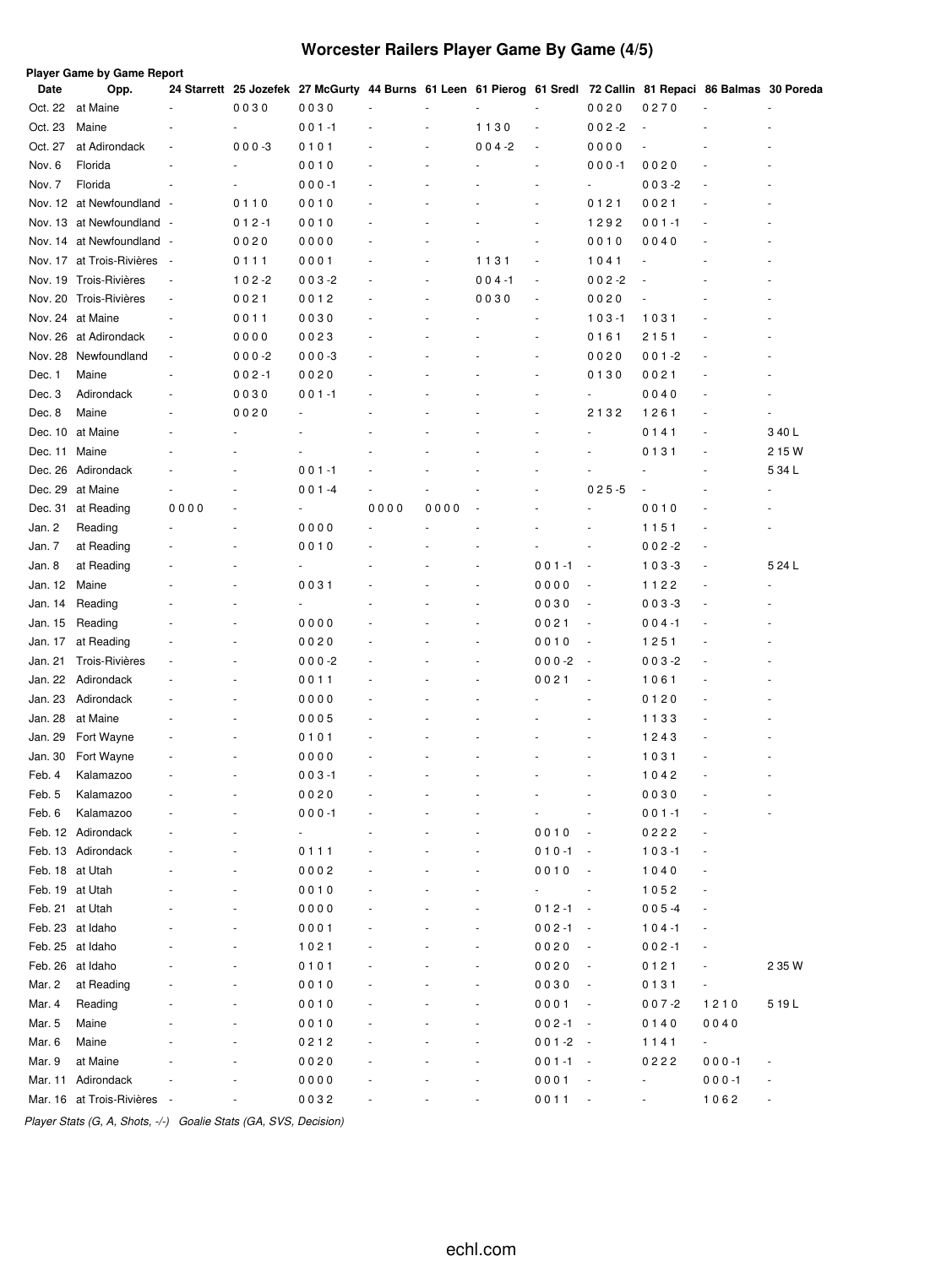# Worcester Railers Player Game By Game (4/5)

**Player Game by Game Report**

| Date | Opp. | 24 Starrett | 25 Jozefek | 27 McGurty | 44 Burns | 61 Leen | 61 Pierog | 61 Sredl | 72 Callin | 81 Repaci | 86 Balmas | 30 Poreda |
|---|---|---|---|---|---|---|---|---|---|---|---|---|
| Oct. 22 | at Maine | - | 0 0 3 0 | 0 0 3 0 | - | - | - | - | 0 0 2 0 | 0 2 7 0 | - | - |
| Oct. 23 | Maine | - | - | 0 0 1 -1 | - | - | 1 1 3 0 | - | 0 0 2 -2 | - | - | - |
| Oct. 27 | at Adirondack | - | 0 0 0 -3 | 0 1 0 1 | - | - | 0 0 4 -2 | - | 0 0 0 0 | - | - | - |
| Nov. 6 | Florida | - | - | 0 0 1 0 | - | - | - | - | 0 0 0 -1 | 0 0 2 0 | - | - |
| Nov. 7 | Florida | - | - | 0 0 0 -1 | - | - | - | - | - | 0 0 3 -2 | - | - |
| Nov. 12 | at Newfoundland | - | 0 1 1 0 | 0 0 1 0 | - | - | - | - | 0 1 2 1 | 0 0 2 1 | - | - |
| Nov. 13 | at Newfoundland | - | 0 1 2 -1 | 0 0 1 0 | - | - | - | - | 1 2 9 2 | 0 0 1 -1 | - | - |
| Nov. 14 | at Newfoundland | - | 0 0 2 0 | 0 0 0 0 | - | - | - | - | 0 0 1 0 | 0 0 4 0 | - | - |
| Nov. 17 | at Trois-Rivières | - | 0 1 1 1 | 0 0 0 1 | - | - | 1 1 3 1 | - | 1 0 4 1 | - | - | - |
| Nov. 19 | Trois-Rivières | - | 1 0 2 -2 | 0 0 3 -2 | - | - | 0 0 4 -1 | - | 0 0 2 -2 | - | - | - |
| Nov. 20 | Trois-Rivières | - | 0 0 2 1 | 0 0 1 2 | - | - | 0 0 3 0 | - | 0 0 2 0 | - | - | - |
| Nov. 24 | at Maine | - | 0 0 1 1 | 0 0 3 0 | - | - | - | - | 1 0 3 -1 | 1 0 3 1 | - | - |
| Nov. 26 | at Adirondack | - | 0 0 0 0 | 0 0 2 3 | - | - | - | - | 0 1 6 1 | 2 1 5 1 | - | - |
| Nov. 28 | Newfoundland | - | 0 0 0 -2 | 0 0 0 -3 | - | - | - | - | 0 0 2 0 | 0 0 1 -2 | - | - |
| Dec. 1 | Maine | - | 0 0 2 -1 | 0 0 2 0 | - | - | - | - | 0 1 3 0 | 0 0 2 1 | - | - |
| Dec. 3 | Adirondack | - | 0 0 3 0 | 0 0 1 -1 | - | - | - | - | - | 0 0 4 0 | - | - |
| Dec. 8 | Maine | - | 0 0 2 0 | - | - | - | - | - | 2 1 3 2 | 1 2 6 1 | - | - |
| Dec. 10 | at Maine | - | - | - | - | - | - | - | - | 0 1 4 1 | - | 3 40 L |
| Dec. 11 | Maine | - | - | - | - | - | - | - | - | 0 1 3 1 | - | 2 15 W |
| Dec. 26 | Adirondack | - | - | 0 0 1 -1 | - | - | - | - | - | - | - | 5 34 L |
| Dec. 29 | at Maine | - | - | 0 0 1 -4 | - | - | - | - | 0 2 5 -5 | - | - | - |
| Dec. 31 | at Reading | 0 0 0 0 | - | - | 0 0 0 0 | 0 0 0 0 | - | - | - | 0 0 1 0 | - | - |
| Jan. 2 | Reading | - | - | 0 0 0 0 | - | - | - | - | - | 1 1 5 1 | - | - |
| Jan. 7 | at Reading | - | - | 0 0 1 0 | - | - | - | - | - | 0 0 2 -2 | - | |
| Jan. 8 | at Reading | - | - | - | - | - | - | 0 0 1 -1 | - | 1 0 3 -3 | - | 5 24 L |
| Jan. 12 | Maine | - | - | 0 0 3 1 | - | - | - | 0 0 0 0 | - | 1 1 2 2 | - | - |
| Jan. 14 | Reading | - | - | - | - | - | - | 0 0 3 0 | - | 0 0 3 -3 | - | - |
| Jan. 15 | Reading | - | - | 0 0 0 0 | - | - | - | 0 0 2 1 | - | 0 0 4 -1 | - | - |
| Jan. 17 | at Reading | - | - | 0 0 2 0 | - | - | - | 0 0 1 0 | - | 1 2 5 1 | - | - |
| Jan. 21 | Trois-Rivières | - | - | 0 0 0 -2 | - | - | - | 0 0 0 -2 | - | 0 0 3 -2 | - | - |
| Jan. 22 | Adirondack | - | - | 0 0 1 1 | - | - | - | 0 0 2 1 | - | 1 0 6 1 | - | - |
| Jan. 23 | Adirondack | - | - | 0 0 0 0 | - | - | - | - | - | 0 1 2 0 | - | - |
| Jan. 28 | at Maine | - | - | 0 0 0 5 | - | - | - | - | - | 1 1 3 3 | - | - |
| Jan. 29 | Fort Wayne | - | - | 0 1 0 1 | - | - | - | - | - | 1 2 4 3 | - | - |
| Jan. 30 | Fort Wayne | - | - | 0 0 0 0 | - | - | - | - | - | 1 0 3 1 | - | - |
| Feb. 4 | Kalamazoo | - | - | 0 0 3 -1 | - | - | - | - | - | 1 0 4 2 | - | - |
| Feb. 5 | Kalamazoo | - | - | 0 0 2 0 | - | - | - | - | - | 0 0 3 0 | - | - |
| Feb. 6 | Kalamazoo | - | - | 0 0 0 -1 | - | - | - | - | - | 0 0 1 -1 | - | - |
| Feb. 12 | Adirondack | - | - | - | - | - | - | 0 0 1 0 | - | 0 2 2 2 | - | |
| Feb. 13 | Adirondack | - | - | 0 1 1 1 | - | - | - | 0 1 0 -1 | - | 1 0 3 -1 | - | |
| Feb. 18 | at Utah | - | - | 0 0 0 2 | - | - | - | 0 0 1 0 | - | 1 0 4 0 | - | |
| Feb. 19 | at Utah | - | - | 0 0 1 0 | - | - | - | - | - | 1 0 5 2 | - | |
| Feb. 21 | at Utah | - | - | 0 0 0 0 | - | - | - | 0 1 2 -1 | - | 0 0 5 -4 | - | |
| Feb. 23 | at Idaho | - | - | 0 0 0 1 | - | - | - | 0 0 2 -1 | - | 1 0 4 -1 | - | |
| Feb. 25 | at Idaho | - | - | 1 0 2 1 | - | - | - | 0 0 2 0 | - | 0 0 2 -1 | - | |
| Feb. 26 | at Idaho | - | - | 0 1 0 1 | - | - | - | 0 0 2 0 | - | 0 1 2 1 | - | 2 35 W |
| Mar. 2 | at Reading | - | - | 0 0 1 0 | - | - | - | 0 0 3 0 | - | 0 1 3 1 | - | |
| Mar. 4 | Reading | - | - | 0 0 1 0 | - | - | - | 0 0 0 1 | - | 0 0 7 -2 | 1 2 1 0 | 5 19 L |
| Mar. 5 | Maine | - | - | 0 0 1 0 | - | - | - | 0 0 2 -1 | - | 0 1 4 0 | 0 0 4 0 | |
| Mar. 6 | Maine | - | - | 0 2 1 2 | - | - | - | 0 0 1 -2 | - | 1 1 4 1 | - | |
| Mar. 9 | at Maine | - | - | 0 0 2 0 | - | - | - | 0 0 1 -1 | - | 0 2 2 2 | 0 0 0 -1 | - |
| Mar. 11 | Adirondack | - | - | 0 0 0 0 | - | - | - | 0 0 0 1 | - | - | 0 0 0 -1 | - |
| Mar. 16 | at Trois-Rivières | - | - | 0 0 3 2 | - | - | - | 0 0 1 1 | - | - | 1 0 6 2 | - |

*Player Stats (G, A, Shots, -/-)   Goalie Stats (GA, SVS, Decision)*

echl.com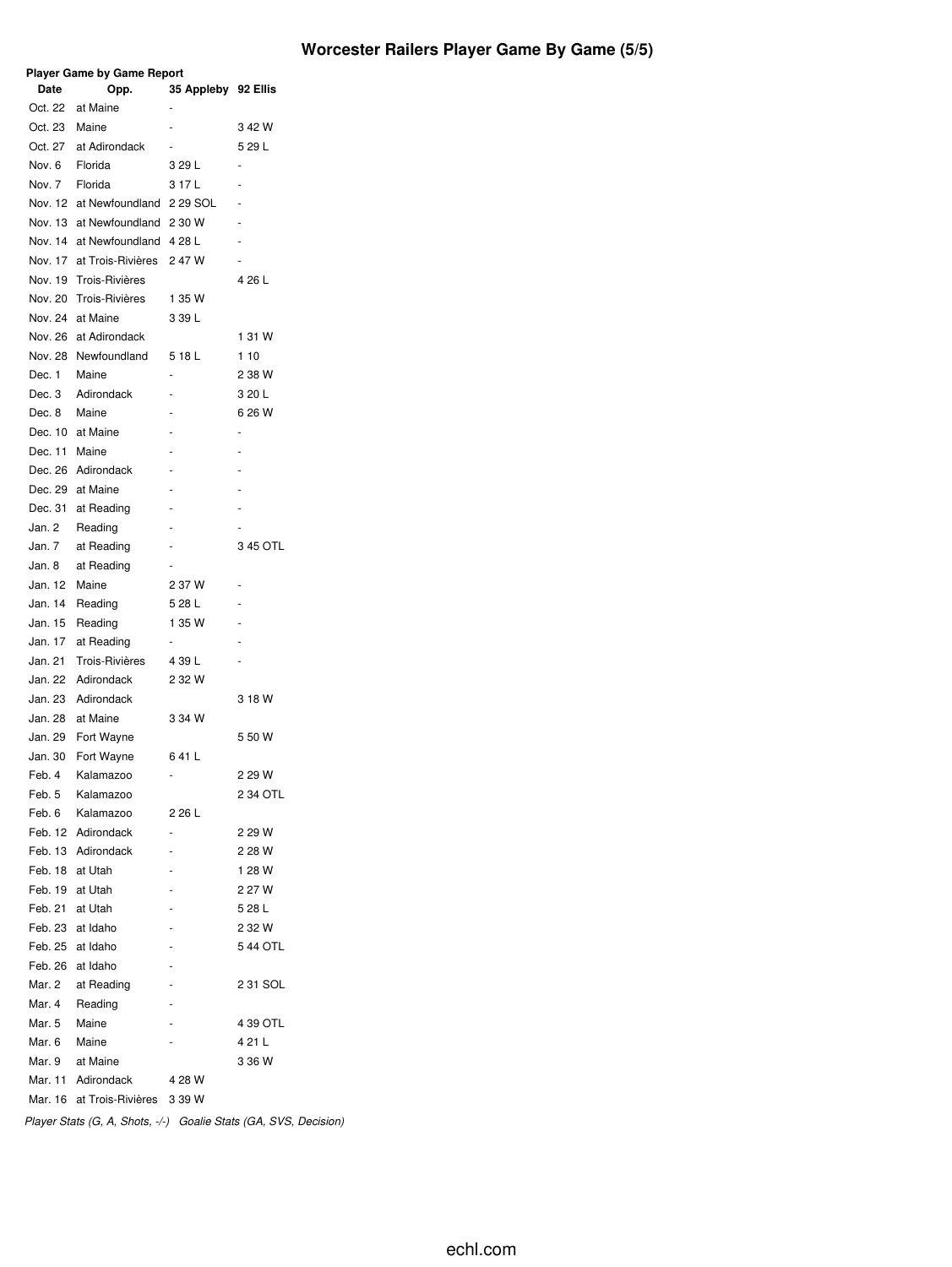# Worcester Railers Player Game By Game (5/5)

**Player Game by Game Report**

| Date | Opp. | 35 Appleby | 92 Ellis |
|---|---|---|---|
| Oct. 22 | at Maine | - | |
| Oct. 23 | Maine | - | 3 42 W |
| Oct. 27 | at Adirondack | - | 5 29 L |
| Nov. 6 | Florida | 3 29 L | - |
| Nov. 7 | Florida | 3 17 L | - |
| Nov. 12 | at Newfoundland | 2 29 SOL | - |
| Nov. 13 | at Newfoundland | 2 30 W | - |
| Nov. 14 | at Newfoundland | 4 28 L | - |
| Nov. 17 | at Trois-Rivières | 2 47 W | - |
| Nov. 19 | Trois-Rivières | | 4 26 L |
| Nov. 20 | Trois-Rivières | 1 35 W | |
| Nov. 24 | at Maine | 3 39 L | |
| Nov. 26 | at Adirondack | | 1 31 W |
| Nov. 28 | Newfoundland | 5 18 L | 1 10 |
| Dec. 1 | Maine | - | 2 38 W |
| Dec. 3 | Adirondack | - | 3 20 L |
| Dec. 8 | Maine | - | 6 26 W |
| Dec. 10 | at Maine | - | - |
| Dec. 11 | Maine | - | - |
| Dec. 26 | Adirondack | - | - |
| Dec. 29 | at Maine | - | - |
| Dec. 31 | at Reading | - | - |
| Jan. 2 | Reading | - | - |
| Jan. 7 | at Reading | - | 3 45 OTL |
| Jan. 8 | at Reading | - | |
| Jan. 12 | Maine | 2 37 W | - |
| Jan. 14 | Reading | 5 28 L | - |
| Jan. 15 | Reading | 1 35 W | - |
| Jan. 17 | at Reading | - | - |
| Jan. 21 | Trois-Rivières | 4 39 L | - |
| Jan. 22 | Adirondack | 2 32 W | |
| Jan. 23 | Adirondack | | 3 18 W |
| Jan. 28 | at Maine | 3 34 W | |
| Jan. 29 | Fort Wayne | | 5 50 W |
| Jan. 30 | Fort Wayne | 6 41 L | |
| Feb. 4 | Kalamazoo | - | 2 29 W |
| Feb. 5 | Kalamazoo | | 2 34 OTL |
| Feb. 6 | Kalamazoo | 2 26 L | |
| Feb. 12 | Adirondack | - | 2 29 W |
| Feb. 13 | Adirondack | - | 2 28 W |
| Feb. 18 | at Utah | - | 1 28 W |
| Feb. 19 | at Utah | - | 2 27 W |
| Feb. 21 | at Utah | - | 5 28 L |
| Feb. 23 | at Idaho | - | 2 32 W |
| Feb. 25 | at Idaho | - | 5 44 OTL |
| Feb. 26 | at Idaho | - | |
| Mar. 2 | at Reading | - | 2 31 SOL |
| Mar. 4 | Reading | - | |
| Mar. 5 | Maine | - | 4 39 OTL |
| Mar. 6 | Maine | - | 4 21 L |
| Mar. 9 | at Maine | | 3 36 W |
| Mar. 11 | Adirondack | 4 28 W | |
| Mar. 16 | at Trois-Rivières | 3 39 W | |

*Player Stats (G, A, Shots, -/-)   Goalie Stats (GA, SVS, Decision)*